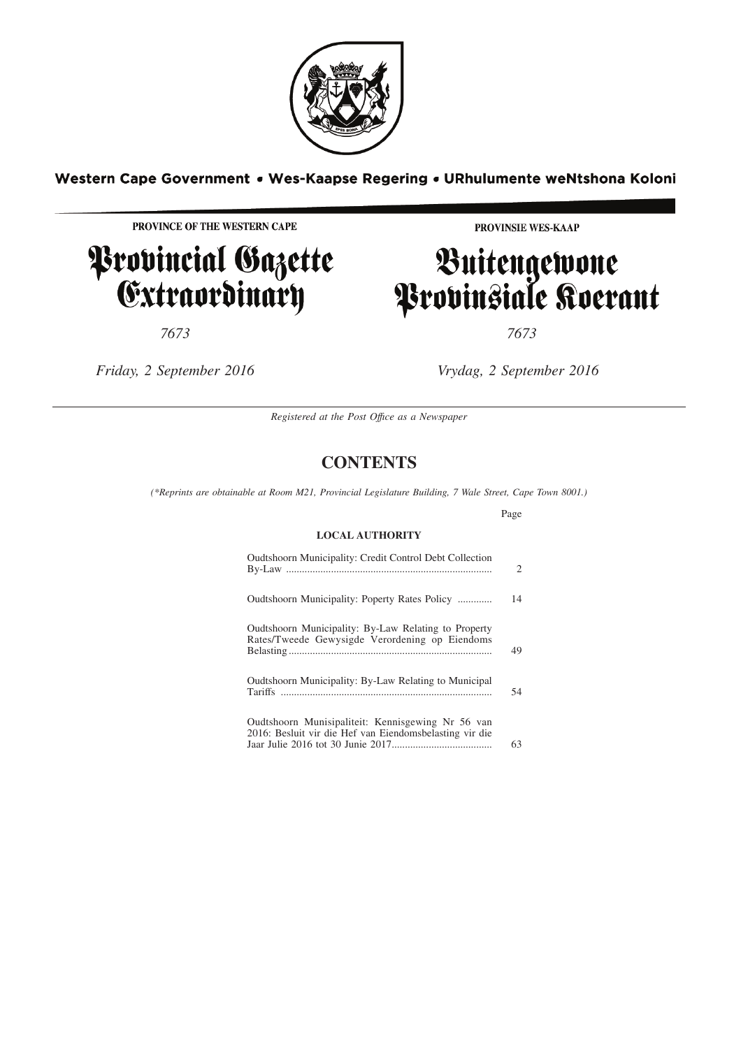Western Cape Government • Wes-Kaapse Regering • URhulumente weNtshona Koloni

**PROVINCE OF THE WESTERN CAPE**

# Provincial Gazette Extraordinary

*7673*

*Friday, 2 September 2016*

**PROVINSIE WES-KAAP**

# Buitengewone Provinsiale Koerant

*7673*

*Vrydag, 2 September 2016*

*Registered at the Post Office as a Newspaper*

## CONTENTS

*(\*Reprints are obtainable at Room M21, Provincial Legislature Building, 7 Wale Street, Cape Town 8001.)*

| | Page |
|---|---|
| **LOCAL AUTHORITY** | |
| Oudtshoorn Municipality: Credit Control Debt Collection By-Law | 2 |
| Oudtshoorn Municipality: Poperty Rates Policy | 14 |
| Oudtshoorn Municipality: By-Law Relating to Property Rates/Tweede Gewysigde Verordening op Eiendoms Belasting | 49 |
| Oudtshoorn Municipality: By-Law Relating to Municipal Tariffs | 54 |
| Oudtshoorn Munisipaliteit: Kennisgewing Nr 56 van 2016: Besluit vir die Hef van Eiendomsbelasting vir die Jaar Julie 2016 tot 30 Junie 2017 | 63 |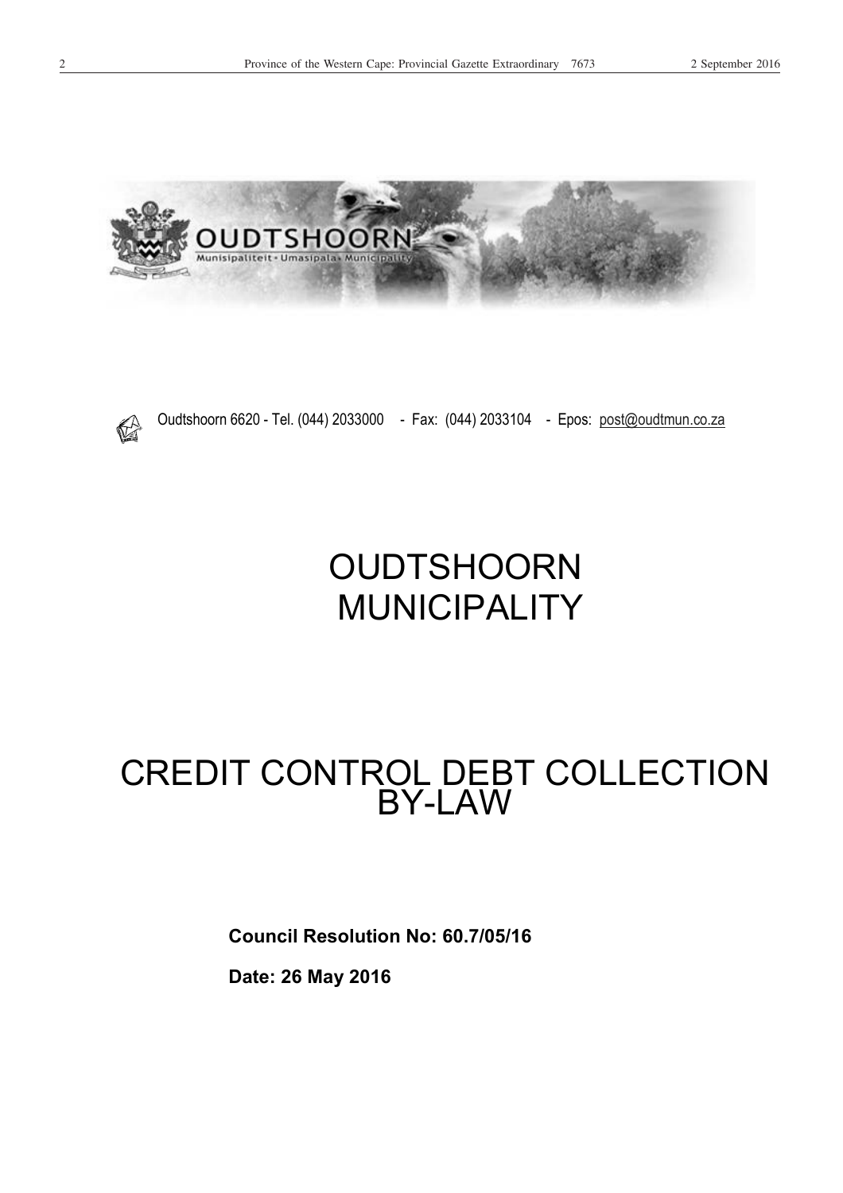Oudtshoorn 6620 - Tel. (044) 2033000 - Fax: (044) 2033104 - Epos: post@oudtmun.co.za

# OUDTSHOORN MUNICIPALITY

# CREDIT CONTROL DEBT COLLECTION BY-LAW

**Council Resolution No: 60.7/05/16**

**Date: 26 May 2016**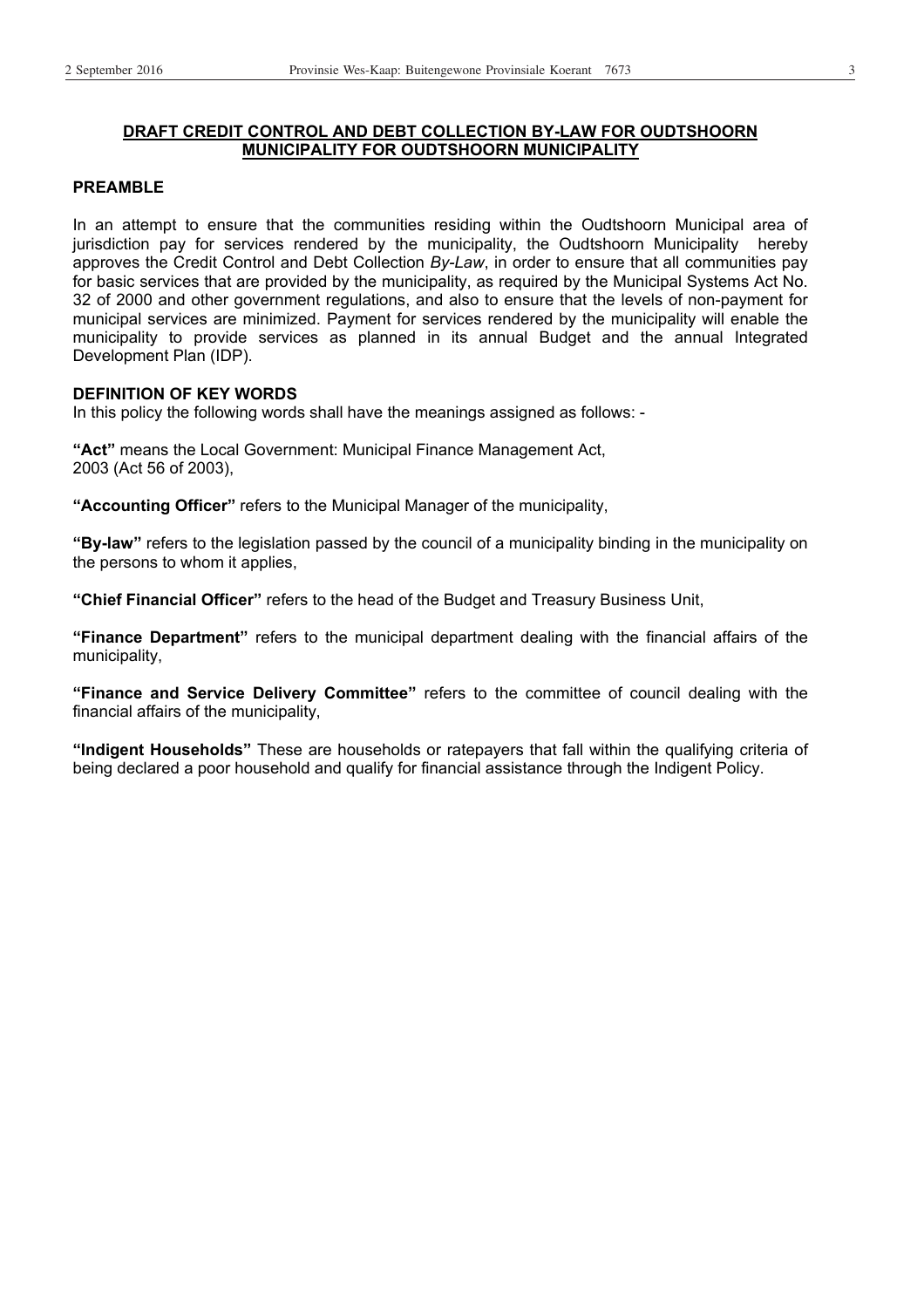## DRAFT CREDIT CONTROL AND DEBT COLLECTION BY-LAW FOR OUDTSHOORN MUNICIPALITY FOR OUDTSHOORN MUNICIPALITY

### PREAMBLE

In an attempt to ensure that the communities residing within the Oudtshoorn Municipal area of jurisdiction pay for services rendered by the municipality, the Oudtshoorn Municipality hereby approves the Credit Control and Debt Collection *By-Law*, in order to ensure that all communities pay for basic services that are provided by the municipality, as required by the Municipal Systems Act No. 32 of 2000 and other government regulations, and also to ensure that the levels of non-payment for municipal services are minimized. Payment for services rendered by the municipality will enable the municipality to provide services as planned in its annual Budget and the annual Integrated Development Plan (IDP).

### DEFINITION OF KEY WORDS

In this policy the following words shall have the meanings assigned as follows: -

**"Act"** means the Local Government: Municipal Finance Management Act, 2003 (Act 56 of 2003),

**"Accounting Officer"** refers to the Municipal Manager of the municipality,

**"By-law"** refers to the legislation passed by the council of a municipality binding in the municipality on the persons to whom it applies,

**"Chief Financial Officer"** refers to the head of the Budget and Treasury Business Unit,

**"Finance Department"** refers to the municipal department dealing with the financial affairs of the municipality,

**"Finance and Service Delivery Committee"** refers to the committee of council dealing with the financial affairs of the municipality,

**"Indigent Households"** These are households or ratepayers that fall within the qualifying criteria of being declared a poor household and qualify for financial assistance through the Indigent Policy.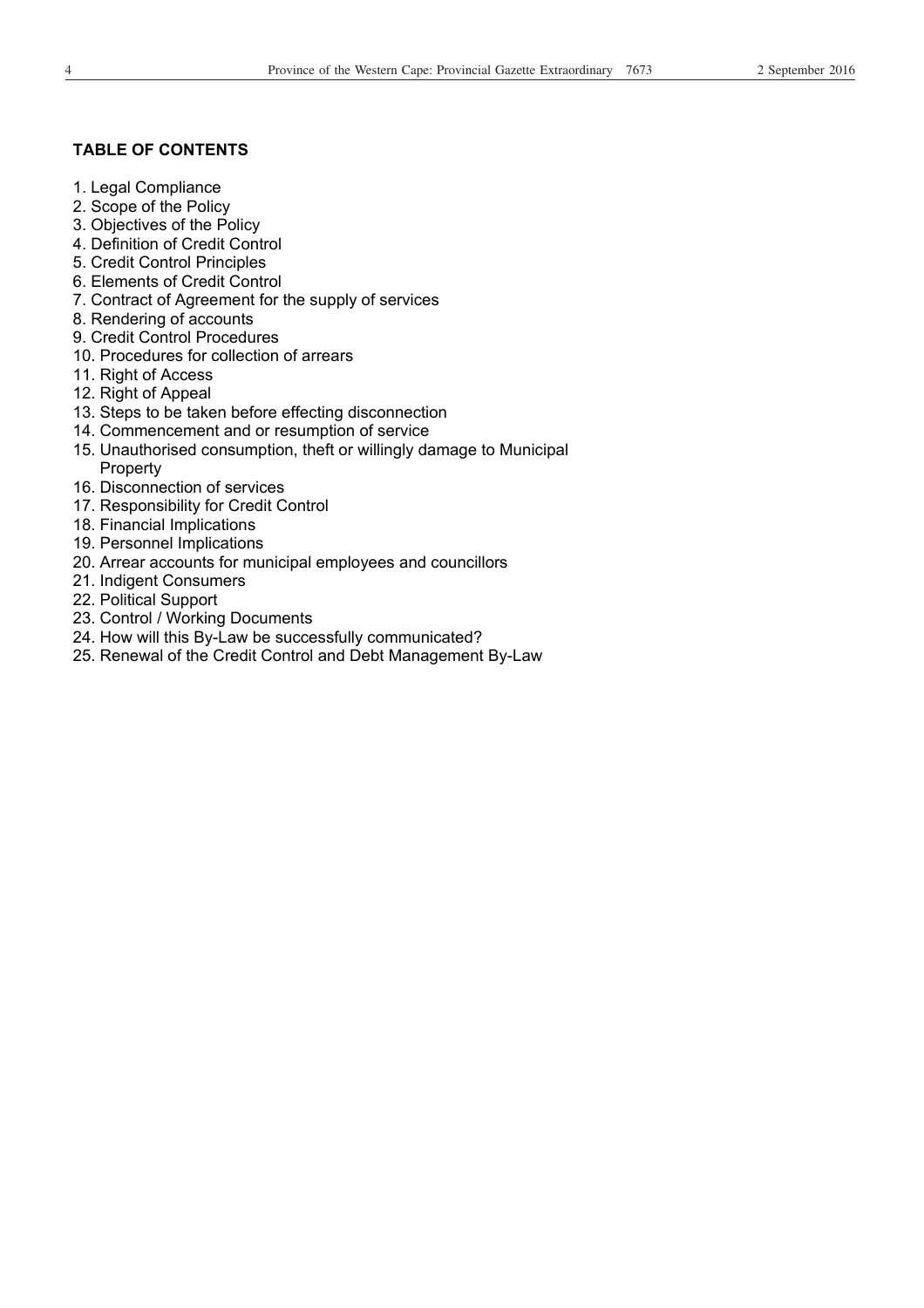**TABLE OF CONTENTS**

1. Legal Compliance
2. Scope of the Policy
3. Objectives of the Policy
4. Definition of Credit Control
5. Credit Control Principles
6. Elements of Credit Control
7. Contract of Agreement for the supply of services
8. Rendering of accounts
9. Credit Control Procedures
10. Procedures for collection of arrears
11. Right of Access
12. Right of Appeal
13. Steps to be taken before effecting disconnection
14. Commencement and or resumption of service
15. Unauthorised consumption, theft or willingly damage to Municipal Property
16. Disconnection of services
17. Responsibility for Credit Control
18. Financial Implications
19. Personnel Implications
20. Arrear accounts for municipal employees and councillors
21. Indigent Consumers
22. Political Support
23. Control / Working Documents
24. How will this By-Law be successfully communicated?
25. Renewal of the Credit Control and Debt Management By-Law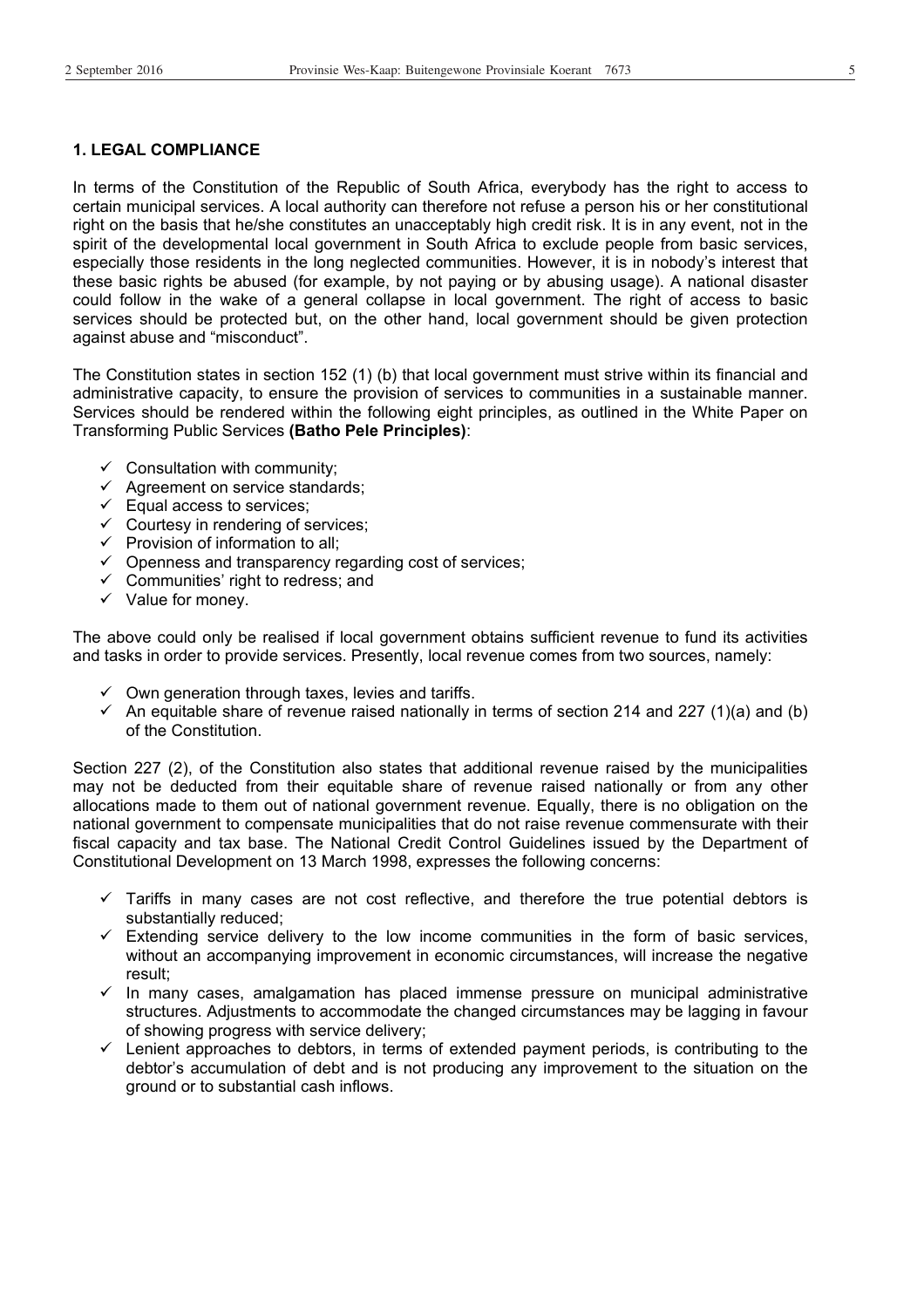## 1. LEGAL COMPLIANCE

In terms of the Constitution of the Republic of South Africa, everybody has the right to access to certain municipal services. A local authority can therefore not refuse a person his or her constitutional right on the basis that he/she constitutes an unacceptably high credit risk. It is in any event, not in the spirit of the developmental local government in South Africa to exclude people from basic services, especially those residents in the long neglected communities. However, it is in nobody's interest that these basic rights be abused (for example, by not paying or by abusing usage). A national disaster could follow in the wake of a general collapse in local government. The right of access to basic services should be protected but, on the other hand, local government should be given protection against abuse and "misconduct".

The Constitution states in section 152 (1) (b) that local government must strive within its financial and administrative capacity, to ensure the provision of services to communities in a sustainable manner. Services should be rendered within the following eight principles, as outlined in the White Paper on Transforming Public Services **(Batho Pele Principles)**:

- ✓ Consultation with community;
- ✓ Agreement on service standards;
- ✓ Equal access to services;
- ✓ Courtesy in rendering of services;
- ✓ Provision of information to all;
- ✓ Openness and transparency regarding cost of services;
- ✓ Communities' right to redress; and
- ✓ Value for money.

The above could only be realised if local government obtains sufficient revenue to fund its activities and tasks in order to provide services. Presently, local revenue comes from two sources, namely:

- ✓ Own generation through taxes, levies and tariffs.
- ✓ An equitable share of revenue raised nationally in terms of section 214 and 227 (1)(a) and (b) of the Constitution.

Section 227 (2), of the Constitution also states that additional revenue raised by the municipalities may not be deducted from their equitable share of revenue raised nationally or from any other allocations made to them out of national government revenue. Equally, there is no obligation on the national government to compensate municipalities that do not raise revenue commensurate with their fiscal capacity and tax base. The National Credit Control Guidelines issued by the Department of Constitutional Development on 13 March 1998, expresses the following concerns:

- ✓ Tariffs in many cases are not cost reflective, and therefore the true potential debtors is substantially reduced;
- ✓ Extending service delivery to the low income communities in the form of basic services, without an accompanying improvement in economic circumstances, will increase the negative result;
- ✓ In many cases, amalgamation has placed immense pressure on municipal administrative structures. Adjustments to accommodate the changed circumstances may be lagging in favour of showing progress with service delivery;
- ✓ Lenient approaches to debtors, in terms of extended payment periods, is contributing to the debtor's accumulation of debt and is not producing any improvement to the situation on the ground or to substantial cash inflows.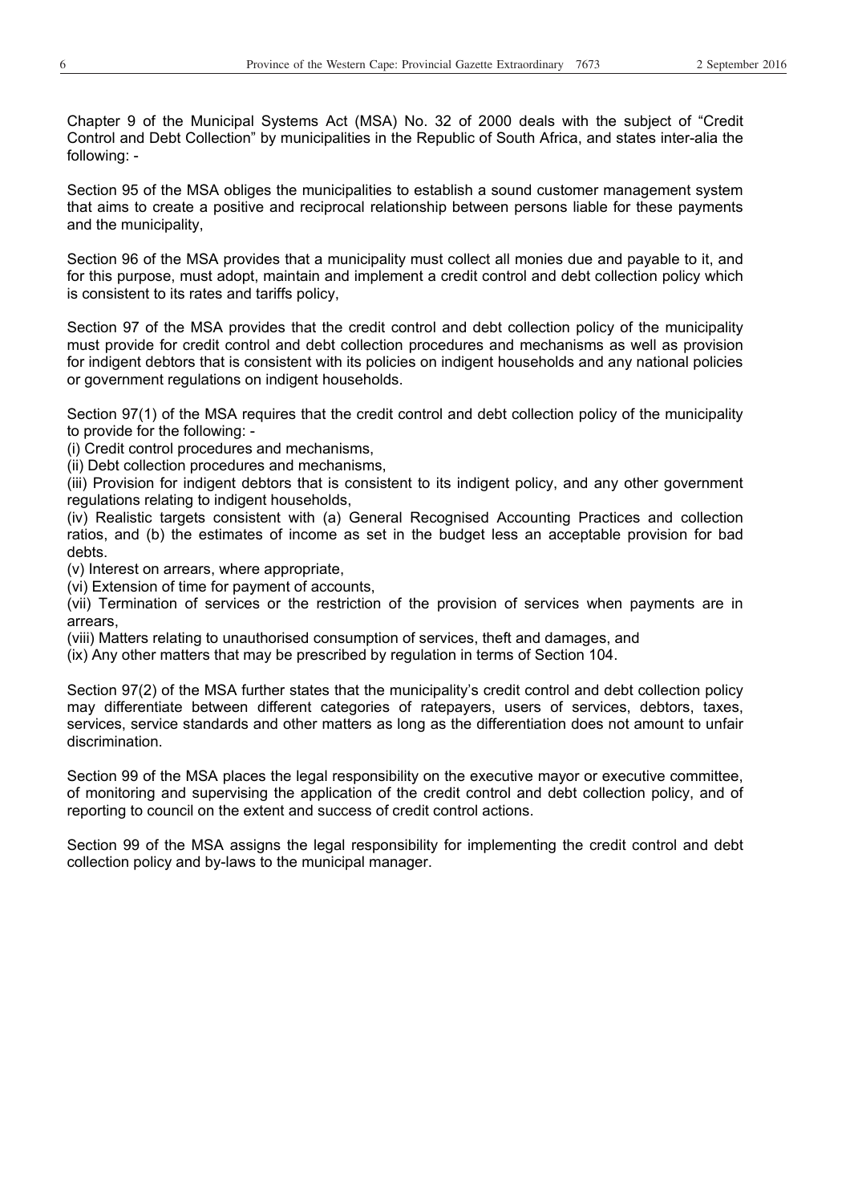Chapter 9 of the Municipal Systems Act (MSA) No. 32 of 2000 deals with the subject of "Credit Control and Debt Collection" by municipalities in the Republic of South Africa, and states inter-alia the following: -

Section 95 of the MSA obliges the municipalities to establish a sound customer management system that aims to create a positive and reciprocal relationship between persons liable for these payments and the municipality,

Section 96 of the MSA provides that a municipality must collect all monies due and payable to it, and for this purpose, must adopt, maintain and implement a credit control and debt collection policy which is consistent to its rates and tariffs policy,

Section 97 of the MSA provides that the credit control and debt collection policy of the municipality must provide for credit control and debt collection procedures and mechanisms as well as provision for indigent debtors that is consistent with its policies on indigent households and any national policies or government regulations on indigent households.

Section 97(1) of the MSA requires that the credit control and debt collection policy of the municipality to provide for the following: -

(i) Credit control procedures and mechanisms,
(ii) Debt collection procedures and mechanisms,
(iii) Provision for indigent debtors that is consistent to its indigent policy, and any other government regulations relating to indigent households,
(iv) Realistic targets consistent with (a) General Recognised Accounting Practices and collection ratios, and (b) the estimates of income as set in the budget less an acceptable provision for bad debts.
(v) Interest on arrears, where appropriate,
(vi) Extension of time for payment of accounts,
(vii) Termination of services or the restriction of the provision of services when payments are in arrears,
(viii) Matters relating to unauthorised consumption of services, theft and damages, and
(ix) Any other matters that may be prescribed by regulation in terms of Section 104.

Section 97(2) of the MSA further states that the municipality's credit control and debt collection policy may differentiate between different categories of ratepayers, users of services, debtors, taxes, services, service standards and other matters as long as the differentiation does not amount to unfair discrimination.

Section 99 of the MSA places the legal responsibility on the executive mayor or executive committee, of monitoring and supervising the application of the credit control and debt collection policy, and of reporting to council on the extent and success of credit control actions.

Section 99 of the MSA assigns the legal responsibility for implementing the credit control and debt collection policy and by-laws to the municipal manager.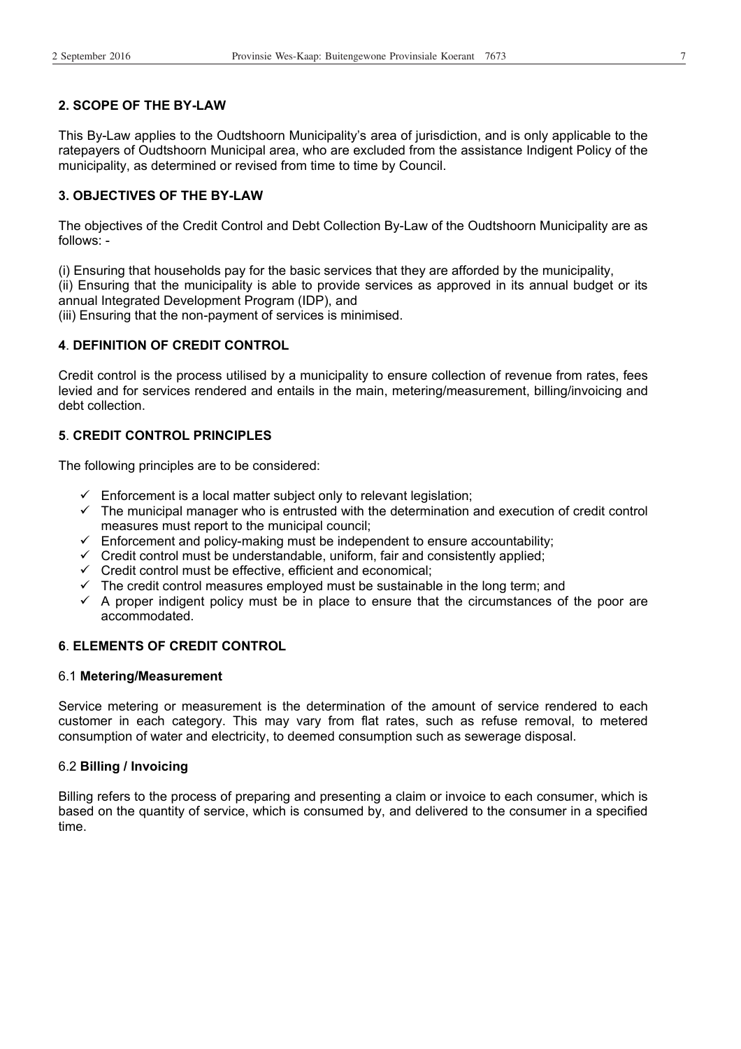## 2. SCOPE OF THE BY-LAW

This By-Law applies to the Oudtshoorn Municipality's area of jurisdiction, and is only applicable to the ratepayers of Oudtshoorn Municipal area, who are excluded from the assistance Indigent Policy of the municipality, as determined or revised from time to time by Council.

## 3. OBJECTIVES OF THE BY-LAW

The objectives of the Credit Control and Debt Collection By-Law of the Oudtshoorn Municipality are as follows: -

(i) Ensuring that households pay for the basic services that they are afforded by the municipality,
(ii) Ensuring that the municipality is able to provide services as approved in its annual budget or its annual Integrated Development Program (IDP), and
(iii) Ensuring that the non-payment of services is minimised.

## 4. DEFINITION OF CREDIT CONTROL

Credit control is the process utilised by a municipality to ensure collection of revenue from rates, fees levied and for services rendered and entails in the main, metering/measurement, billing/invoicing and debt collection.

## 5. CREDIT CONTROL PRINCIPLES

The following principles are to be considered:

- ✓ Enforcement is a local matter subject only to relevant legislation;
- ✓ The municipal manager who is entrusted with the determination and execution of credit control measures must report to the municipal council;
- ✓ Enforcement and policy-making must be independent to ensure accountability;
- ✓ Credit control must be understandable, uniform, fair and consistently applied;
- ✓ Credit control must be effective, efficient and economical;
- ✓ The credit control measures employed must be sustainable in the long term; and
- ✓ A proper indigent policy must be in place to ensure that the circumstances of the poor are accommodated.

## 6. ELEMENTS OF CREDIT CONTROL

### 6.1 **Metering/Measurement**

Service metering or measurement is the determination of the amount of service rendered to each customer in each category. This may vary from flat rates, such as refuse removal, to metered consumption of water and electricity, to deemed consumption such as sewerage disposal.

### 6.2 **Billing / Invoicing**

Billing refers to the process of preparing and presenting a claim or invoice to each consumer, which is based on the quantity of service, which is consumed by, and delivered to the consumer in a specified time.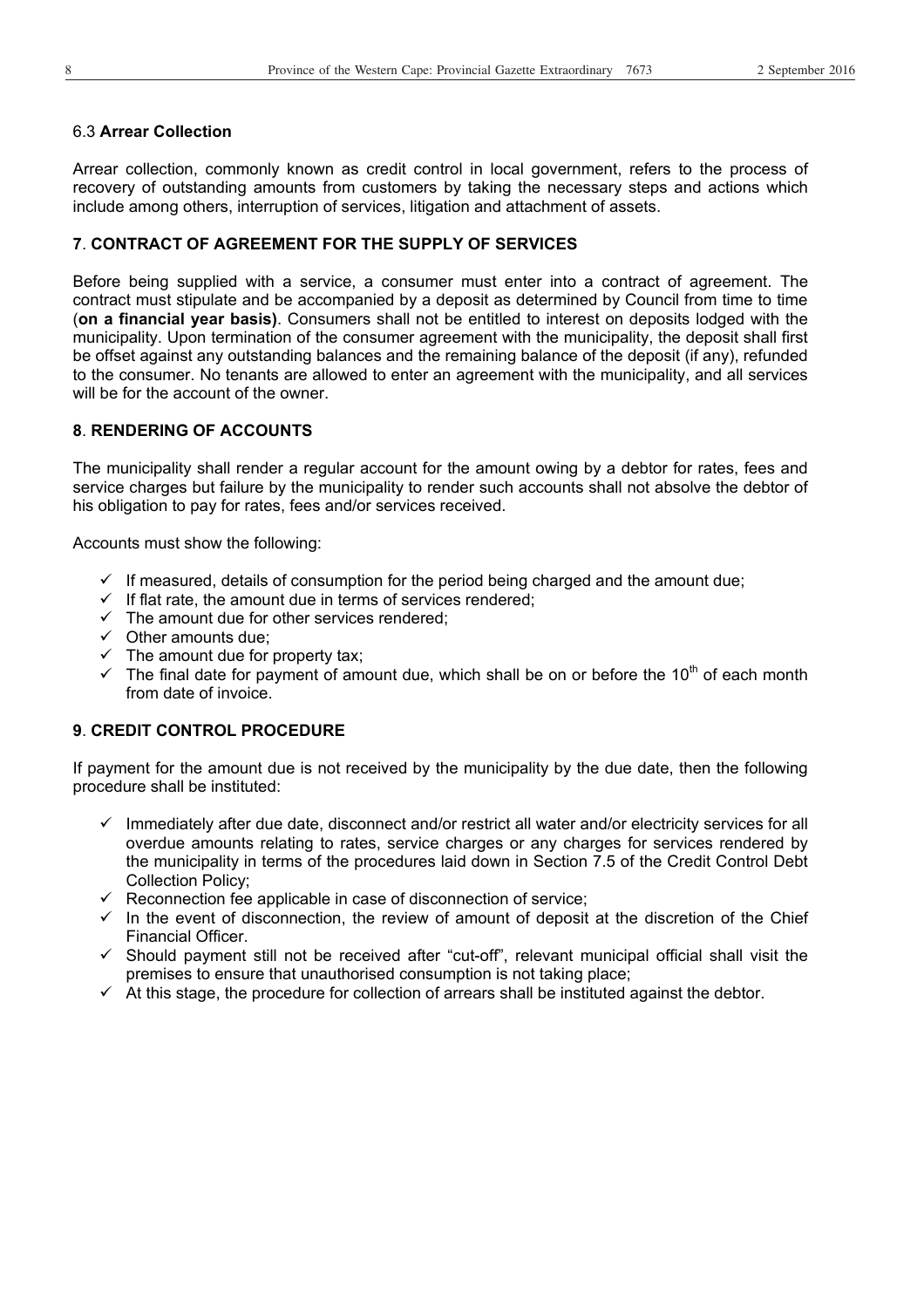### 6.3 **Arrear Collection**

Arrear collection, commonly known as credit control in local government, refers to the process of recovery of outstanding amounts from customers by taking the necessary steps and actions which include among others, interruption of services, litigation and attachment of assets.

## 7. CONTRACT OF AGREEMENT FOR THE SUPPLY OF SERVICES

Before being supplied with a service, a consumer must enter into a contract of agreement. The contract must stipulate and be accompanied by a deposit as determined by Council from time to time (**on a financial year basis)**. Consumers shall not be entitled to interest on deposits lodged with the municipality. Upon termination of the consumer agreement with the municipality, the deposit shall first be offset against any outstanding balances and the remaining balance of the deposit (if any), refunded to the consumer. No tenants are allowed to enter an agreement with the municipality, and all services will be for the account of the owner.

## 8. RENDERING OF ACCOUNTS

The municipality shall render a regular account for the amount owing by a debtor for rates, fees and service charges but failure by the municipality to render such accounts shall not absolve the debtor of his obligation to pay for rates, fees and/or services received.

Accounts must show the following:

- ✓ If measured, details of consumption for the period being charged and the amount due;
- ✓ If flat rate, the amount due in terms of services rendered;
- ✓ The amount due for other services rendered;
- ✓ Other amounts due;
- ✓ The amount due for property tax;
- ✓ The final date for payment of amount due, which shall be on or before the 10th of each month from date of invoice.

## 9. CREDIT CONTROL PROCEDURE

If payment for the amount due is not received by the municipality by the due date, then the following procedure shall be instituted:

- ✓ Immediately after due date, disconnect and/or restrict all water and/or electricity services for all overdue amounts relating to rates, service charges or any charges for services rendered by the municipality in terms of the procedures laid down in Section 7.5 of the Credit Control Debt Collection Policy;
- ✓ Reconnection fee applicable in case of disconnection of service;
- ✓ In the event of disconnection, the review of amount of deposit at the discretion of the Chief Financial Officer.
- ✓ Should payment still not be received after "cut-off", relevant municipal official shall visit the premises to ensure that unauthorised consumption is not taking place;
- ✓ At this stage, the procedure for collection of arrears shall be instituted against the debtor.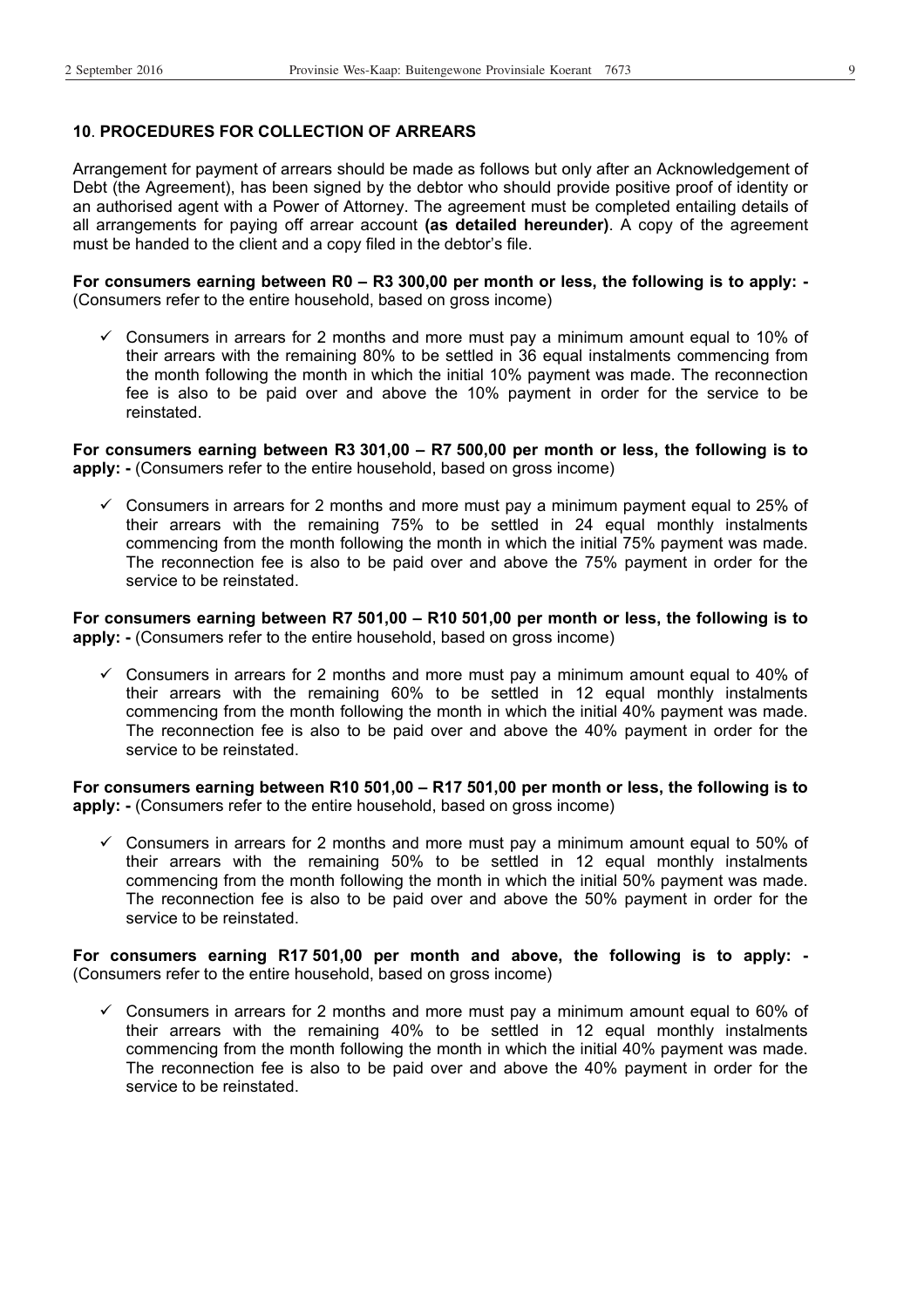## 10. PROCEDURES FOR COLLECTION OF ARREARS

Arrangement for payment of arrears should be made as follows but only after an Acknowledgement of Debt (the Agreement), has been signed by the debtor who should provide positive proof of identity or an authorised agent with a Power of Attorney. The agreement must be completed entailing details of all arrangements for paying off arrear account **(as detailed hereunder)**. A copy of the agreement must be handed to the client and a copy filed in the debtor's file.

**For consumers earning between R0 – R3 300,00 per month or less, the following is to apply: -** (Consumers refer to the entire household, based on gross income)

- ✓ Consumers in arrears for 2 months and more must pay a minimum amount equal to 10% of their arrears with the remaining 80% to be settled in 36 equal instalments commencing from the month following the month in which the initial 10% payment was made. The reconnection fee is also to be paid over and above the 10% payment in order for the service to be reinstated.

**For consumers earning between R3 301,00 – R7 500,00 per month or less, the following is to apply: -** (Consumers refer to the entire household, based on gross income)

- ✓ Consumers in arrears for 2 months and more must pay a minimum payment equal to 25% of their arrears with the remaining 75% to be settled in 24 equal monthly instalments commencing from the month following the month in which the initial 75% payment was made. The reconnection fee is also to be paid over and above the 75% payment in order for the service to be reinstated.

**For consumers earning between R7 501,00 – R10 501,00 per month or less, the following is to apply: -** (Consumers refer to the entire household, based on gross income)

- ✓ Consumers in arrears for 2 months and more must pay a minimum amount equal to 40% of their arrears with the remaining 60% to be settled in 12 equal monthly instalments commencing from the month following the month in which the initial 40% payment was made. The reconnection fee is also to be paid over and above the 40% payment in order for the service to be reinstated.

**For consumers earning between R10 501,00 – R17 501,00 per month or less, the following is to apply: -** (Consumers refer to the entire household, based on gross income)

- ✓ Consumers in arrears for 2 months and more must pay a minimum amount equal to 50% of their arrears with the remaining 50% to be settled in 12 equal monthly instalments commencing from the month following the month in which the initial 50% payment was made. The reconnection fee is also to be paid over and above the 50% payment in order for the service to be reinstated.

**For consumers earning R17 501,00 per month and above, the following is to apply: -** (Consumers refer to the entire household, based on gross income)

- ✓ Consumers in arrears for 2 months and more must pay a minimum amount equal to 60% of their arrears with the remaining 40% to be settled in 12 equal monthly instalments commencing from the month following the month in which the initial 40% payment was made. The reconnection fee is also to be paid over and above the 40% payment in order for the service to be reinstated.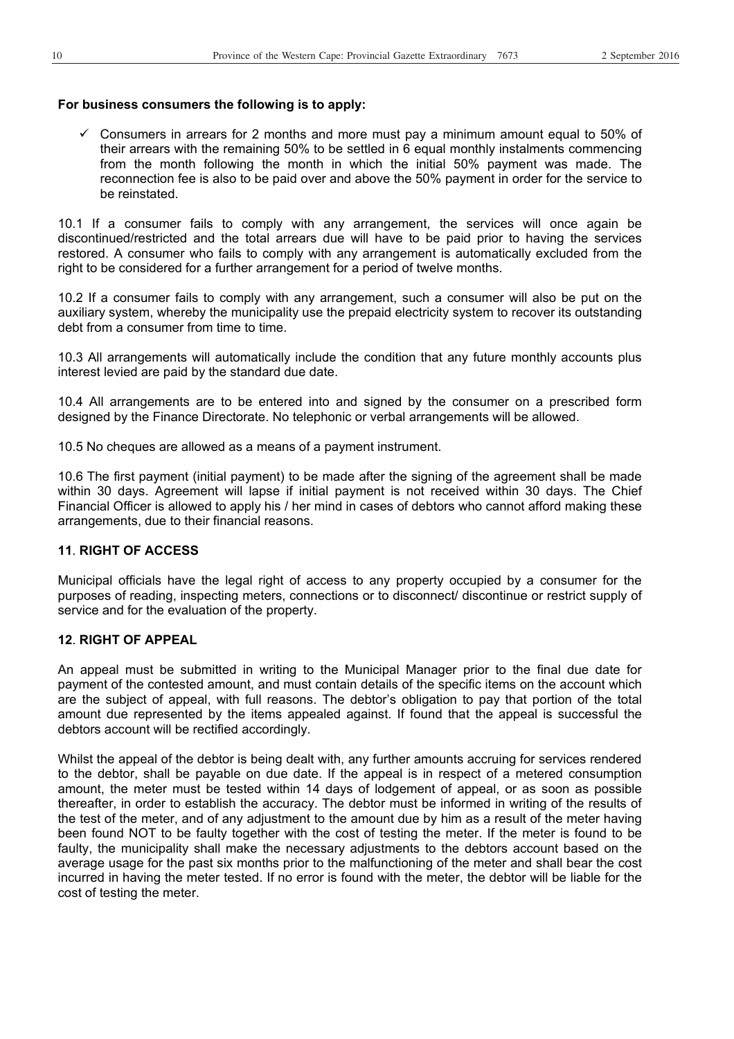**For business consumers the following is to apply:**

- ✓ Consumers in arrears for 2 months and more must pay a minimum amount equal to 50% of their arrears with the remaining 50% to be settled in 6 equal monthly instalments commencing from the month following the month in which the initial 50% payment was made. The reconnection fee is also to be paid over and above the 50% payment in order for the service to be reinstated.

10.1 If a consumer fails to comply with any arrangement, the services will once again be discontinued/restricted and the total arrears due will have to be paid prior to having the services restored. A consumer who fails to comply with any arrangement is automatically excluded from the right to be considered for a further arrangement for a period of twelve months.

10.2 If a consumer fails to comply with any arrangement, such a consumer will also be put on the auxiliary system, whereby the municipality use the prepaid electricity system to recover its outstanding debt from a consumer from time to time.

10.3 All arrangements will automatically include the condition that any future monthly accounts plus interest levied are paid by the standard due date.

10.4 All arrangements are to be entered into and signed by the consumer on a prescribed form designed by the Finance Directorate. No telephonic or verbal arrangements will be allowed.

10.5 No cheques are allowed as a means of a payment instrument.

10.6 The first payment (initial payment) to be made after the signing of the agreement shall be made within 30 days. Agreement will lapse if initial payment is not received within 30 days. The Chief Financial Officer is allowed to apply his / her mind in cases of debtors who cannot afford making these arrangements, due to their financial reasons.

### 11. RIGHT OF ACCESS

Municipal officials have the legal right of access to any property occupied by a consumer for the purposes of reading, inspecting meters, connections or to disconnect/ discontinue or restrict supply of service and for the evaluation of the property.

### 12. RIGHT OF APPEAL

An appeal must be submitted in writing to the Municipal Manager prior to the final due date for payment of the contested amount, and must contain details of the specific items on the account which are the subject of appeal, with full reasons. The debtor's obligation to pay that portion of the total amount due represented by the items appealed against. If found that the appeal is successful the debtors account will be rectified accordingly.

Whilst the appeal of the debtor is being dealt with, any further amounts accruing for services rendered to the debtor, shall be payable on due date. If the appeal is in respect of a metered consumption amount, the meter must be tested within 14 days of lodgement of appeal, or as soon as possible thereafter, in order to establish the accuracy. The debtor must be informed in writing of the results of the test of the meter, and of any adjustment to the amount due by him as a result of the meter having been found NOT to be faulty together with the cost of testing the meter. If the meter is found to be faulty, the municipality shall make the necessary adjustments to the debtors account based on the average usage for the past six months prior to the malfunctioning of the meter and shall bear the cost incurred in having the meter tested. If no error is found with the meter, the debtor will be liable for the cost of testing the meter.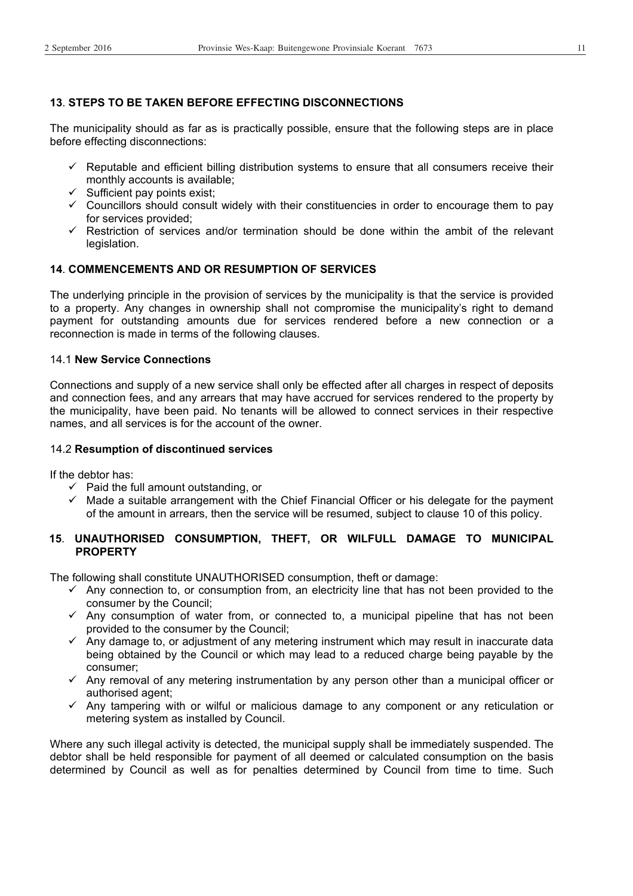## **13**. **STEPS TO BE TAKEN BEFORE EFFECTING DISCONNECTIONS**

The municipality should as far as is practically possible, ensure that the following steps are in place before effecting disconnections:

- ✓ Reputable and efficient billing distribution systems to ensure that all consumers receive their monthly accounts is available;
- ✓ Sufficient pay points exist;
- ✓ Councillors should consult widely with their constituencies in order to encourage them to pay for services provided;
- ✓ Restriction of services and/or termination should be done within the ambit of the relevant legislation.

## **14**. **COMMENCEMENTS AND OR RESUMPTION OF SERVICES**

The underlying principle in the provision of services by the municipality is that the service is provided to a property. Any changes in ownership shall not compromise the municipality's right to demand payment for outstanding amounts due for services rendered before a new connection or a reconnection is made in terms of the following clauses.

### 14.1 **New Service Connections**

Connections and supply of a new service shall only be effected after all charges in respect of deposits and connection fees, and any arrears that may have accrued for services rendered to the property by the municipality, have been paid. No tenants will be allowed to connect services in their respective names, and all services is for the account of the owner.

### 14.2 **Resumption of discontinued services**

If the debtor has:

- ✓ Paid the full amount outstanding, or
- ✓ Made a suitable arrangement with the Chief Financial Officer or his delegate for the payment of the amount in arrears, then the service will be resumed, subject to clause 10 of this policy.

## **15**. **UNAUTHORISED CONSUMPTION, THEFT, OR WILFULL DAMAGE TO MUNICIPAL PROPERTY**

The following shall constitute UNAUTHORISED consumption, theft or damage:

- ✓ Any connection to, or consumption from, an electricity line that has not been provided to the consumer by the Council;
- ✓ Any consumption of water from, or connected to, a municipal pipeline that has not been provided to the consumer by the Council;
- ✓ Any damage to, or adjustment of any metering instrument which may result in inaccurate data being obtained by the Council or which may lead to a reduced charge being payable by the consumer;
- ✓ Any removal of any metering instrumentation by any person other than a municipal officer or authorised agent;
- ✓ Any tampering with or wilful or malicious damage to any component or any reticulation or metering system as installed by Council.

Where any such illegal activity is detected, the municipal supply shall be immediately suspended. The debtor shall be held responsible for payment of all deemed or calculated consumption on the basis determined by Council as well as for penalties determined by Council from time to time. Such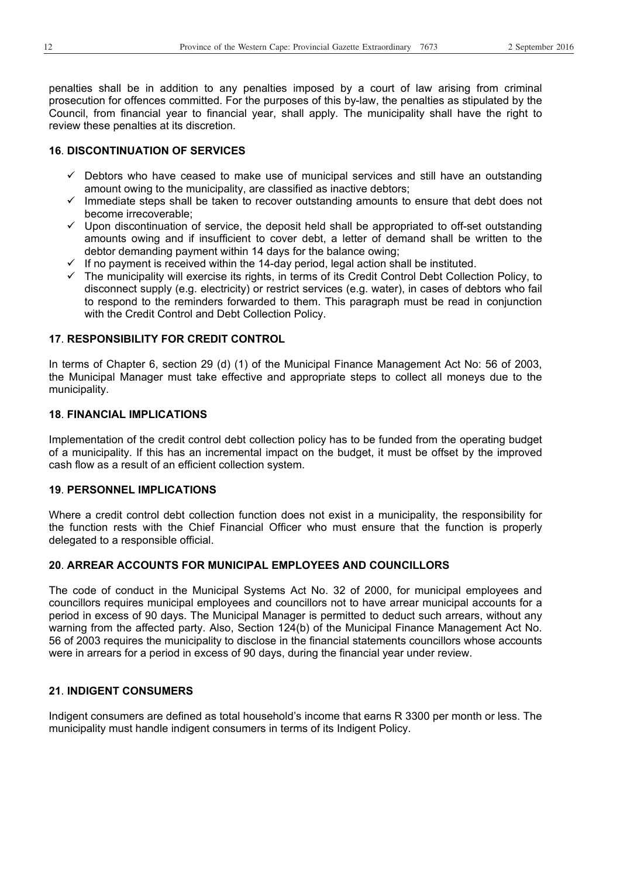penalties shall be in addition to any penalties imposed by a court of law arising from criminal prosecution for offences committed. For the purposes of this by-law, the penalties as stipulated by the Council, from financial year to financial year, shall apply. The municipality shall have the right to review these penalties at its discretion.

## 16. DISCONTINUATION OF SERVICES

- ✓ Debtors who have ceased to make use of municipal services and still have an outstanding amount owing to the municipality, are classified as inactive debtors;
- ✓ Immediate steps shall be taken to recover outstanding amounts to ensure that debt does not become irrecoverable;
- ✓ Upon discontinuation of service, the deposit held shall be appropriated to off-set outstanding amounts owing and if insufficient to cover debt, a letter of demand shall be written to the debtor demanding payment within 14 days for the balance owing;
- ✓ If no payment is received within the 14-day period, legal action shall be instituted.
- ✓ The municipality will exercise its rights, in terms of its Credit Control Debt Collection Policy, to disconnect supply (e.g. electricity) or restrict services (e.g. water), in cases of debtors who fail to respond to the reminders forwarded to them. This paragraph must be read in conjunction with the Credit Control and Debt Collection Policy.

## 17. RESPONSIBILITY FOR CREDIT CONTROL

In terms of Chapter 6, section 29 (d) (1) of the Municipal Finance Management Act No: 56 of 2003, the Municipal Manager must take effective and appropriate steps to collect all moneys due to the municipality.

## 18. FINANCIAL IMPLICATIONS

Implementation of the credit control debt collection policy has to be funded from the operating budget of a municipality. If this has an incremental impact on the budget, it must be offset by the improved cash flow as a result of an efficient collection system.

## 19. PERSONNEL IMPLICATIONS

Where a credit control debt collection function does not exist in a municipality, the responsibility for the function rests with the Chief Financial Officer who must ensure that the function is properly delegated to a responsible official.

## 20. ARREAR ACCOUNTS FOR MUNICIPAL EMPLOYEES AND COUNCILLORS

The code of conduct in the Municipal Systems Act No. 32 of 2000, for municipal employees and councillors requires municipal employees and councillors not to have arrear municipal accounts for a period in excess of 90 days. The Municipal Manager is permitted to deduct such arrears, without any warning from the affected party. Also, Section 124(b) of the Municipal Finance Management Act No. 56 of 2003 requires the municipality to disclose in the financial statements councillors whose accounts were in arrears for a period in excess of 90 days, during the financial year under review.

## 21. INDIGENT CONSUMERS

Indigent consumers are defined as total household's income that earns R 3300 per month or less. The municipality must handle indigent consumers in terms of its Indigent Policy.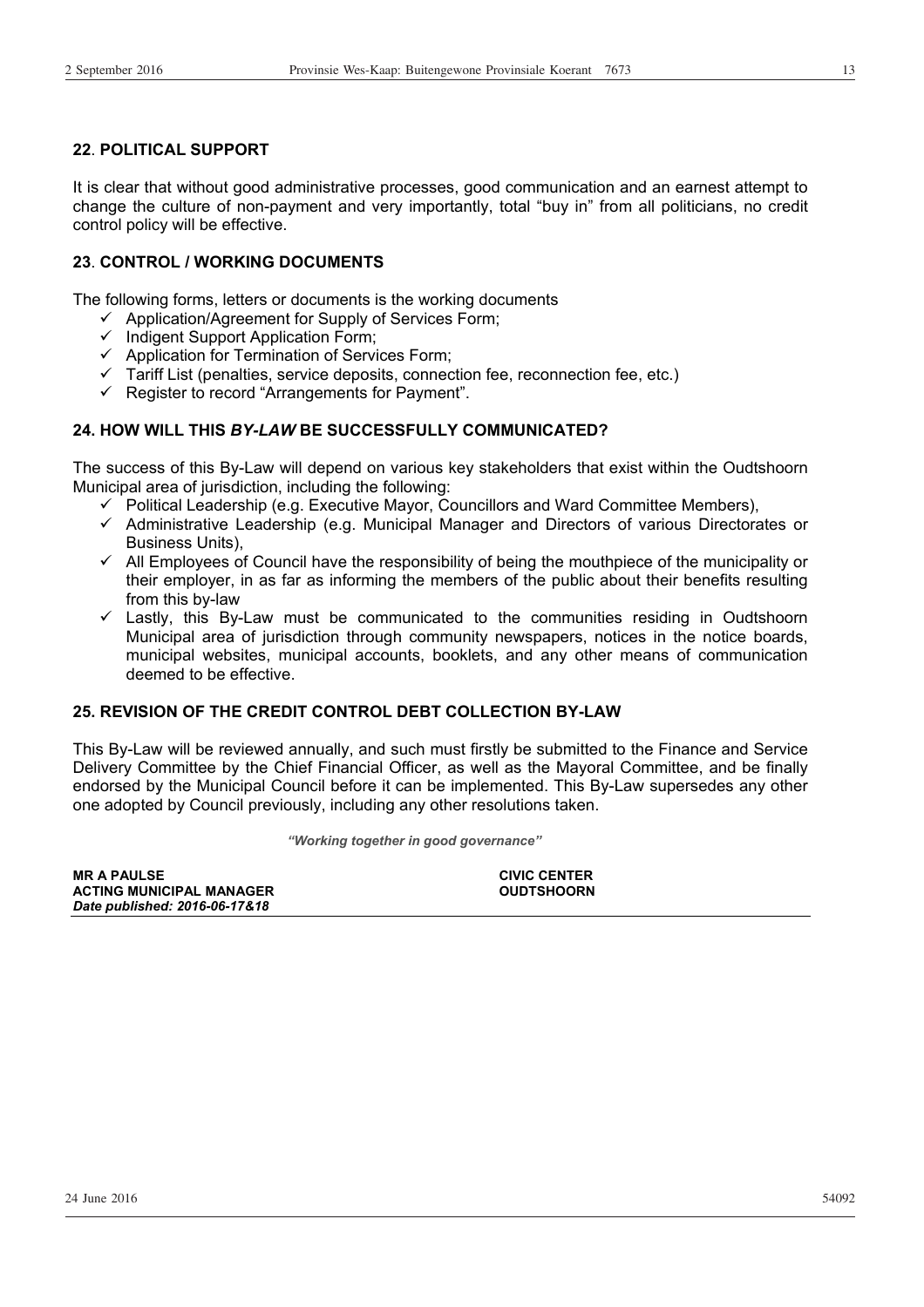## 22. POLITICAL SUPPORT

It is clear that without good administrative processes, good communication and an earnest attempt to change the culture of non-payment and very importantly, total "buy in" from all politicians, no credit control policy will be effective.

## 23. CONTROL / WORKING DOCUMENTS

The following forms, letters or documents is the working documents

- ✓ Application/Agreement for Supply of Services Form;
- ✓ Indigent Support Application Form;
- ✓ Application for Termination of Services Form;
- ✓ Tariff List (penalties, service deposits, connection fee, reconnection fee, etc.)
- ✓ Register to record "Arrangements for Payment".

## 24. HOW WILL THIS *BY-LAW* BE SUCCESSFULLY COMMUNICATED?

The success of this By-Law will depend on various key stakeholders that exist within the Oudtshoorn Municipal area of jurisdiction, including the following:

- ✓ Political Leadership (e.g. Executive Mayor, Councillors and Ward Committee Members),
- ✓ Administrative Leadership (e.g. Municipal Manager and Directors of various Directorates or Business Units),
- ✓ All Employees of Council have the responsibility of being the mouthpiece of the municipality or their employer, in as far as informing the members of the public about their benefits resulting from this by-law
- ✓ Lastly, this By-Law must be communicated to the communities residing in Oudtshoorn Municipal area of jurisdiction through community newspapers, notices in the notice boards, municipal websites, municipal accounts, booklets, and any other means of communication deemed to be effective.

## 25. REVISION OF THE CREDIT CONTROL DEBT COLLECTION BY-LAW

This By-Law will be reviewed annually, and such must firstly be submitted to the Finance and Service Delivery Committee by the Chief Financial Officer, as well as the Mayoral Committee, and be finally endorsed by the Municipal Council before it can be implemented. This By-Law supersedes any other one adopted by Council previously, including any other resolutions taken.

***"Working together in good governance"***

**MR A PAULSE**
**ACTING MUNICIPAL MANAGER**
***Date published: 2016-06-17&18***

**CIVIC CENTER**
**OUDTSHOORN**

24 June 2016 54092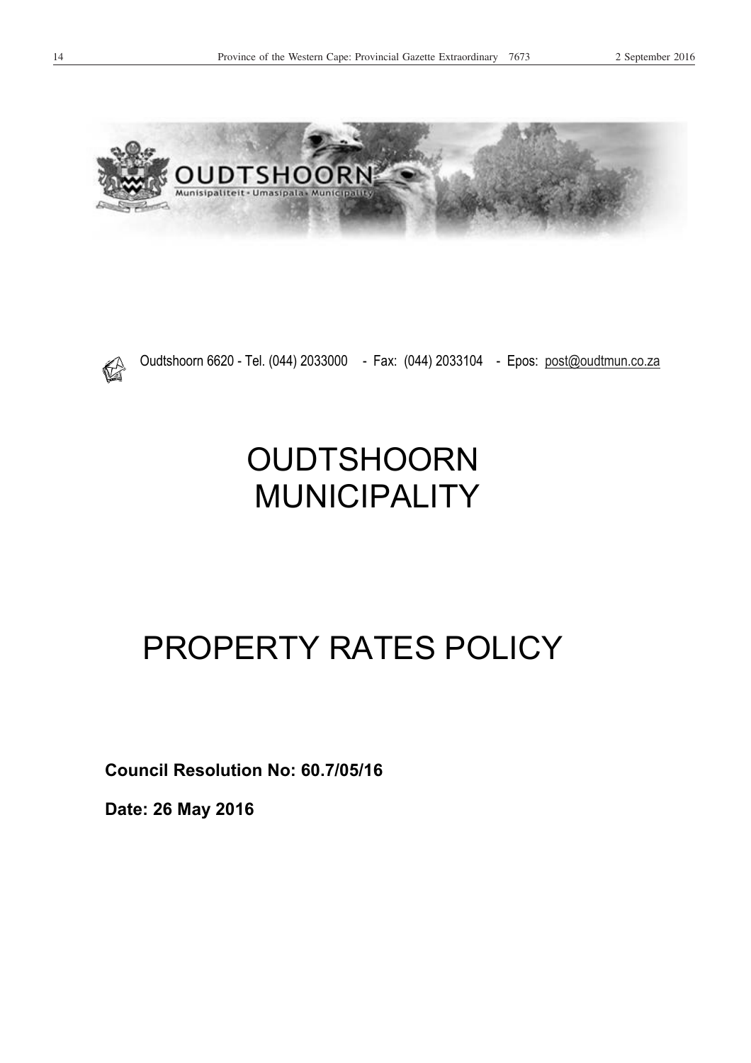Oudtshoorn 6620 - Tel. (044) 2033000 - Fax: (044) 2033104 - Epos: post@oudtmun.co.za

# OUDTSHOORN MUNICIPALITY

# PROPERTY RATES POLICY

**Council Resolution No: 60.7/05/16**

**Date: 26 May 2016**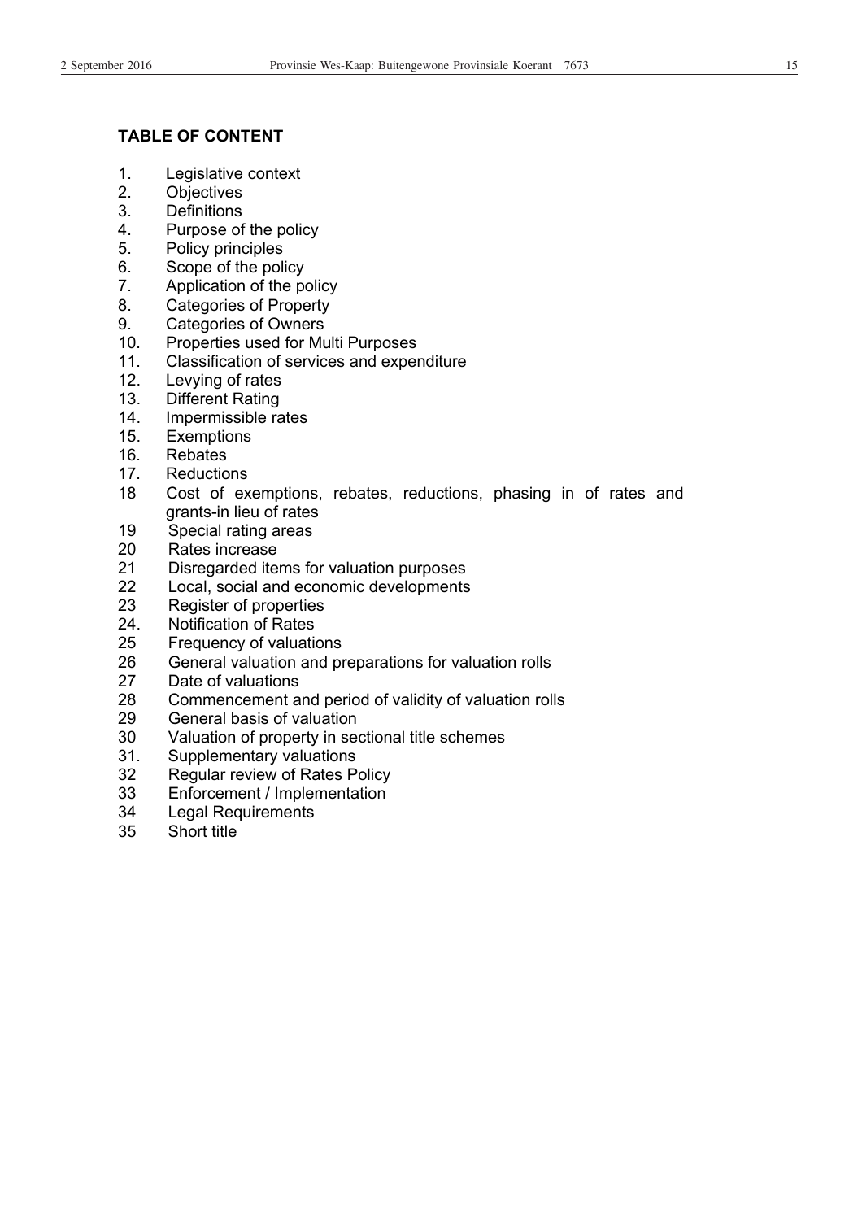## TABLE OF CONTENT

1. Legislative context
2. Objectives
3. Definitions
4. Purpose of the policy
5. Policy principles
6. Scope of the policy
7. Application of the policy
8. Categories of Property
9. Categories of Owners
10. Properties used for Multi Purposes
11. Classification of services and expenditure
12. Levying of rates
13. Different Rating
14. Impermissible rates
15. Exemptions
16. Rebates
17. Reductions
18 Cost of exemptions, rebates, reductions, phasing in of rates and grants-in lieu of rates
19 Special rating areas
20 Rates increase
21 Disregarded items for valuation purposes
22 Local, social and economic developments
23 Register of properties
24. Notification of Rates
25 Frequency of valuations
26 General valuation and preparations for valuation rolls
27 Date of valuations
28 Commencement and period of validity of valuation rolls
29 General basis of valuation
30 Valuation of property in sectional title schemes
31. Supplementary valuations
32 Regular review of Rates Policy
33 Enforcement / Implementation
34 Legal Requirements
35 Short title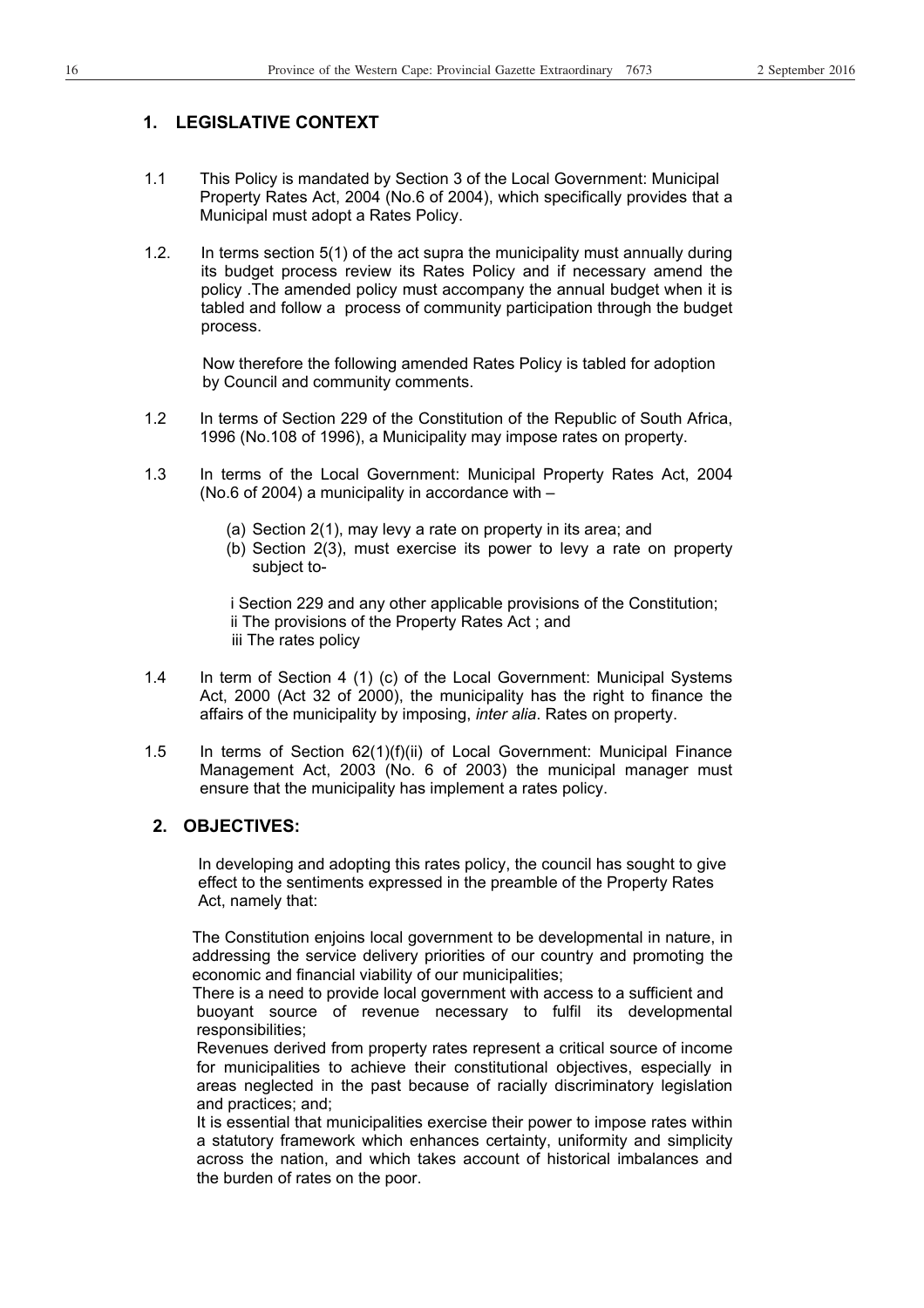## 1. LEGISLATIVE CONTEXT

1.1 This Policy is mandated by Section 3 of the Local Government: Municipal Property Rates Act, 2004 (No.6 of 2004), which specifically provides that a Municipal must adopt a Rates Policy.

1.2. In terms section 5(1) of the act supra the municipality must annually during its budget process review its Rates Policy and if necessary amend the policy .The amended policy must accompany the annual budget when it is tabled and follow a process of community participation through the budget process.

Now therefore the following amended Rates Policy is tabled for adoption by Council and community comments.

1.2 In terms of Section 229 of the Constitution of the Republic of South Africa, 1996 (No.108 of 1996), a Municipality may impose rates on property.

1.3 In terms of the Local Government: Municipal Property Rates Act, 2004 (No.6 of 2004) a municipality in accordance with –

(a) Section 2(1), may levy a rate on property in its area; and
(b) Section 2(3), must exercise its power to levy a rate on property subject to-

i Section 229 and any other applicable provisions of the Constitution;
ii The provisions of the Property Rates Act ; and
iii The rates policy

1.4 In term of Section 4 (1) (c) of the Local Government: Municipal Systems Act, 2000 (Act 32 of 2000), the municipality has the right to finance the affairs of the municipality by imposing, *inter alia*. Rates on property.

1.5 In terms of Section 62(1)(f)(ii) of Local Government: Municipal Finance Management Act, 2003 (No. 6 of 2003) the municipal manager must ensure that the municipality has implement a rates policy.

## 2. OBJECTIVES:

In developing and adopting this rates policy, the council has sought to give effect to the sentiments expressed in the preamble of the Property Rates Act, namely that:

The Constitution enjoins local government to be developmental in nature, in addressing the service delivery priorities of our country and promoting the economic and financial viability of our municipalities;

There is a need to provide local government with access to a sufficient and buoyant source of revenue necessary to fulfil its developmental responsibilities;

Revenues derived from property rates represent a critical source of income for municipalities to achieve their constitutional objectives, especially in areas neglected in the past because of racially discriminatory legislation and practices; and;

It is essential that municipalities exercise their power to impose rates within a statutory framework which enhances certainty, uniformity and simplicity across the nation, and which takes account of historical imbalances and the burden of rates on the poor.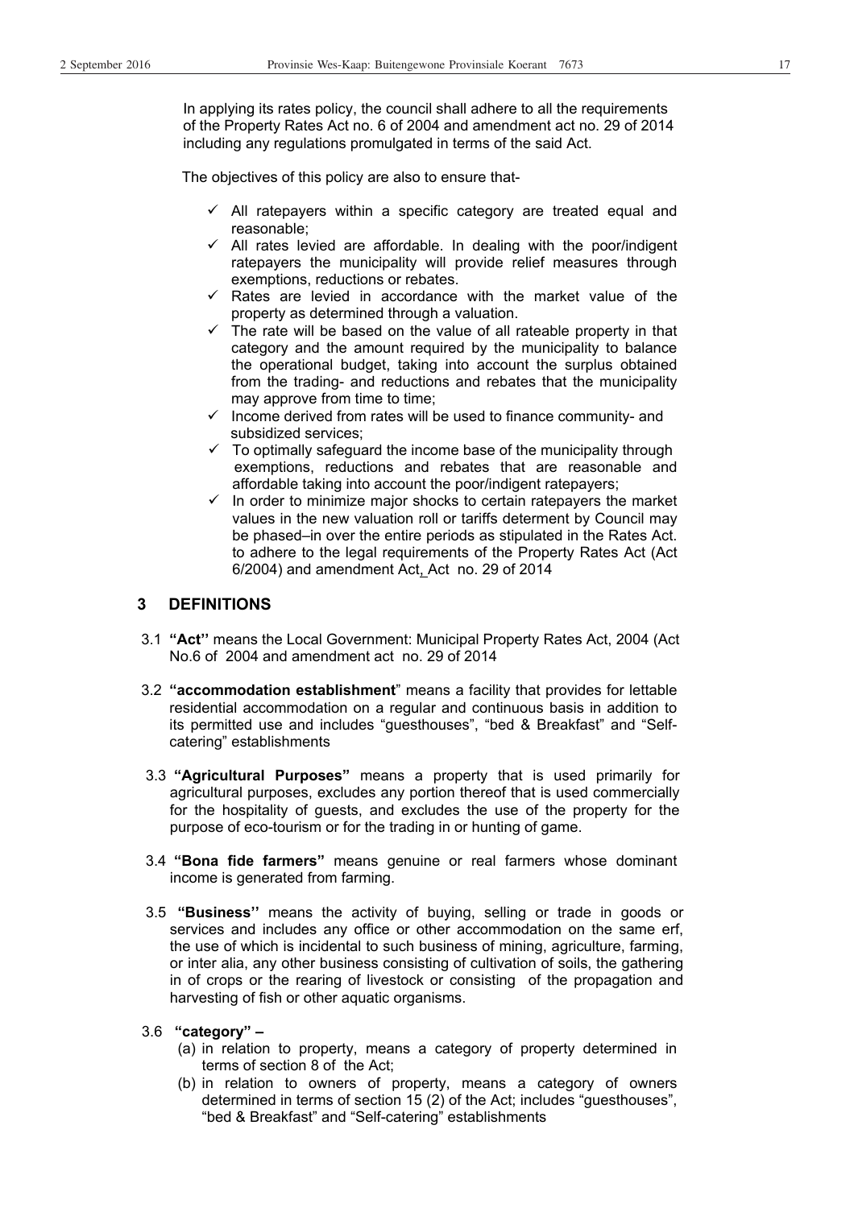In applying its rates policy, the council shall adhere to all the requirements of the Property Rates Act no. 6 of 2004 and amendment act no. 29 of 2014 including any regulations promulgated in terms of the said Act.

The objectives of this policy are also to ensure that-

- ✓ All ratepayers within a specific category are treated equal and reasonable;
- ✓ All rates levied are affordable. In dealing with the poor/indigent ratepayers the municipality will provide relief measures through exemptions, reductions or rebates.
- ✓ Rates are levied in accordance with the market value of the property as determined through a valuation.
- ✓ The rate will be based on the value of all rateable property in that category and the amount required by the municipality to balance the operational budget, taking into account the surplus obtained from the trading- and reductions and rebates that the municipality may approve from time to time;
- ✓ Income derived from rates will be used to finance community- and subsidized services;
- ✓ To optimally safeguard the income base of the municipality through exemptions, reductions and rebates that are reasonable and affordable taking into account the poor/indigent ratepayers;
- ✓ In order to minimize major shocks to certain ratepayers the market values in the new valuation roll or tariffs determent by Council may be phased–in over the entire periods as stipulated in the Rates Act. to adhere to the legal requirements of the Property Rates Act (Act 6/2004) and amendment Act, Act no. 29 of 2014

## 3 DEFINITIONS

3.1 **"Act''** means the Local Government: Municipal Property Rates Act, 2004 (Act No.6 of 2004 and amendment act no. 29 of 2014

3.2 **"accommodation establishment**" means a facility that provides for lettable residential accommodation on a regular and continuous basis in addition to its permitted use and includes "guesthouses", "bed & Breakfast" and "Self-catering" establishments

3.3 **"Agricultural Purposes"** means a property that is used primarily for agricultural purposes, excludes any portion thereof that is used commercially for the hospitality of guests, and excludes the use of the property for the purpose of eco-tourism or for the trading in or hunting of game.

3.4 **"Bona fide farmers"** means genuine or real farmers whose dominant income is generated from farming.

3.5 **"Business''** means the activity of buying, selling or trade in goods or services and includes any office or other accommodation on the same erf, the use of which is incidental to such business of mining, agriculture, farming, or inter alia, any other business consisting of cultivation of soils, the gathering in of crops or the rearing of livestock or consisting of the propagation and harvesting of fish or other aquatic organisms.

3.6 **"category" –**

(a) in relation to property, means a category of property determined in terms of section 8 of the Act;

(b) in relation to owners of property, means a category of owners determined in terms of section 15 (2) of the Act; includes "guesthouses", "bed & Breakfast" and "Self-catering" establishments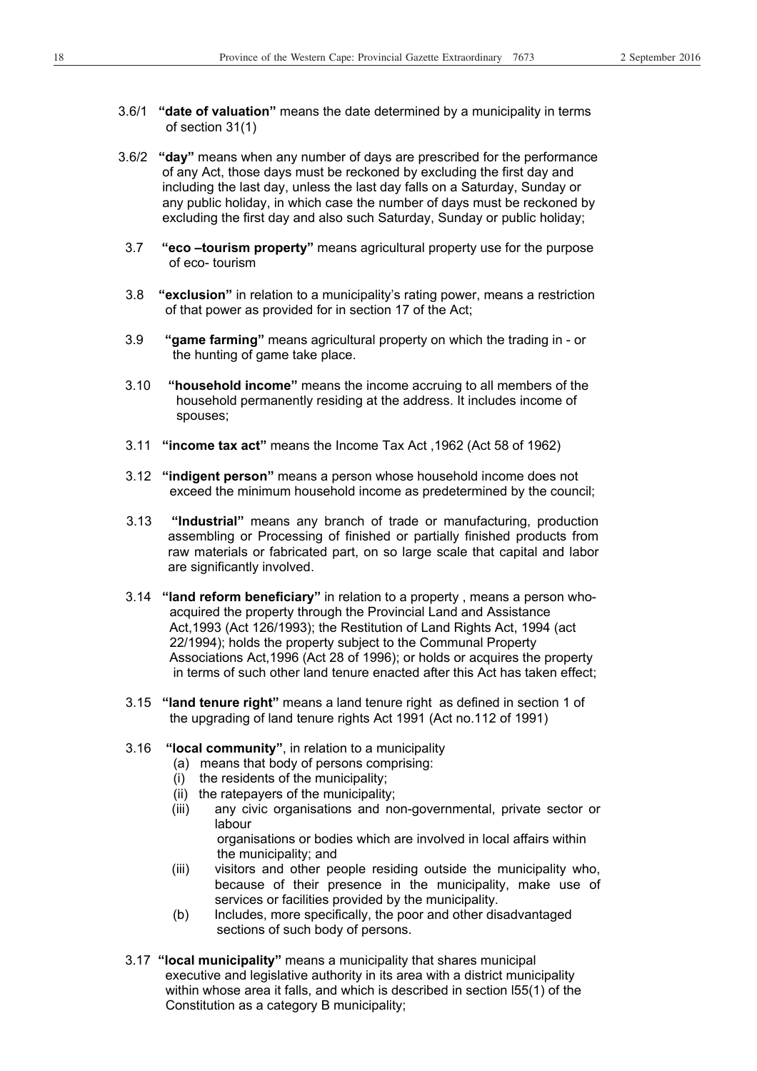3.6/1 **"date of valuation"** means the date determined by a municipality in terms of section 31(1)

3.6/2 **"day"** means when any number of days are prescribed for the performance of any Act, those days must be reckoned by excluding the first day and including the last day, unless the last day falls on a Saturday, Sunday or any public holiday, in which case the number of days must be reckoned by excluding the first day and also such Saturday, Sunday or public holiday;

3.7 **"eco –tourism property"** means agricultural property use for the purpose of eco- tourism

3.8 **"exclusion"** in relation to a municipality's rating power, means a restriction of that power as provided for in section 17 of the Act;

3.9 **"game farming"** means agricultural property on which the trading in - or the hunting of game take place.

3.10 **"household income"** means the income accruing to all members of the household permanently residing at the address. It includes income of spouses;

3.11 **"income tax act"** means the Income Tax Act ,1962 (Act 58 of 1962)

3.12 **"indigent person"** means a person whose household income does not exceed the minimum household income as predetermined by the council;

3.13 **"Industrial"** means any branch of trade or manufacturing, production assembling or Processing of finished or partially finished products from raw materials or fabricated part, on so large scale that capital and labor are significantly involved.

3.14 **"land reform beneficiary"** in relation to a property , means a person who- acquired the property through the Provincial Land and Assistance Act,1993 (Act 126/1993); the Restitution of Land Rights Act, 1994 (act 22/1994); holds the property subject to the Communal Property Associations Act,1996 (Act 28 of 1996); or holds or acquires the property in terms of such other land tenure enacted after this Act has taken effect;

3.15 **"land tenure right"** means a land tenure right as defined in section 1 of the upgrading of land tenure rights Act 1991 (Act no.112 of 1991)

3.16 **"local community"**, in relation to a municipality
- (a) means that body of persons comprising:
  - (i) the residents of the municipality;
  - (ii) the ratepayers of the municipality;
  - (iii) any civic organisations and non-governmental, private sector or labour organisations or bodies which are involved in local affairs within the municipality; and
  - (iii) visitors and other people residing outside the municipality who, because of their presence in the municipality, make use of services or facilities provided by the municipality.
- (b) Includes, more specifically, the poor and other disadvantaged sections of such body of persons.

3.17 **"local municipality"** means a municipality that shares municipal executive and legislative authority in its area with a district municipality within whose area it falls, and which is described in section l55(1) of the Constitution as a category B municipality;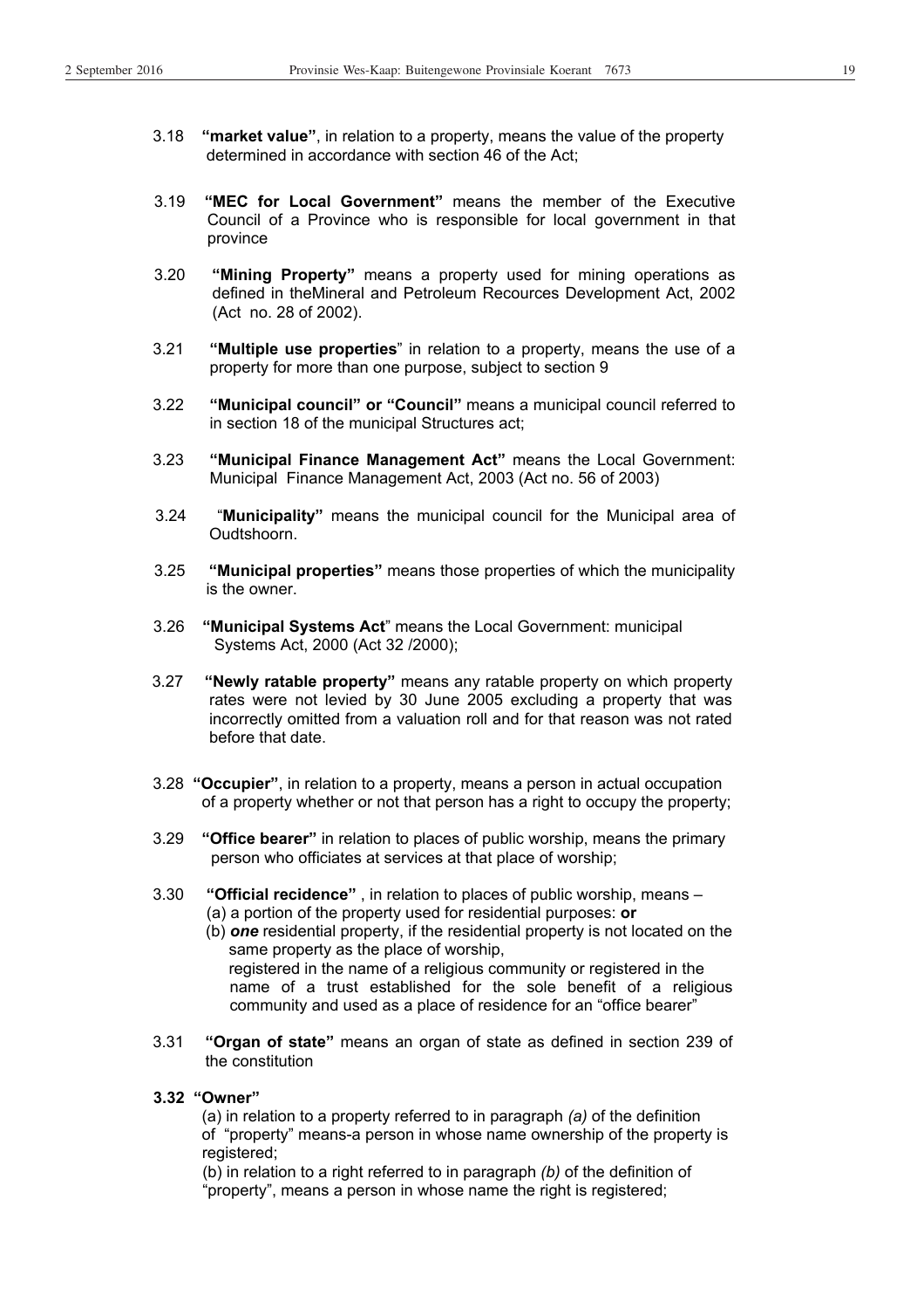3.18 **"market value"**, in relation to a property, means the value of the property determined in accordance with section 46 of the Act;

3.19 **"MEC for Local Government"** means the member of the Executive Council of a Province who is responsible for local government in that province

3.20 **"Mining Property"** means a property used for mining operations as defined in theMineral and Petroleum Recources Development Act, 2002 (Act no. 28 of 2002).

3.21 **"Multiple use properties**" in relation to a property, means the use of a property for more than one purpose, subject to section 9

3.22 **"Municipal council" or "Council"** means a municipal council referred to in section 18 of the municipal Structures act;

3.23 **"Municipal Finance Management Act"** means the Local Government: Municipal Finance Management Act, 2003 (Act no. 56 of 2003)

3.24 "**Municipality"** means the municipal council for the Municipal area of Oudtshoorn.

3.25 **"Municipal properties"** means those properties of which the municipality is the owner.

3.26 **"Municipal Systems Act**" means the Local Government: municipal Systems Act, 2000 (Act 32 /2000);

3.27 **"Newly ratable property"** means any ratable property on which property rates were not levied by 30 June 2005 excluding a property that was incorrectly omitted from a valuation roll and for that reason was not rated before that date.

3.28 **"Occupier"**, in relation to a property, means a person in actual occupation of a property whether or not that person has a right to occupy the property;

3.29 **"Office bearer"** in relation to places of public worship, means the primary person who officiates at services at that place of worship;

3.30 **"Official recidence"** , in relation to places of public worship, means –
(a) a portion of the property used for residential purposes: **or**
(b) ***one*** residential property, if the residential property is not located on the same property as the place of worship,
registered in the name of a religious community or registered in the name of a trust established for the sole benefit of a religious community and used as a place of residence for an "office bearer"

3.31 **"Organ of state"** means an organ of state as defined in section 239 of the constitution

**3.32 "Owner"**

(a) in relation to a property referred to in paragraph *(a)* of the definition of "property" means-a person in whose name ownership of the property is registered;

(b) in relation to a right referred to in paragraph *(b)* of the definition of "property", means a person in whose name the right is registered;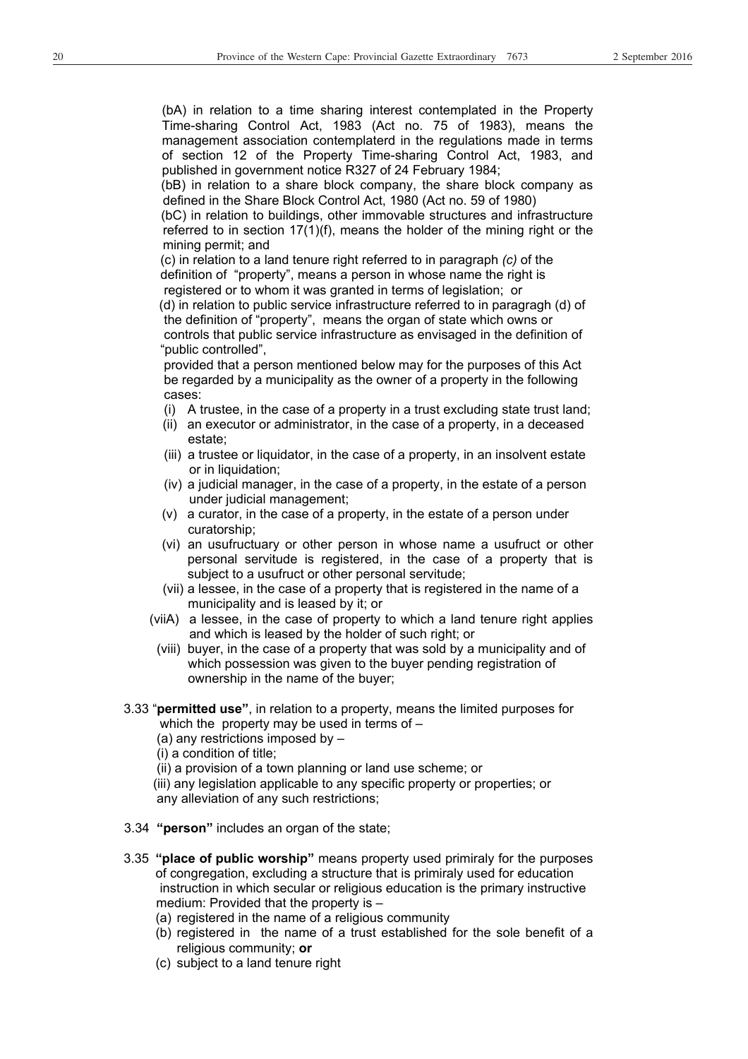(bA) in relation to a time sharing interest contemplated in the Property Time-sharing Control Act, 1983 (Act no. 75 of 1983), means the management association contemplaterd in the regulations made in terms of section 12 of the Property Time-sharing Control Act, 1983, and published in government notice R327 of 24 February 1984;

(bB) in relation to a share block company, the share block company as defined in the Share Block Control Act, 1980 (Act no. 59 of 1980)

(bC) in relation to buildings, other immovable structures and infrastructure referred to in section 17(1)(f), means the holder of the mining right or the mining permit; and

(c) in relation to a land tenure right referred to in paragraph *(c)* of the definition of "property", means a person in whose name the right is registered or to whom it was granted in terms of legislation; or

(d) in relation to public service infrastructure referred to in paragragh (d) of the definition of "property", means the organ of state which owns or controls that public service infrastructure as envisaged in the definition of "public controlled",

provided that a person mentioned below may for the purposes of this Act be regarded by a municipality as the owner of a property in the following cases:

- (i) A trustee, in the case of a property in a trust excluding state trust land;
- (ii) an executor or administrator, in the case of a property, in a deceased estate;
- (iii) a trustee or liquidator, in the case of a property, in an insolvent estate or in liquidation;
- (iv) a judicial manager, in the case of a property, in the estate of a person under judicial management;
- (v) a curator, in the case of a property, in the estate of a person under curatorship;
- (vi) an usufructuary or other person in whose name a usufruct or other personal servitude is registered, in the case of a property that is subject to a usufruct or other personal servitude;
- (vii) a lessee, in the case of a property that is registered in the name of a municipality and is leased by it; or
- (viiA) a lessee, in the case of property to which a land tenure right applies and which is leased by the holder of such right; or
- (viii) buyer, in the case of a property that was sold by a municipality and of which possession was given to the buyer pending registration of ownership in the name of the buyer;

3.33 "**permitted use**", in relation to a property, means the limited purposes for which the property may be used in terms of –

(a) any restrictions imposed by –

(i) a condition of title;

(ii) a provision of a town planning or land use scheme; or

(iii) any legislation applicable to any specific property or properties; or

any alleviation of any such restrictions;

3.34 **"person"** includes an organ of the state;

3.35 **"place of public worship"** means property used primiraly for the purposes of congregation, excluding a structure that is primiraly used for education instruction in which secular or religious education is the primary instructive medium: Provided that the property is –

(a) registered in the name of a religious community

(b) registered in the name of a trust established for the sole benefit of a religious community; **or**

(c) subject to a land tenure right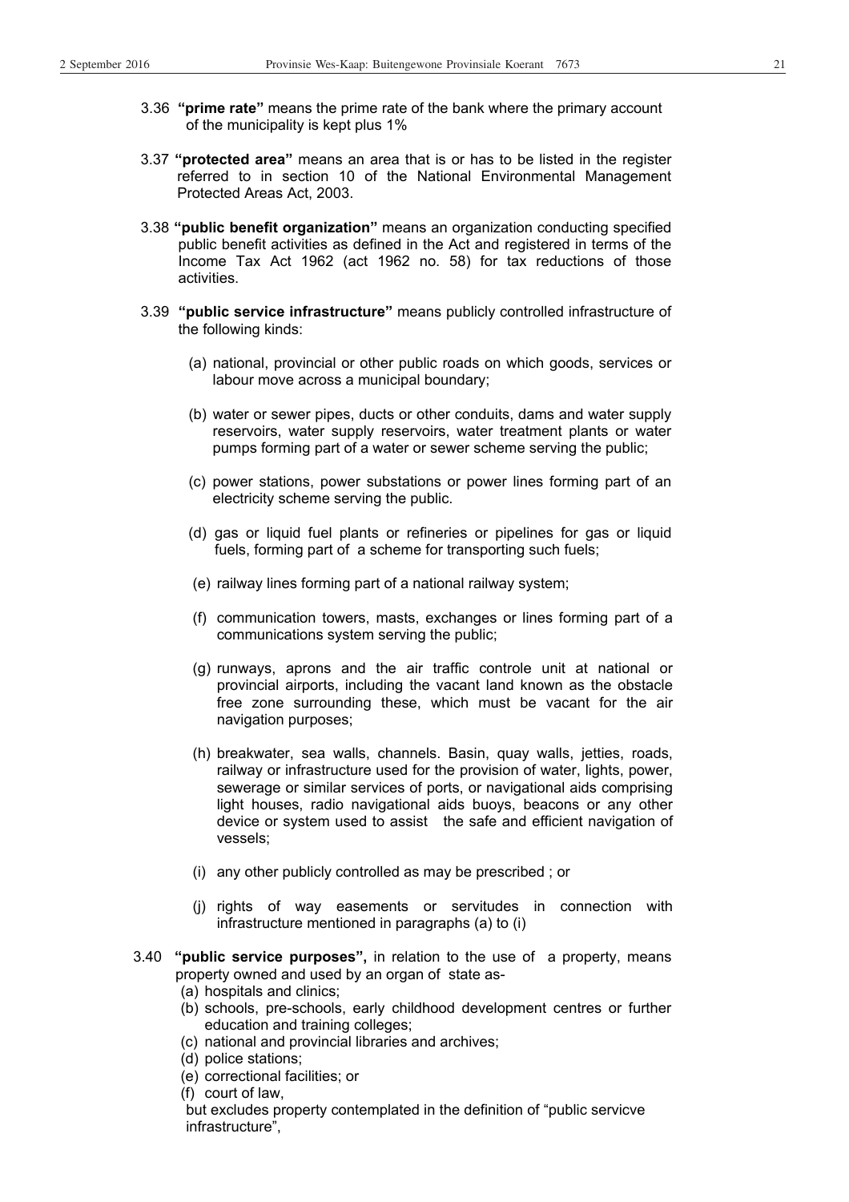3.36 **"prime rate"** means the prime rate of the bank where the primary account of the municipality is kept plus 1%

3.37 **"protected area"** means an area that is or has to be listed in the register referred to in section 10 of the National Environmental Management Protected Areas Act, 2003.

3.38 **"public benefit organization"** means an organization conducting specified public benefit activities as defined in the Act and registered in terms of the Income Tax Act 1962 (act 1962 no. 58) for tax reductions of those activities.

3.39 **"public service infrastructure"** means publicly controlled infrastructure of the following kinds:

(a) national, provincial or other public roads on which goods, services or labour move across a municipal boundary;

(b) water or sewer pipes, ducts or other conduits, dams and water supply reservoirs, water supply reservoirs, water treatment plants or water pumps forming part of a water or sewer scheme serving the public;

(c) power stations, power substations or power lines forming part of an electricity scheme serving the public.

(d) gas or liquid fuel plants or refineries or pipelines for gas or liquid fuels, forming part of a scheme for transporting such fuels;

(e) railway lines forming part of a national railway system;

(f) communication towers, masts, exchanges or lines forming part of a communications system serving the public;

(g) runways, aprons and the air traffic controle unit at national or provincial airports, including the vacant land known as the obstacle free zone surrounding these, which must be vacant for the air navigation purposes;

(h) breakwater, sea walls, channels. Basin, quay walls, jetties, roads, railway or infrastructure used for the provision of water, lights, power, sewerage or similar services of ports, or navigational aids comprising light houses, radio navigational aids buoys, beacons or any other device or system used to assist the safe and efficient navigation of vessels;

(i) any other publicly controlled as may be prescribed ; or

(j) rights of way easements or servitudes in connection with infrastructure mentioned in paragraphs (a) to (i)

3.40 **"public service purposes",** in relation to the use of a property, means property owned and used by an organ of state as-

(a) hospitals and clinics;
(b) schools, pre-schools, early childhood development centres or further education and training colleges;
(c) national and provincial libraries and archives;
(d) police stations;
(e) correctional facilities; or
(f) court of law,

but excludes property contemplated in the definition of "public servicve infrastructure",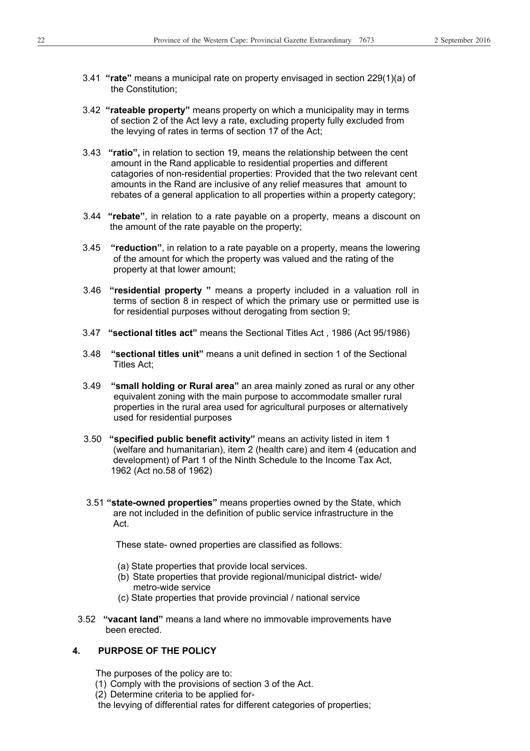3.41 **"rate"** means a municipal rate on property envisaged in section 229(1)(a) of the Constitution;

3.42 **"rateable property"** means property on which a municipality may in terms of section 2 of the Act levy a rate, excluding property fully excluded from the levying of rates in terms of section 17 of the Act;

3.43 **"ratio",** in relation to section 19, means the relationship between the cent amount in the Rand applicable to residential properties and different catagories of non-residential properties: Provided that the two relevant cent amounts in the Rand are inclusive of any relief measures that amount to rebates of a general application to all properties within a property category;

3.44 **"rebate"**, in relation to a rate payable on a property, means a discount on the amount of the rate payable on the property;

3.45 **"reduction"**, in relation to a rate payable on a property, means the lowering of the amount for which the property was valued and the rating of the property at that lower amount;

3.46 **"residential property "** means a property included in a valuation roll in terms of section 8 in respect of which the primary use or permitted use is for residential purposes without derogating from section 9;

3.47 **"sectional titles act"** means the Sectional Titles Act , 1986 (Act 95/1986)

3.48 **"sectional titles unit"** means a unit defined in section 1 of the Sectional Titles Act;

3.49 **"small holding or Rural area"** an area mainly zoned as rural or any other equivalent zoning with the main purpose to accommodate smaller rural properties in the rural area used for agricultural purposes or alternatively used for residential purposes

3.50 **"specified public benefit activity"** means an activity listed in item 1 (welfare and humanitarian), item 2 (health care) and item 4 (education and development) of Part 1 of the Ninth Schedule to the Income Tax Act, 1962 (Act no.58 of 1962)

3.51 **"state-owned properties"** means properties owned by the State, which are not included in the definition of public service infrastructure in the Act.

These state- owned properties are classified as follows:

(a) State properties that provide local services.
(b) State properties that provide regional/municipal district- wide/ metro-wide service
(c) State properties that provide provincial / national service

3.52 **"vacant land"** means a land where no immovable improvements have been erected.

## 4. PURPOSE OF THE POLICY

The purposes of the policy are to:

(1) Comply with the provisions of section 3 of the Act.
(2) Determine criteria to be applied for-
the levying of differential rates for different categories of properties;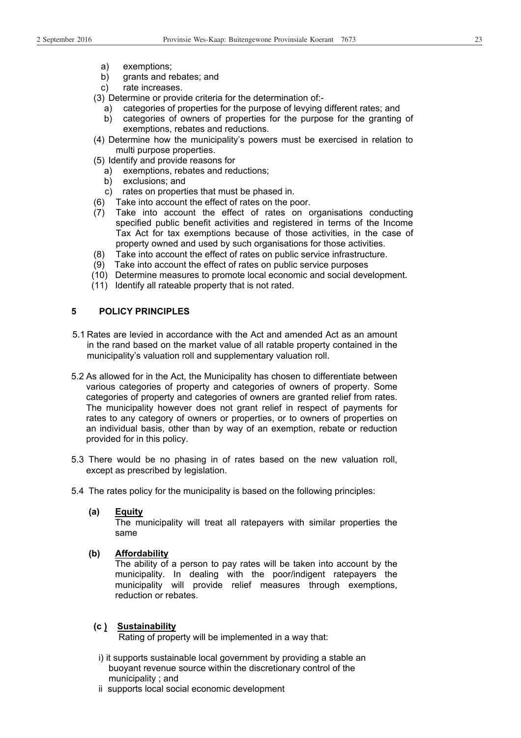a) exemptions;
b) grants and rebates; and
c) rate increases.

(3) Determine or provide criteria for the determination of:-

a) categories of properties for the purpose of levying different rates; and
b) categories of owners of properties for the purpose for the granting of exemptions, rebates and reductions.

(4) Determine how the municipality's powers must be exercised in relation to multi purpose properties.

(5) Identify and provide reasons for

a) exemptions, rebates and reductions;
b) exclusions; and
c) rates on properties that must be phased in.

(6) Take into account the effect of rates on the poor.

(7) Take into account the effect of rates on organisations conducting specified public benefit activities and registered in terms of the Income Tax Act for tax exemptions because of those activities, in the case of property owned and used by such organisations for those activities.

(8) Take into account the effect of rates on public service infrastructure.

(9) Take into account the effect of rates on public service purposes

(10) Determine measures to promote local economic and social development.

(11) Identify all rateable property that is not rated.

## 5 POLICY PRINCIPLES

5.1 Rates are levied in accordance with the Act and amended Act as an amount in the rand based on the market value of all ratable property contained in the municipality's valuation roll and supplementary valuation roll.

5.2 As allowed for in the Act, the Municipality has chosen to differentiate between various categories of property and categories of owners of property. Some categories of property and categories of owners are granted relief from rates. The municipality however does not grant relief in respect of payments for rates to any category of owners or properties, or to owners of properties on an individual basis, other than by way of an exemption, rebate or reduction provided for in this policy.

5.3 There would be no phasing in of rates based on the new valuation roll, except as prescribed by legislation.

5.4 The rates policy for the municipality is based on the following principles:

**(a) Equity**

The municipality will treat all ratepayers with similar properties the same

**(b) Affordability**

The ability of a person to pay rates will be taken into account by the municipality. In dealing with the poor/indigent ratepayers the municipality will provide relief measures through exemptions, reduction or rebates.

**(c ) Sustainability**

Rating of property will be implemented in a way that:

i) it supports sustainable local government by providing a stable an buoyant revenue source within the discretionary control of the municipality ; and

ii supports local social economic development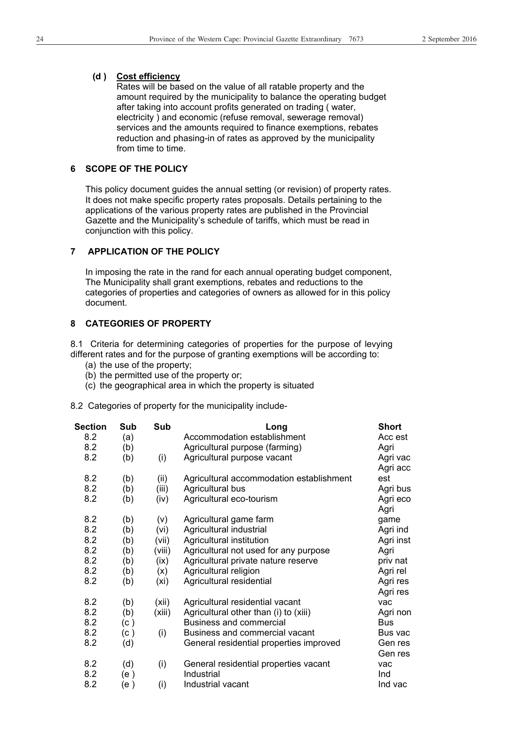**(d ) Cost efficiency**

Rates will be based on the value of all ratable property and the amount required by the municipality to balance the operating budget after taking into account profits generated on trading ( water, electricity ) and economic (refuse removal, sewerage removal) services and the amounts required to finance exemptions, rebates reduction and phasing-in of rates as approved by the municipality from time to time.

## 6 SCOPE OF THE POLICY

This policy document guides the annual setting (or revision) of property rates. It does not make specific property rates proposals. Details pertaining to the applications of the various property rates are published in the Provincial Gazette and the Municipality's schedule of tariffs, which must be read in conjunction with this policy.

## 7 APPLICATION OF THE POLICY

In imposing the rate in the rand for each annual operating budget component, The Municipality shall grant exemptions, rebates and reductions to the categories of properties and categories of owners as allowed for in this policy document.

## 8 CATEGORIES OF PROPERTY

8.1 Criteria for determining categories of properties for the purpose of levying different rates and for the purpose of granting exemptions will be according to:

(a) the use of the property;
(b) the permitted use of the property or;
(c) the geographical area in which the property is situated

8.2 Categories of property for the municipality include-

| Section | Sub | Sub | Long | Short |
|---|---|---|---|---|
| 8.2 | (a) | | Accommodation establishment | Acc est |
| 8.2 | (b) | | Agricultural purpose (farming) | Agri |
| 8.2 | (b) | (i) | Agricultural purpose vacant | Agri vac |
| 8.2 | (b) | (ii) | Agricultural accommodation establishment | Agri acc est |
| 8.2 | (b) | (iii) | Agricultural bus | Agri bus |
| 8.2 | (b) | (iv) | Agricultural eco-tourism | Agri eco |
| 8.2 | (b) | (v) | Agricultural game farm | Agri game |
| 8.2 | (b) | (vi) | Agricultural industrial | Agri ind |
| 8.2 | (b) | (vii) | Agricultural institution | Agri inst |
| 8.2 | (b) | (viii) | Agricultural not used for any purpose | Agri |
| 8.2 | (b) | (ix) | Agricultural private nature reserve | priv nat |
| 8.2 | (b) | (x) | Agricultural religion | Agri rel |
| 8.2 | (b) | (xi) | Agricultural residential | Agri res |
| 8.2 | (b) | (xii) | Agricultural residential vacant | Agri res vac |
| 8.2 | (b) | (xiii) | Agricultural other than (i) to (xiii) | Agri non |
| 8.2 | (c ) | | Business and commercial | Bus |
| 8.2 | (c ) | (i) | Business and commercial vacant | Bus vac |
| 8.2 | (d) | | General residential properties improved | Gen res |
| 8.2 | (d) | (i) | General residential properties vacant | Gen res vac |
| 8.2 | (e ) | | Industrial | Ind |
| 8.2 | (e ) | (i) | Industrial vacant | Ind vac |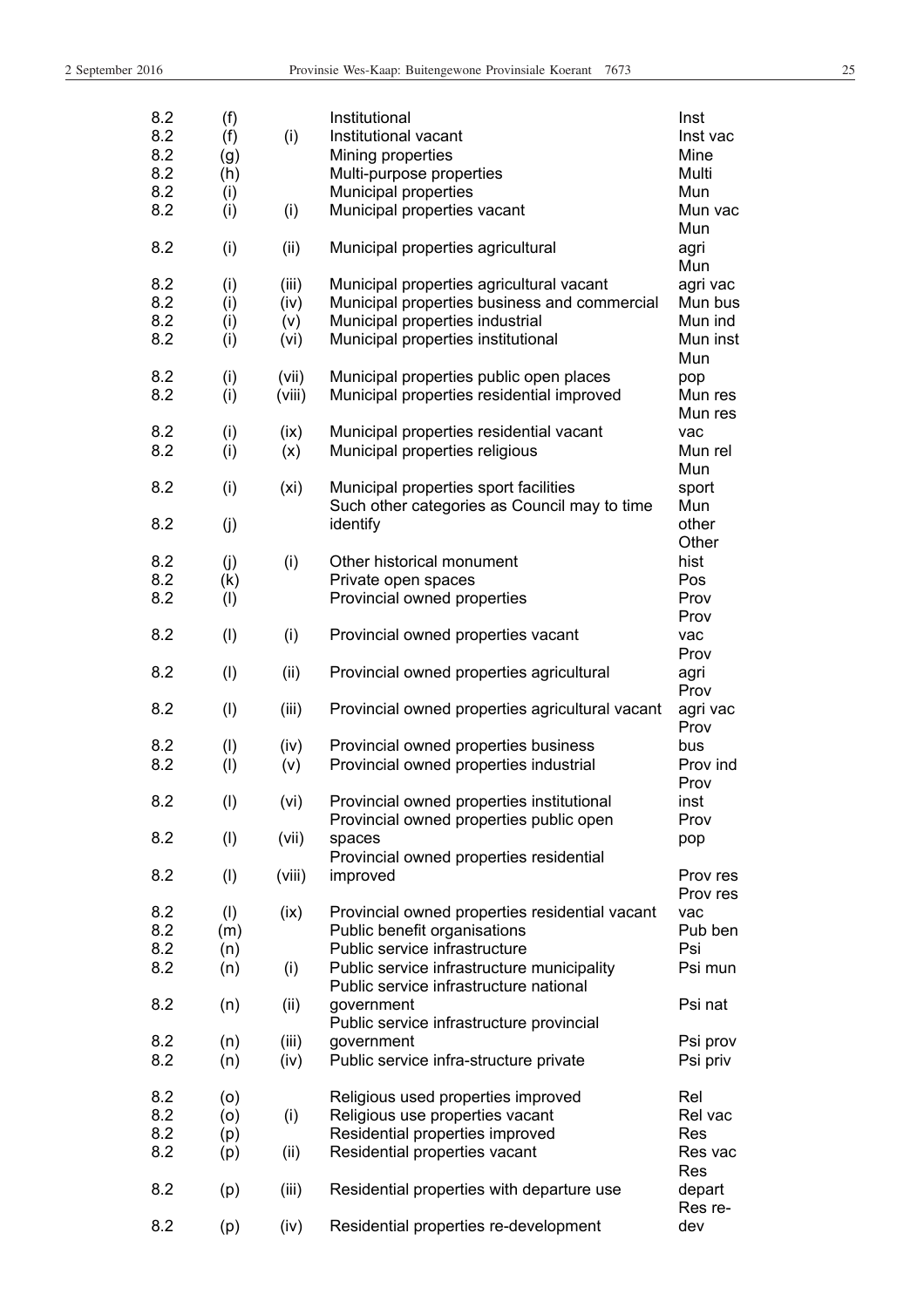| | | | | |
|---|---|---|---|---|
| 8.2 | (f) | | Institutional | Inst |
| 8.2 | (f) | (i) | Institutional vacant | Inst vac |
| 8.2 | (g) | | Mining properties | Mine |
| 8.2 | (h) | | Multi-purpose properties | Multi |
| 8.2 | (i) | | Municipal properties | Mun |
| 8.2 | (i) | (i) | Municipal properties vacant | Mun vac |
| 8.2 | (i) | (ii) | Municipal properties agricultural | Mun agri |
| 8.2 | (i) | (iii) | Municipal properties agricultural vacant | Mun agri vac |
| 8.2 | (i) | (iv) | Municipal properties business and commercial | Mun bus |
| 8.2 | (i) | (v) | Municipal properties industrial | Mun ind |
| 8.2 | (i) | (vi) | Municipal properties institutional | Mun inst |
| 8.2 | (i) | (vii) | Municipal properties public open places | Mun pop |
| 8.2 | (i) | (viii) | Municipal properties residential improved | Mun res |
| 8.2 | (i) | (ix) | Municipal properties residential vacant | Mun res vac |
| 8.2 | (i) | (x) | Municipal properties religious | Mun rel |
| 8.2 | (i) | (xi) | Municipal properties sport facilities | Mun sport |
| 8.2 | (j) | | Such other categories as Council may to time identify | Mun other |
| 8.2 | (j) | (i) | Other historical monument | Other hist |
| 8.2 | (k) | | Private open spaces | Pos |
| 8.2 | (l) | | Provincial owned properties | Prov |
| 8.2 | (l) | (i) | Provincial owned properties vacant | Prov vac |
| 8.2 | (l) | (ii) | Provincial owned properties agricultural | Prov agri |
| 8.2 | (l) | (iii) | Provincial owned properties agricultural vacant | Prov agri vac |
| 8.2 | (l) | (iv) | Provincial owned properties business | Prov bus |
| 8.2 | (l) | (v) | Provincial owned properties industrial | Prov ind |
| 8.2 | (l) | (vi) | Provincial owned properties institutional | Prov inst |
| 8.2 | (l) | (vii) | Provincial owned properties public open spaces | Prov pop |
| 8.2 | (l) | (viii) | Provincial owned properties residential improved | Prov res |
| 8.2 | (l) | (ix) | Provincial owned properties residential vacant | Prov res vac |
| 8.2 | (m) | | Public benefit organisations | Pub ben |
| 8.2 | (n) | | Public service infrastructure | Psi |
| 8.2 | (n) | (i) | Public service infrastructure municipality | Psi mun |
| 8.2 | (n) | (ii) | Public service infrastructure national government | Psi nat |
| 8.2 | (n) | (iii) | Public service infrastructure provincial government | Psi prov |
| 8.2 | (n) | (iv) | Public service infra-structure private | Psi priv |
| 8.2 | (o) | | Religious used properties improved | Rel |
| 8.2 | (o) | (i) | Religious use properties vacant | Rel vac |
| 8.2 | (p) | | Residential properties improved | Res |
| 8.2 | (p) | (ii) | Residential properties vacant | Res vac |
| 8.2 | (p) | (iii) | Residential properties with departure use | Res depart |
| 8.2 | (p) | (iv) | Residential properties re-development | Res re-dev |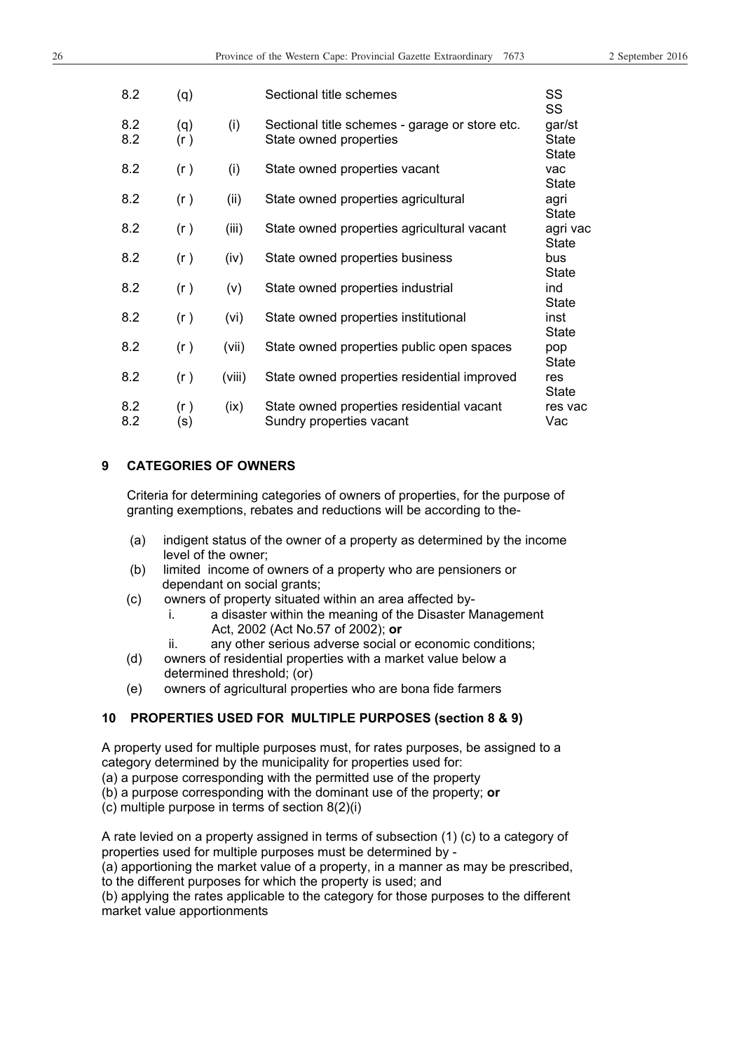| | | | | |
|---|---|---|---|---|
| 8.2 | (q) | | Sectional title schemes | SS |
| 8.2 | (q) | (i) | Sectional title schemes - garage or store etc. | SS gar/st |
| 8.2 | (r ) | | State owned properties | State |
| 8.2 | (r ) | (i) | State owned properties vacant | State vac |
| 8.2 | (r ) | (ii) | State owned properties agricultural | State agri |
| 8.2 | (r ) | (iii) | State owned properties agricultural vacant | State agri vac |
| 8.2 | (r ) | (iv) | State owned properties business | State bus |
| 8.2 | (r ) | (v) | State owned properties industrial | State ind |
| 8.2 | (r ) | (vi) | State owned properties institutional | State inst |
| 8.2 | (r ) | (vii) | State owned properties public open spaces | State pop |
| 8.2 | (r ) | (viii) | State owned properties residential improved | State res |
| 8.2 | (r ) | (ix) | State owned properties residential vacant | State res vac |
| 8.2 | (s) | | Sundry properties vacant | Vac |

## 9 CATEGORIES OF OWNERS

Criteria for determining categories of owners of properties, for the purpose of granting exemptions, rebates and reductions will be according to the-

(a) indigent status of the owner of a property as determined by the income level of the owner;

(b) limited income of owners of a property who are pensioners or dependant on social grants;

(c) owners of property situated within an area affected by-

   i. a disaster within the meaning of the Disaster Management Act, 2002 (Act No.57 of 2002); **or**

   ii. any other serious adverse social or economic conditions;

(d) owners of residential properties with a market value below a determined threshold; (or)

(e) owners of agricultural properties who are bona fide farmers

## 10 PROPERTIES USED FOR MULTIPLE PURPOSES (section 8 & 9)

A property used for multiple purposes must, for rates purposes, be assigned to a category determined by the municipality for properties used for:

(a) a purpose corresponding with the permitted use of the property

(b) a purpose corresponding with the dominant use of the property; **or**

(c) multiple purpose in terms of section 8(2)(i)

A rate levied on a property assigned in terms of subsection (1) (c) to a category of properties used for multiple purposes must be determined by -

(a) apportioning the market value of a property, in a manner as may be prescribed, to the different purposes for which the property is used; and

(b) applying the rates applicable to the category for those purposes to the different market value apportionments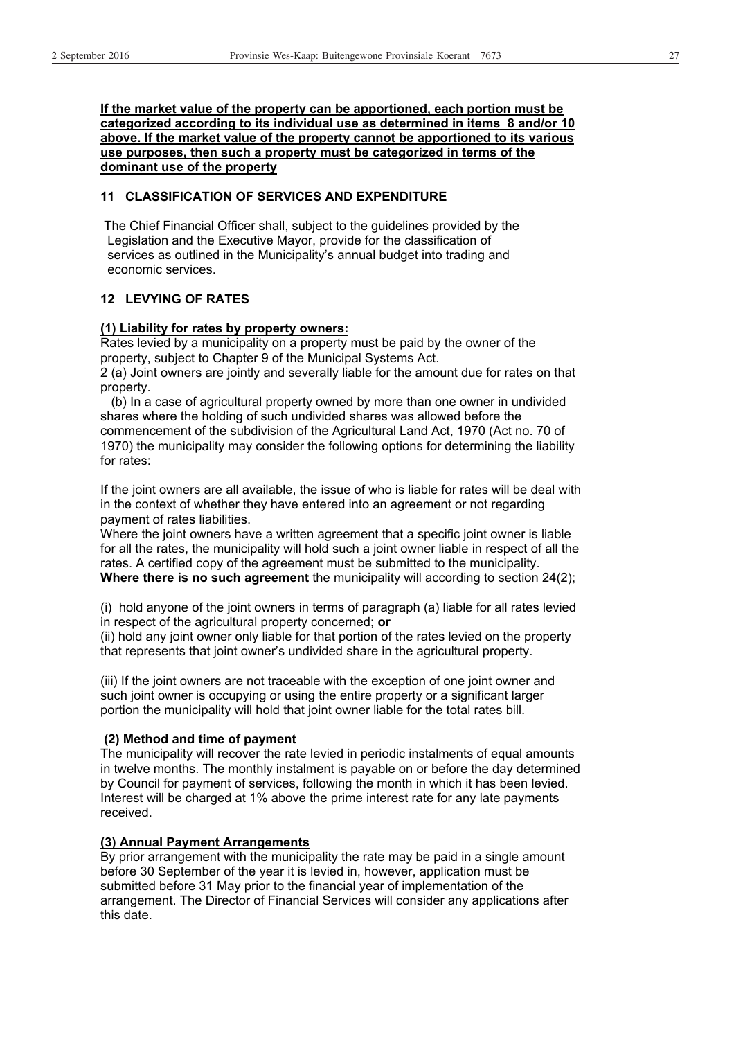**If the market value of the property can be apportioned, each portion must be categorized according to its individual use as determined in items 8 and/or 10 above. If the market value of the property cannot be apportioned to its various use purposes, then such a property must be categorized in terms of the dominant use of the property**

## 11 CLASSIFICATION OF SERVICES AND EXPENDITURE

The Chief Financial Officer shall, subject to the guidelines provided by the Legislation and the Executive Mayor, provide for the classification of services as outlined in the Municipality's annual budget into trading and economic services.

## 12 LEVYING OF RATES

**(1) Liability for rates by property owners:**

Rates levied by a municipality on a property must be paid by the owner of the property, subject to Chapter 9 of the Municipal Systems Act.

2 (a) Joint owners are jointly and severally liable for the amount due for rates on that property.

(b) In a case of agricultural property owned by more than one owner in undivided shares where the holding of such undivided shares was allowed before the commencement of the subdivision of the Agricultural Land Act, 1970 (Act no. 70 of 1970) the municipality may consider the following options for determining the liability for rates:

If the joint owners are all available, the issue of who is liable for rates will be deal with in the context of whether they have entered into an agreement or not regarding payment of rates liabilities.

Where the joint owners have a written agreement that a specific joint owner is liable for all the rates, the municipality will hold such a joint owner liable in respect of all the rates. A certified copy of the agreement must be submitted to the municipality.

**Where there is no such agreement** the municipality will according to section 24(2);

(i) hold anyone of the joint owners in terms of paragraph (a) liable for all rates levied in respect of the agricultural property concerned; **or**

(ii) hold any joint owner only liable for that portion of the rates levied on the property that represents that joint owner's undivided share in the agricultural property.

(iii) If the joint owners are not traceable with the exception of one joint owner and such joint owner is occupying or using the entire property or a significant larger portion the municipality will hold that joint owner liable for the total rates bill.

**(2) Method and time of payment**

The municipality will recover the rate levied in periodic instalments of equal amounts in twelve months. The monthly instalment is payable on or before the day determined by Council for payment of services, following the month in which it has been levied. Interest will be charged at 1% above the prime interest rate for any late payments received.

**(3) Annual Payment Arrangements**

By prior arrangement with the municipality the rate may be paid in a single amount before 30 September of the year it is levied in, however, application must be submitted before 31 May prior to the financial year of implementation of the arrangement. The Director of Financial Services will consider any applications after this date.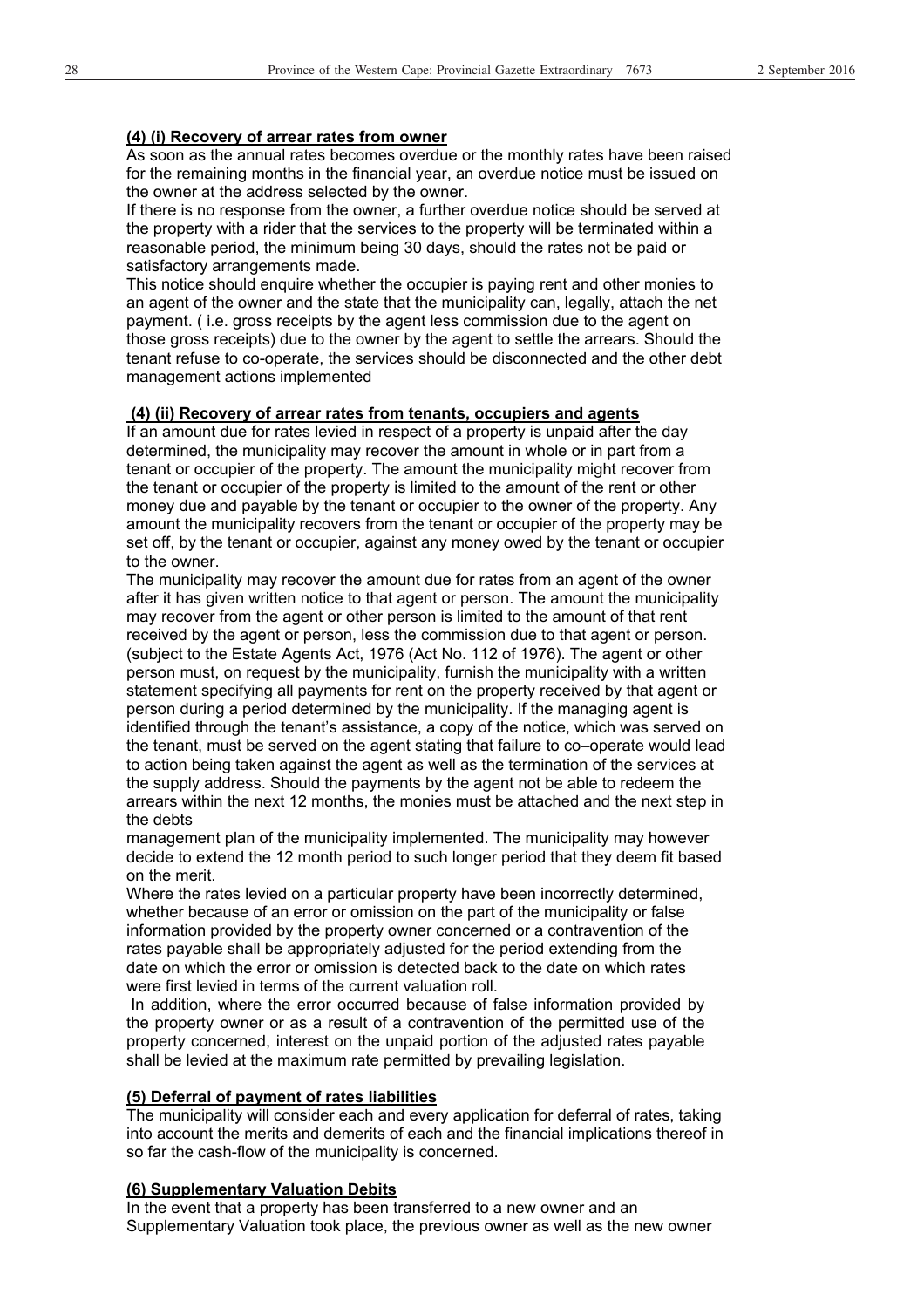**(4) (i) Recovery of arrear rates from owner**

As soon as the annual rates becomes overdue or the monthly rates have been raised for the remaining months in the financial year, an overdue notice must be issued on the owner at the address selected by the owner.

If there is no response from the owner, a further overdue notice should be served at the property with a rider that the services to the property will be terminated within a reasonable period, the minimum being 30 days, should the rates not be paid or satisfactory arrangements made.

This notice should enquire whether the occupier is paying rent and other monies to an agent of the owner and the state that the municipality can, legally, attach the net payment. ( i.e. gross receipts by the agent less commission due to the agent on those gross receipts) due to the owner by the agent to settle the arrears. Should the tenant refuse to co-operate, the services should be disconnected and the other debt management actions implemented

**(4) (ii) Recovery of arrear rates from tenants, occupiers and agents**

If an amount due for rates levied in respect of a property is unpaid after the day determined, the municipality may recover the amount in whole or in part from a tenant or occupier of the property. The amount the municipality might recover from the tenant or occupier of the property is limited to the amount of the rent or other money due and payable by the tenant or occupier to the owner of the property. Any amount the municipality recovers from the tenant or occupier of the property may be set off, by the tenant or occupier, against any money owed by the tenant or occupier to the owner.

The municipality may recover the amount due for rates from an agent of the owner after it has given written notice to that agent or person. The amount the municipality may recover from the agent or other person is limited to the amount of that rent received by the agent or person, less the commission due to that agent or person. (subject to the Estate Agents Act, 1976 (Act No. 112 of 1976). The agent or other person must, on request by the municipality, furnish the municipality with a written statement specifying all payments for rent on the property received by that agent or person during a period determined by the municipality. If the managing agent is identified through the tenant's assistance, a copy of the notice, which was served on the tenant, must be served on the agent stating that failure to co–operate would lead to action being taken against the agent as well as the termination of the services at the supply address. Should the payments by the agent not be able to redeem the arrears within the next 12 months, the monies must be attached and the next step in the debts management plan of the municipality implemented. The municipality may however decide to extend the 12 month period to such longer period that they deem fit based on the merit.

Where the rates levied on a particular property have been incorrectly determined, whether because of an error or omission on the part of the municipality or false information provided by the property owner concerned or a contravention of the rates payable shall be appropriately adjusted for the period extending from the date on which the error or omission is detected back to the date on which rates were first levied in terms of the current valuation roll.

In addition, where the error occurred because of false information provided by the property owner or as a result of a contravention of the permitted use of the property concerned, interest on the unpaid portion of the adjusted rates payable shall be levied at the maximum rate permitted by prevailing legislation.

**(5) Deferral of payment of rates liabilities**

The municipality will consider each and every application for deferral of rates, taking into account the merits and demerits of each and the financial implications thereof in so far the cash-flow of the municipality is concerned.

**(6) Supplementary Valuation Debits**

In the event that a property has been transferred to a new owner and an Supplementary Valuation took place, the previous owner as well as the new owner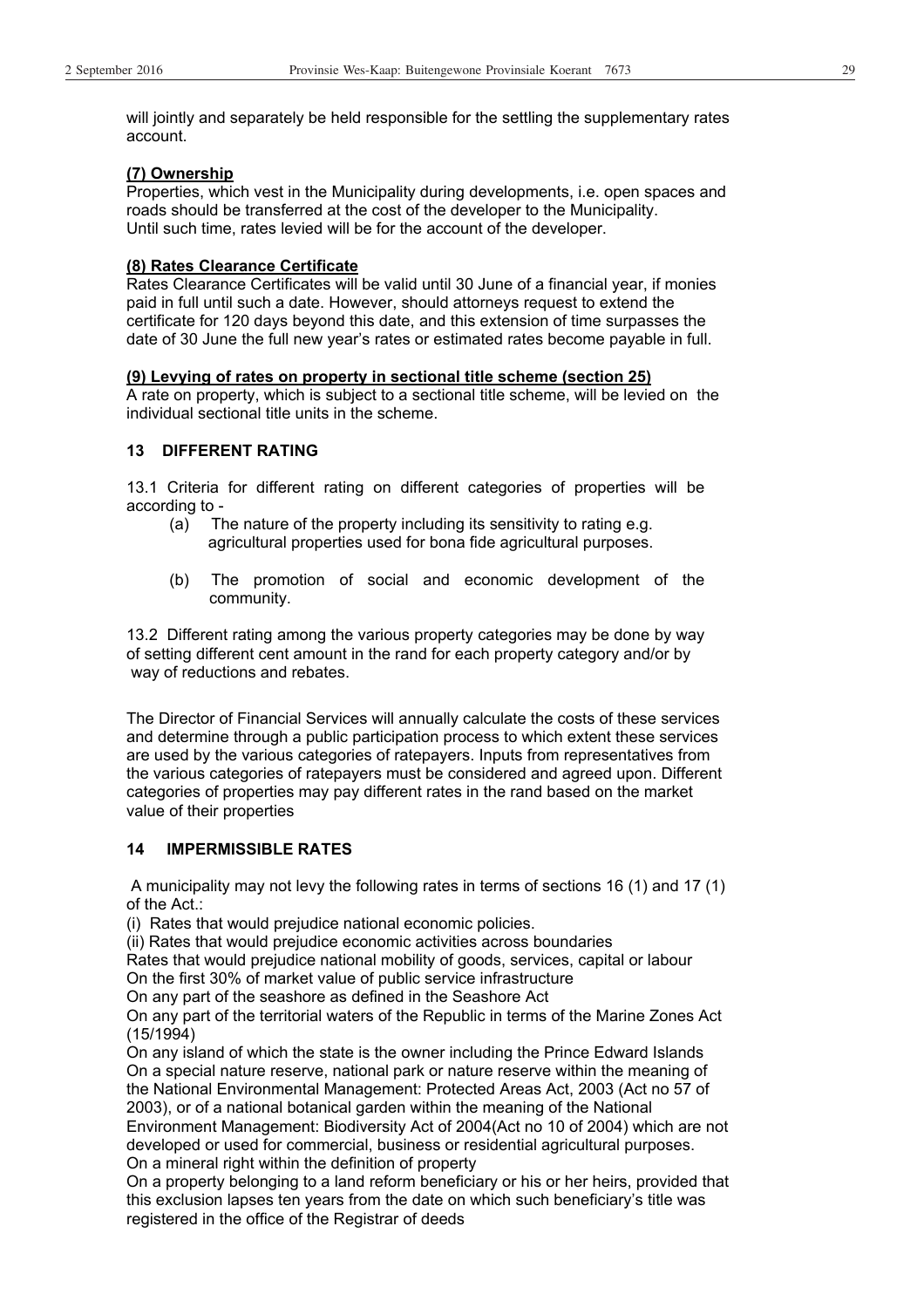will jointly and separately be held responsible for the settling the supplementary rates account.

**(7) Ownership**

Properties, which vest in the Municipality during developments, i.e. open spaces and roads should be transferred at the cost of the developer to the Municipality.
Until such time, rates levied will be for the account of the developer.

**(8) Rates Clearance Certificate**

Rates Clearance Certificates will be valid until 30 June of a financial year, if monies paid in full until such a date. However, should attorneys request to extend the certificate for 120 days beyond this date, and this extension of time surpasses the date of 30 June the full new year's rates or estimated rates become payable in full.

**(9) Levying of rates on property in sectional title scheme (section 25)**

A rate on property, which is subject to a sectional title scheme, will be levied on the individual sectional title units in the scheme.

## 13 DIFFERENT RATING

13.1 Criteria for different rating on different categories of properties will be according to -

(a) The nature of the property including its sensitivity to rating e.g. agricultural properties used for bona fide agricultural purposes.

(b) The promotion of social and economic development of the community.

13.2 Different rating among the various property categories may be done by way of setting different cent amount in the rand for each property category and/or by way of reductions and rebates.

The Director of Financial Services will annually calculate the costs of these services and determine through a public participation process to which extent these services are used by the various categories of ratepayers. Inputs from representatives from the various categories of ratepayers must be considered and agreed upon. Different categories of properties may pay different rates in the rand based on the market value of their properties

## 14 IMPERMISSIBLE RATES

A municipality may not levy the following rates in terms of sections 16 (1) and 17 (1) of the Act.:

(i) Rates that would prejudice national economic policies.
(ii) Rates that would prejudice economic activities across boundaries
Rates that would prejudice national mobility of goods, services, capital or labour
On the first 30% of market value of public service infrastructure
On any part of the seashore as defined in the Seashore Act
On any part of the territorial waters of the Republic in terms of the Marine Zones Act (15/1994)
On any island of which the state is the owner including the Prince Edward Islands
On a special nature reserve, national park or nature reserve within the meaning of the National Environmental Management: Protected Areas Act, 2003 (Act no 57 of 2003), or of a national botanical garden within the meaning of the National Environment Management: Biodiversity Act of 2004(Act no 10 of 2004) which are not developed or used for commercial, business or residential agricultural purposes.
On a mineral right within the definition of property
On a property belonging to a land reform beneficiary or his or her heirs, provided that this exclusion lapses ten years from the date on which such beneficiary's title was registered in the office of the Registrar of deeds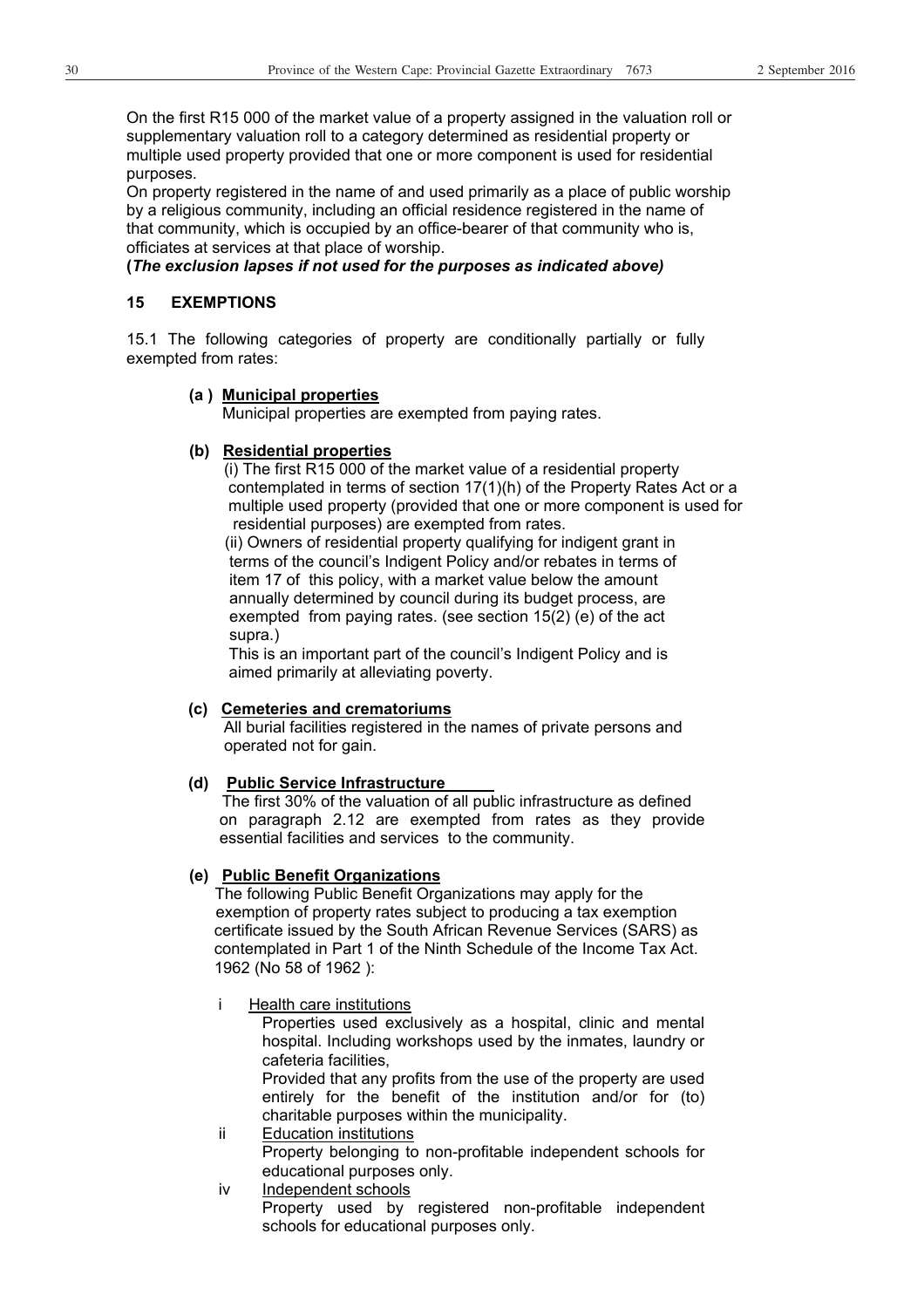On the first R15 000 of the market value of a property assigned in the valuation roll or supplementary valuation roll to a category determined as residential property or multiple used property provided that one or more component is used for residential purposes.

On property registered in the name of and used primarily as a place of public worship by a religious community, including an official residence registered in the name of that community, which is occupied by an office-bearer of that community who is, officiates at services at that place of worship.

**(*The exclusion lapses if not used for the purposes as indicated above)***

## 15 EXEMPTIONS

15.1 The following categories of property are conditionally partially or fully exempted from rates:

**(a ) Municipal properties**

Municipal properties are exempted from paying rates.

**(b) Residential properties**

(i) The first R15 000 of the market value of a residential property contemplated in terms of section 17(1)(h) of the Property Rates Act or a multiple used property (provided that one or more component is used for residential purposes) are exempted from rates.

(ii) Owners of residential property qualifying for indigent grant in terms of the council's Indigent Policy and/or rebates in terms of item 17 of this policy, with a market value below the amount annually determined by council during its budget process, are exempted from paying rates. (see section 15(2) (e) of the act supra.)

This is an important part of the council's Indigent Policy and is aimed primarily at alleviating poverty.

**(c) Cemeteries and crematoriums**

All burial facilities registered in the names of private persons and operated not for gain.

**(d) Public Service Infrastructure**

The first 30% of the valuation of all public infrastructure as defined on paragraph 2.12 are exempted from rates as they provide essential facilities and services to the community.

**(e) Public Benefit Organizations**

The following Public Benefit Organizations may apply for the exemption of property rates subject to producing a tax exemption certificate issued by the South African Revenue Services (SARS) as contemplated in Part 1 of the Ninth Schedule of the Income Tax Act. 1962 (No 58 of 1962 ):

i Health care institutions

Properties used exclusively as a hospital, clinic and mental hospital. Including workshops used by the inmates, laundry or cafeteria facilities,

Provided that any profits from the use of the property are used entirely for the benefit of the institution and/or for (to) charitable purposes within the municipality.

ii Education institutions

Property belonging to non-profitable independent schools for educational purposes only.

iv Independent schools

Property used by registered non-profitable independent schools for educational purposes only.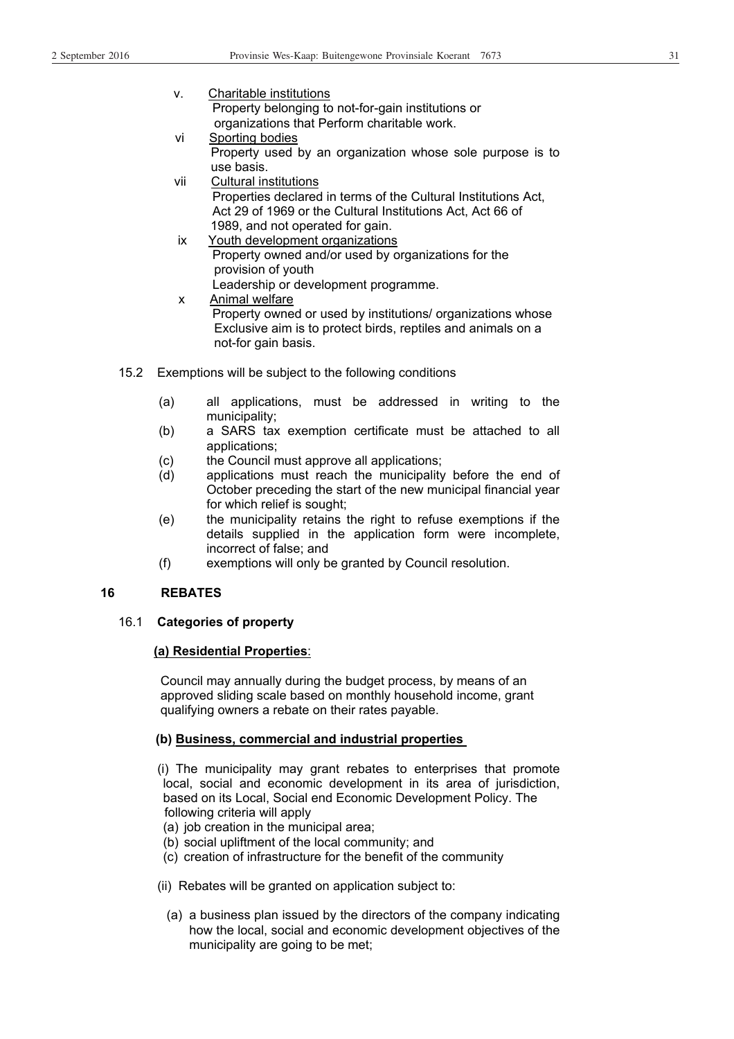v. Charitable institutions
Property belonging to not-for-gain institutions or organizations that Perform charitable work.

vi Sporting bodies
Property used by an organization whose sole purpose is to use basis.

vii Cultural institutions
Properties declared in terms of the Cultural Institutions Act, Act 29 of 1969 or the Cultural Institutions Act, Act 66 of 1989, and not operated for gain.

ix Youth development organizations
Property owned and/or used by organizations for the provision of youth
Leadership or development programme.

x Animal welfare
Property owned or used by institutions/ organizations whose Exclusive aim is to protect birds, reptiles and animals on a not-for gain basis.

15.2 Exemptions will be subject to the following conditions

(a) all applications, must be addressed in writing to the municipality;
(b) a SARS tax exemption certificate must be attached to all applications;
(c) the Council must approve all applications;
(d) applications must reach the municipality before the end of October preceding the start of the new municipal financial year for which relief is sought;
(e) the municipality retains the right to refuse exemptions if the details supplied in the application form were incomplete, incorrect of false; and
(f) exemptions will only be granted by Council resolution.

## 16 REBATES

### 16.1 Categories of property

**(a) Residential Properties**:

Council may annually during the budget process, by means of an approved sliding scale based on monthly household income, grant qualifying owners a rebate on their rates payable.

**(b) Business, commercial and industrial properties**

(i) The municipality may grant rebates to enterprises that promote local, social and economic development in its area of jurisdiction, based on its Local, Social end Economic Development Policy. The following criteria will apply
(a) job creation in the municipal area;
(b) social upliftment of the local community; and
(c) creation of infrastructure for the benefit of the community

(ii) Rebates will be granted on application subject to:

(a) a business plan issued by the directors of the company indicating how the local, social and economic development objectives of the municipality are going to be met;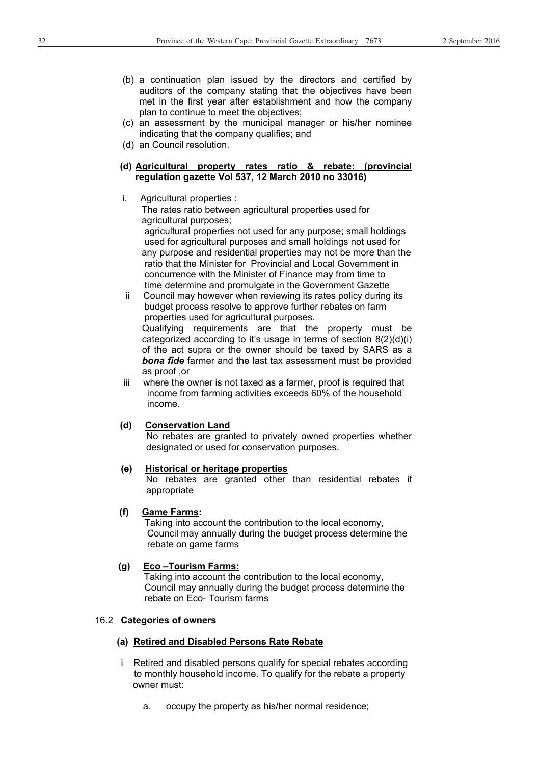(b) a continuation plan issued by the directors and certified by auditors of the company stating that the objectives have been met in the first year after establishment and how the company plan to continue to meet the objectives;

(c) an assessment by the municipal manager or his/her nominee indicating that the company qualifies; and

(d) an Council resolution.

**(d) Agricultural property rates ratio & rebate: (provincial regulation gazette Vol 537, 12 March 2010 no 33016)**

i. Agricultural properties :
The rates ratio between agricultural properties used for agricultural purposes;
agricultural properties not used for any purpose; small holdings used for agricultural purposes and small holdings not used for any purpose and residential properties may not be more than the ratio that the Minister for Provincial and Local Government in concurrence with the Minister of Finance may from time to time determine and promulgate in the Government Gazette

ii Council may however when reviewing its rates policy during its budget process resolve to approve further rebates on farm properties used for agricultural purposes.
Qualifying requirements are that the property must be categorized according to it's usage in terms of section 8(2)(d)(i) of the act supra or the owner should be taxed by SARS as a ***bona fide*** farmer and the last tax assessment must be provided as proof ,or

iii where the owner is not taxed as a farmer, proof is required that income from farming activities exceeds 60% of the household income.

**(d) Conservation Land**

No rebates are granted to privately owned properties whether designated or used for conservation purposes.

**(e) Historical or heritage properties**

No rebates are granted other than residential rebates if appropriate

**(f) Game Farms:**

Taking into account the contribution to the local economy, Council may annually during the budget process determine the rebate on game farms

**(g) Eco –Tourism Farms:**

Taking into account the contribution to the local economy, Council may annually during the budget process determine the rebate on Eco- Tourism farms

16.2 **Categories of owners**

**(a) Retired and Disabled Persons Rate Rebate**

i Retired and disabled persons qualify for special rebates according to monthly household income. To qualify for the rebate a property owner must:

a. occupy the property as his/her normal residence;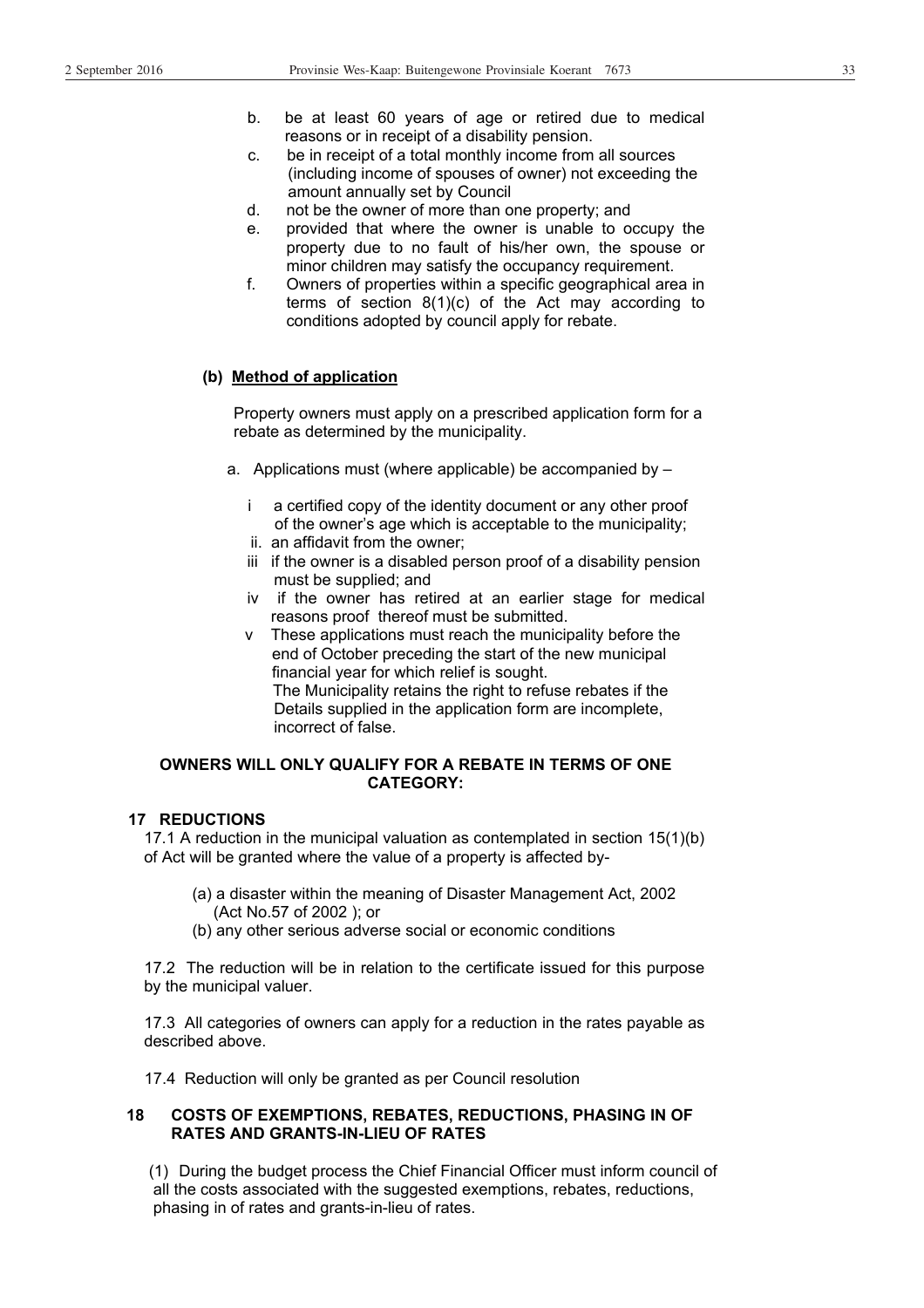b. be at least 60 years of age or retired due to medical reasons or in receipt of a disability pension.

c. be in receipt of a total monthly income from all sources (including income of spouses of owner) not exceeding the amount annually set by Council

d. not be the owner of more than one property; and

e. provided that where the owner is unable to occupy the property due to no fault of his/her own, the spouse or minor children may satisfy the occupancy requirement.

f. Owners of properties within a specific geographical area in terms of section 8(1)(c) of the Act may according to conditions adopted by council apply for rebate.

**(b) <u>Method of application</u>**

Property owners must apply on a prescribed application form for a rebate as determined by the municipality.

a. Applications must (where applicable) be accompanied by –

i a certified copy of the identity document or any other proof of the owner's age which is acceptable to the municipality;

ii. an affidavit from the owner;

iii if the owner is a disabled person proof of a disability pension must be supplied; and

iv if the owner has retired at an earlier stage for medical reasons proof thereof must be submitted.

v These applications must reach the municipality before the end of October preceding the start of the new municipal financial year for which relief is sought.
The Municipality retains the right to refuse rebates if the Details supplied in the application form are incomplete, incorrect of false.

**OWNERS WILL ONLY QUALIFY FOR A REBATE IN TERMS OF ONE CATEGORY:**

## 17 REDUCTIONS

17.1 A reduction in the municipal valuation as contemplated in section 15(1)(b) of Act will be granted where the value of a property is affected by-

(a) a disaster within the meaning of Disaster Management Act, 2002 (Act No.57 of 2002 ); or

(b) any other serious adverse social or economic conditions

17.2 The reduction will be in relation to the certificate issued for this purpose by the municipal valuer.

17.3 All categories of owners can apply for a reduction in the rates payable as described above.

17.4 Reduction will only be granted as per Council resolution

## 18 COSTS OF EXEMPTIONS, REBATES, REDUCTIONS, PHASING IN OF RATES AND GRANTS-IN-LIEU OF RATES

(1) During the budget process the Chief Financial Officer must inform council of all the costs associated with the suggested exemptions, rebates, reductions, phasing in of rates and grants-in-lieu of rates.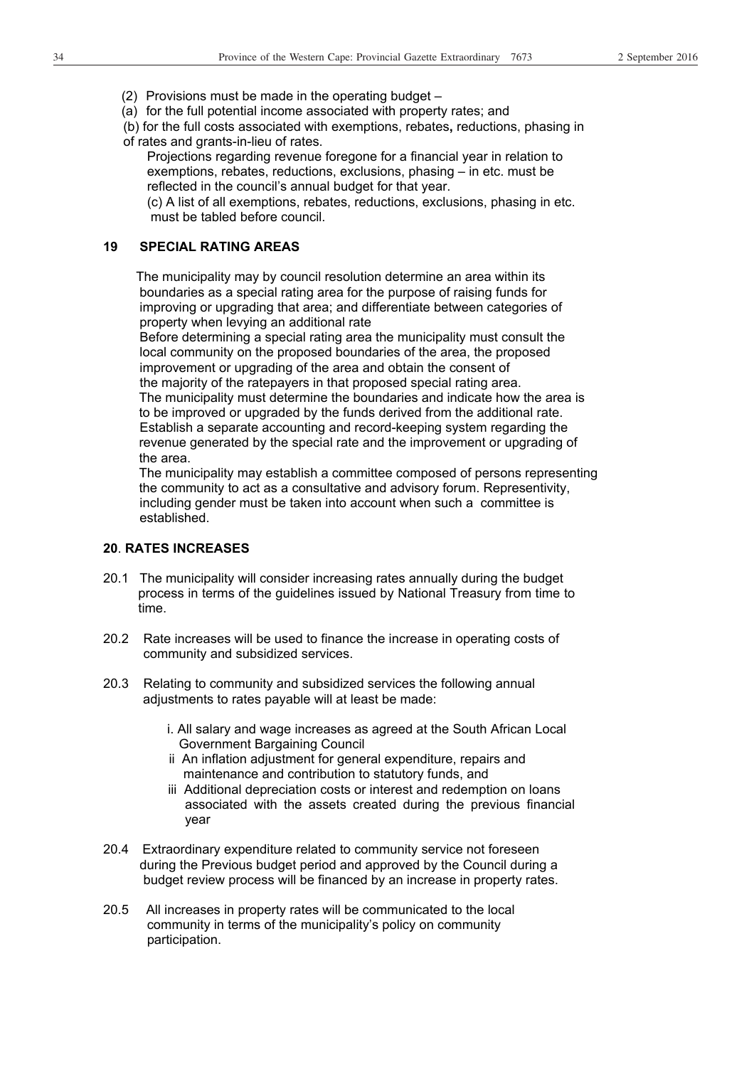(2) Provisions must be made in the operating budget –

(a) for the full potential income associated with property rates; and

(b) for the full costs associated with exemptions, rebates, reductions, phasing in of rates and grants-in-lieu of rates.

Projections regarding revenue foregone for a financial year in relation to exemptions, rebates, reductions, exclusions, phasing – in etc. must be reflected in the council's annual budget for that year.

(c) A list of all exemptions, rebates, reductions, exclusions, phasing in etc. must be tabled before council.

## 19 SPECIAL RATING AREAS

The municipality may by council resolution determine an area within its boundaries as a special rating area for the purpose of raising funds for improving or upgrading that area; and differentiate between categories of property when levying an additional rate

Before determining a special rating area the municipality must consult the local community on the proposed boundaries of the area, the proposed improvement or upgrading of the area and obtain the consent of the majority of the ratepayers in that proposed special rating area.

The municipality must determine the boundaries and indicate how the area is to be improved or upgraded by the funds derived from the additional rate.

Establish a separate accounting and record-keeping system regarding the revenue generated by the special rate and the improvement or upgrading of the area.

The municipality may establish a committee composed of persons representing the community to act as a consultative and advisory forum. Representivity, including gender must be taken into account when such a committee is established.

## 20. RATES INCREASES

20.1 The municipality will consider increasing rates annually during the budget process in terms of the guidelines issued by National Treasury from time to time.

20.2 Rate increases will be used to finance the increase in operating costs of community and subsidized services.

20.3 Relating to community and subsidized services the following annual adjustments to rates payable will at least be made:

i. All salary and wage increases as agreed at the South African Local Government Bargaining Council

ii An inflation adjustment for general expenditure, repairs and maintenance and contribution to statutory funds, and

iii Additional depreciation costs or interest and redemption on loans associated with the assets created during the previous financial year

20.4 Extraordinary expenditure related to community service not foreseen during the Previous budget period and approved by the Council during a budget review process will be financed by an increase in property rates.

20.5 All increases in property rates will be communicated to the local community in terms of the municipality's policy on community participation.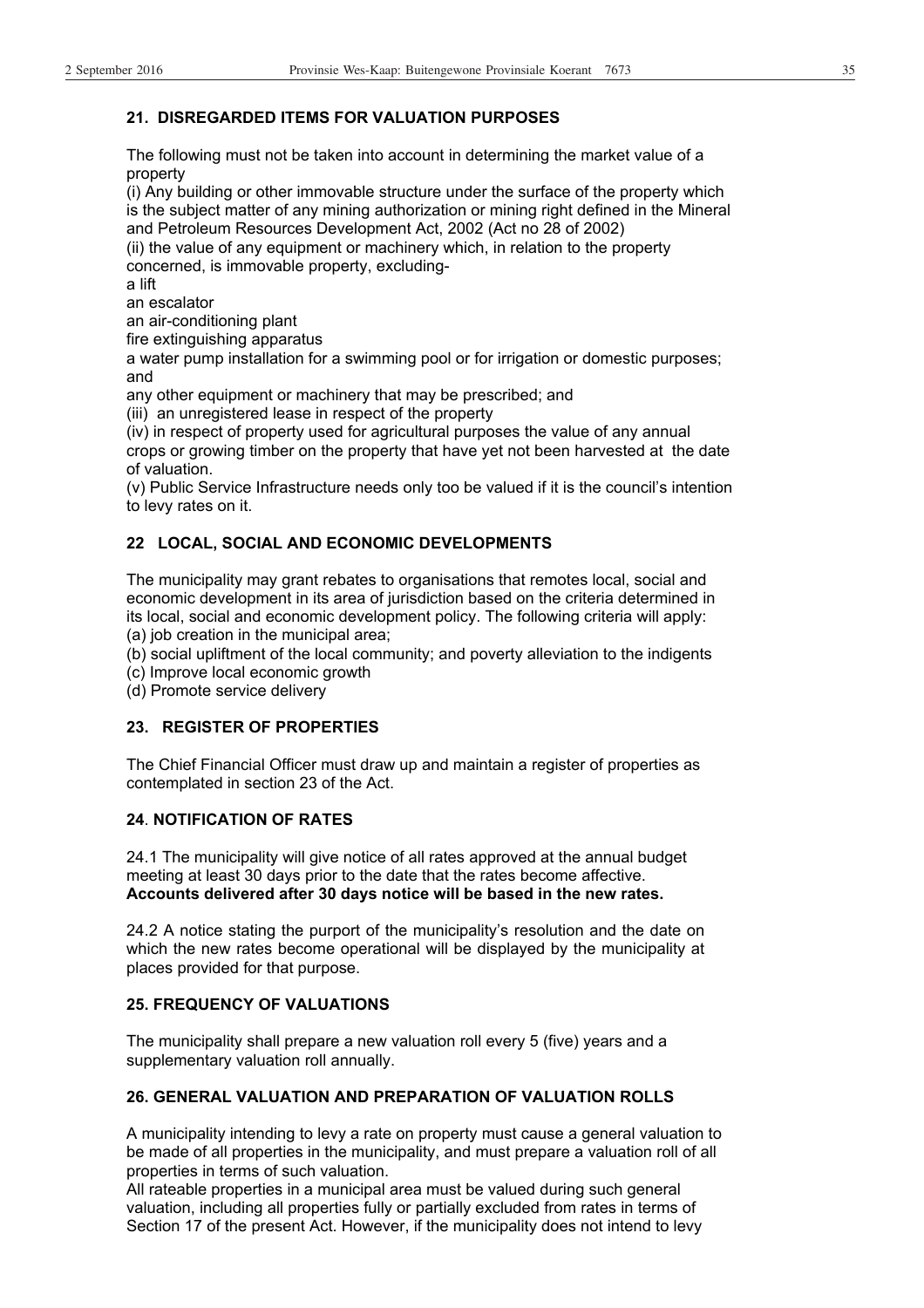## 21. DISREGARDED ITEMS FOR VALUATION PURPOSES

The following must not be taken into account in determining the market value of a property

(i) Any building or other immovable structure under the surface of the property which is the subject matter of any mining authorization or mining right defined in the Mineral and Petroleum Resources Development Act, 2002 (Act no 28 of 2002)

(ii) the value of any equipment or machinery which, in relation to the property concerned, is immovable property, excluding-

a lift

an escalator

an air-conditioning plant

fire extinguishing apparatus

a water pump installation for a swimming pool or for irrigation or domestic purposes; and

any other equipment or machinery that may be prescribed; and

(iii) an unregistered lease in respect of the property

(iv) in respect of property used for agricultural purposes the value of any annual crops or growing timber on the property that have yet not been harvested at the date of valuation.

(v) Public Service Infrastructure needs only too be valued if it is the council's intention to levy rates on it.

## 22 LOCAL, SOCIAL AND ECONOMIC DEVELOPMENTS

The municipality may grant rebates to organisations that remotes local, social and economic development in its area of jurisdiction based on the criteria determined in its local, social and economic development policy. The following criteria will apply:

(a) job creation in the municipal area;

(b) social upliftment of the local community; and poverty alleviation to the indigents

(c) Improve local economic growth

(d) Promote service delivery

## 23. REGISTER OF PROPERTIES

The Chief Financial Officer must draw up and maintain a register of properties as contemplated in section 23 of the Act.

## 24. NOTIFICATION OF RATES

24.1 The municipality will give notice of all rates approved at the annual budget meeting at least 30 days prior to the date that the rates become affective. **Accounts delivered after 30 days notice will be based in the new rates.**

24.2 A notice stating the purport of the municipality's resolution and the date on which the new rates become operational will be displayed by the municipality at places provided for that purpose.

## 25. FREQUENCY OF VALUATIONS

The municipality shall prepare a new valuation roll every 5 (five) years and a supplementary valuation roll annually.

## 26. GENERAL VALUATION AND PREPARATION OF VALUATION ROLLS

A municipality intending to levy a rate on property must cause a general valuation to be made of all properties in the municipality, and must prepare a valuation roll of all properties in terms of such valuation.

All rateable properties in a municipal area must be valued during such general valuation, including all properties fully or partially excluded from rates in terms of Section 17 of the present Act. However, if the municipality does not intend to levy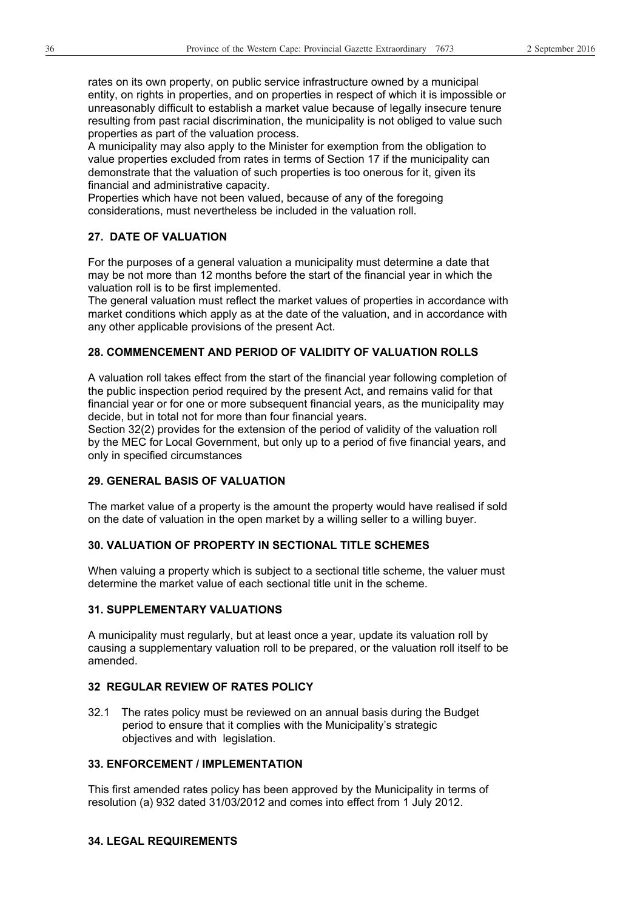rates on its own property, on public service infrastructure owned by a municipal entity, on rights in properties, and on properties in respect of which it is impossible or unreasonably difficult to establish a market value because of legally insecure tenure resulting from past racial discrimination, the municipality is not obliged to value such properties as part of the valuation process.

A municipality may also apply to the Minister for exemption from the obligation to value properties excluded from rates in terms of Section 17 if the municipality can demonstrate that the valuation of such properties is too onerous for it, given its financial and administrative capacity.

Properties which have not been valued, because of any of the foregoing considerations, must nevertheless be included in the valuation roll.

## 27. DATE OF VALUATION

For the purposes of a general valuation a municipality must determine a date that may be not more than 12 months before the start of the financial year in which the valuation roll is to be first implemented.

The general valuation must reflect the market values of properties in accordance with market conditions which apply as at the date of the valuation, and in accordance with any other applicable provisions of the present Act.

## 28. COMMENCEMENT AND PERIOD OF VALIDITY OF VALUATION ROLLS

A valuation roll takes effect from the start of the financial year following completion of the public inspection period required by the present Act, and remains valid for that financial year or for one or more subsequent financial years, as the municipality may decide, but in total not for more than four financial years.

Section 32(2) provides for the extension of the period of validity of the valuation roll by the MEC for Local Government, but only up to a period of five financial years, and only in specified circumstances

## 29. GENERAL BASIS OF VALUATION

The market value of a property is the amount the property would have realised if sold on the date of valuation in the open market by a willing seller to a willing buyer.

## 30. VALUATION OF PROPERTY IN SECTIONAL TITLE SCHEMES

When valuing a property which is subject to a sectional title scheme, the valuer must determine the market value of each sectional title unit in the scheme.

## 31. SUPPLEMENTARY VALUATIONS

A municipality must regularly, but at least once a year, update its valuation roll by causing a supplementary valuation roll to be prepared, or the valuation roll itself to be amended.

## 32 REGULAR REVIEW OF RATES POLICY

32.1 The rates policy must be reviewed on an annual basis during the Budget period to ensure that it complies with the Municipality's strategic objectives and with legislation.

## 33. ENFORCEMENT / IMPLEMENTATION

This first amended rates policy has been approved by the Municipality in terms of resolution (a) 932 dated 31/03/2012 and comes into effect from 1 July 2012.

## 34. LEGAL REQUIREMENTS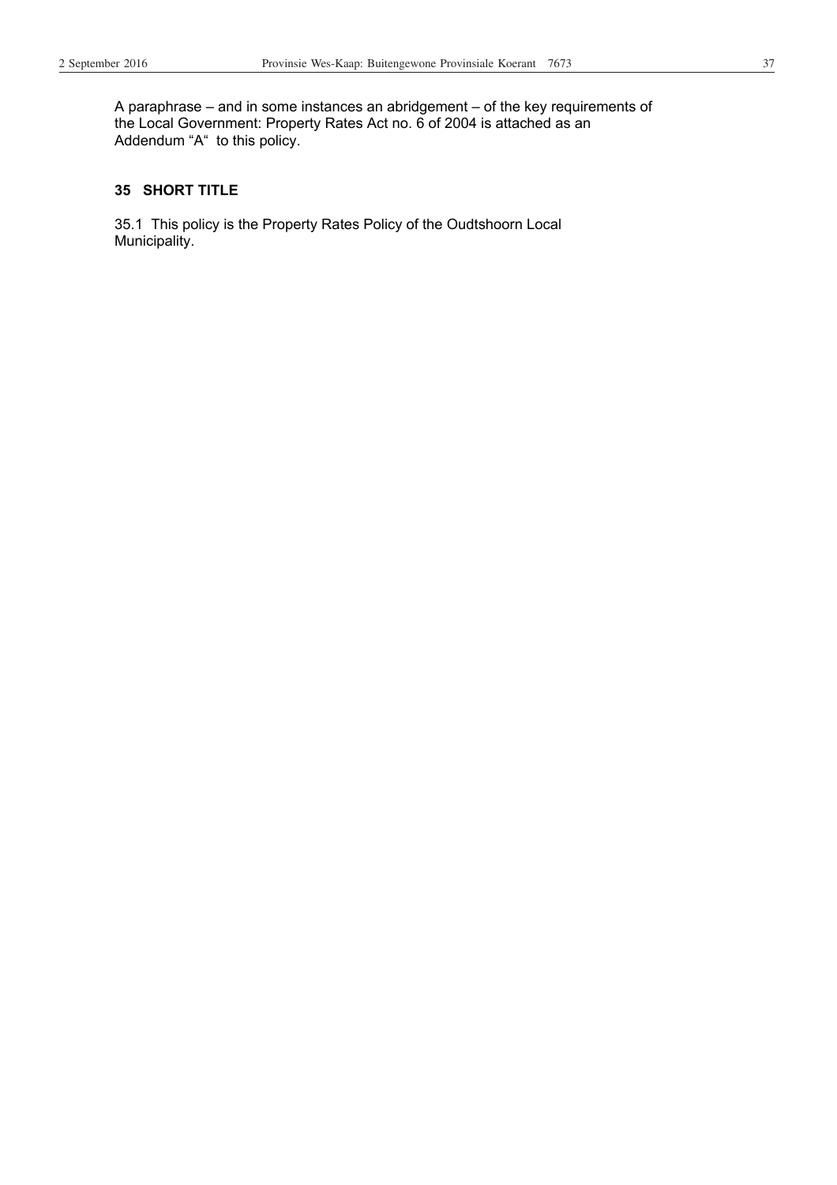A paraphrase – and in some instances an abridgement – of the key requirements of the Local Government: Property Rates Act no. 6 of 2004 is attached as an Addendum "A" to this policy.

## 35 SHORT TITLE

35.1 This policy is the Property Rates Policy of the Oudtshoorn Local Municipality.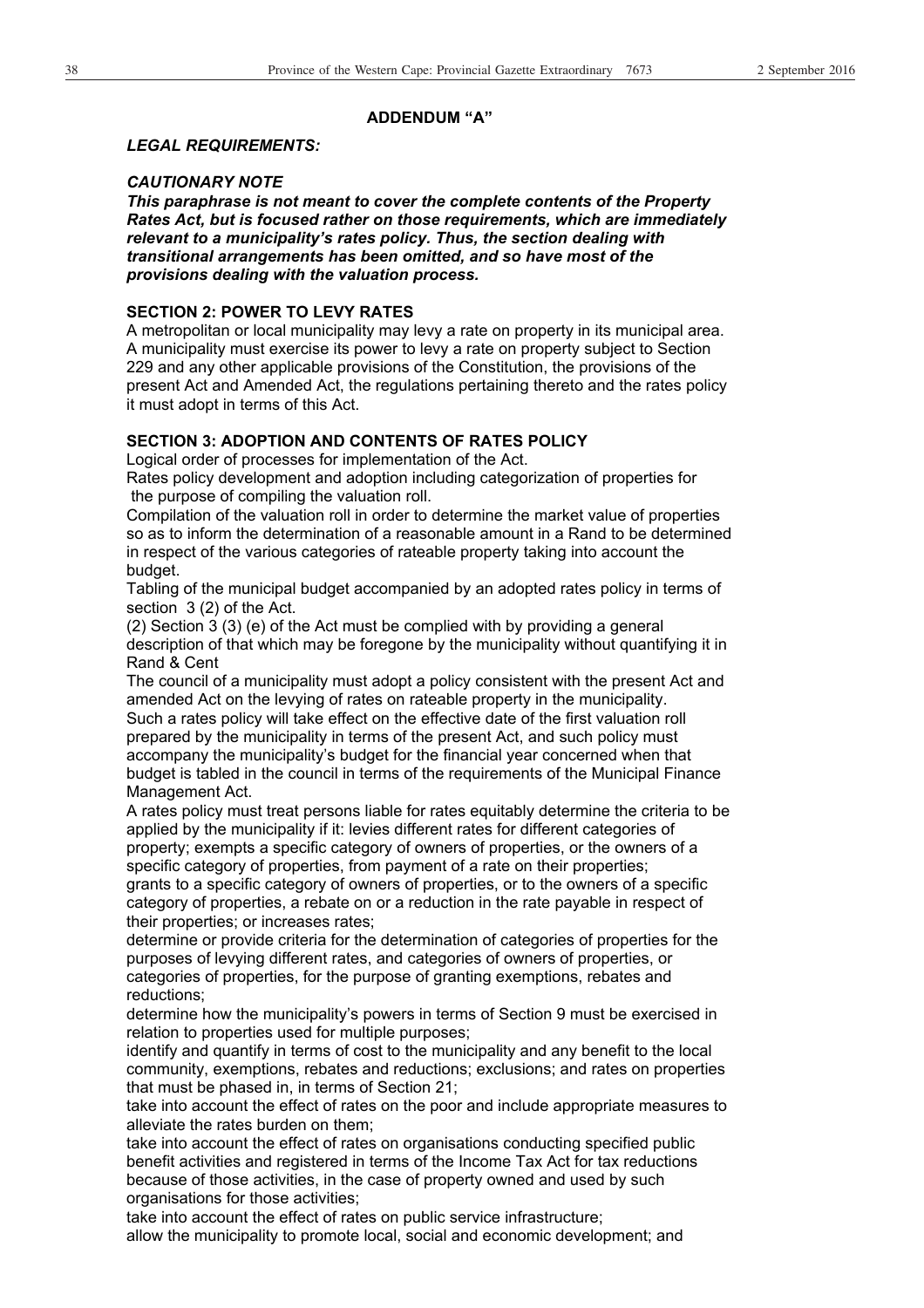## ADDENDUM "A"

***LEGAL REQUIREMENTS:***

***CAUTIONARY NOTE***

***This paraphrase is not meant to cover the complete contents of the Property Rates Act, but is focused rather on those requirements, which are immediately relevant to a municipality's rates policy. Thus, the section dealing with transitional arrangements has been omitted, and so have most of the provisions dealing with the valuation process.***

**SECTION 2: POWER TO LEVY RATES**

A metropolitan or local municipality may levy a rate on property in its municipal area. A municipality must exercise its power to levy a rate on property subject to Section 229 and any other applicable provisions of the Constitution, the provisions of the present Act and Amended Act, the regulations pertaining thereto and the rates policy it must adopt in terms of this Act.

**SECTION 3: ADOPTION AND CONTENTS OF RATES POLICY**

Logical order of processes for implementation of the Act.

Rates policy development and adoption including categorization of properties for the purpose of compiling the valuation roll.

Compilation of the valuation roll in order to determine the market value of properties so as to inform the determination of a reasonable amount in a Rand to be determined in respect of the various categories of rateable property taking into account the budget.

Tabling of the municipal budget accompanied by an adopted rates policy in terms of section 3 (2) of the Act.

(2) Section 3 (3) (e) of the Act must be complied with by providing a general description of that which may be foregone by the municipality without quantifying it in Rand & Cent

The council of a municipality must adopt a policy consistent with the present Act and amended Act on the levying of rates on rateable property in the municipality.

Such a rates policy will take effect on the effective date of the first valuation roll prepared by the municipality in terms of the present Act, and such policy must accompany the municipality's budget for the financial year concerned when that budget is tabled in the council in terms of the requirements of the Municipal Finance Management Act.

A rates policy must treat persons liable for rates equitably determine the criteria to be applied by the municipality if it: levies different rates for different categories of property; exempts a specific category of owners of properties, or the owners of a specific category of properties, from payment of a rate on their properties;

grants to a specific category of owners of properties, or to the owners of a specific category of properties, a rebate on or a reduction in the rate payable in respect of their properties; or increases rates;

determine or provide criteria for the determination of categories of properties for the purposes of levying different rates, and categories of owners of properties, or categories of properties, for the purpose of granting exemptions, rebates and reductions;

determine how the municipality's powers in terms of Section 9 must be exercised in relation to properties used for multiple purposes;

identify and quantify in terms of cost to the municipality and any benefit to the local community, exemptions, rebates and reductions; exclusions; and rates on properties that must be phased in, in terms of Section 21;

take into account the effect of rates on the poor and include appropriate measures to alleviate the rates burden on them;

take into account the effect of rates on organisations conducting specified public benefit activities and registered in terms of the Income Tax Act for tax reductions because of those activities, in the case of property owned and used by such organisations for those activities;

take into account the effect of rates on public service infrastructure;

allow the municipality to promote local, social and economic development; and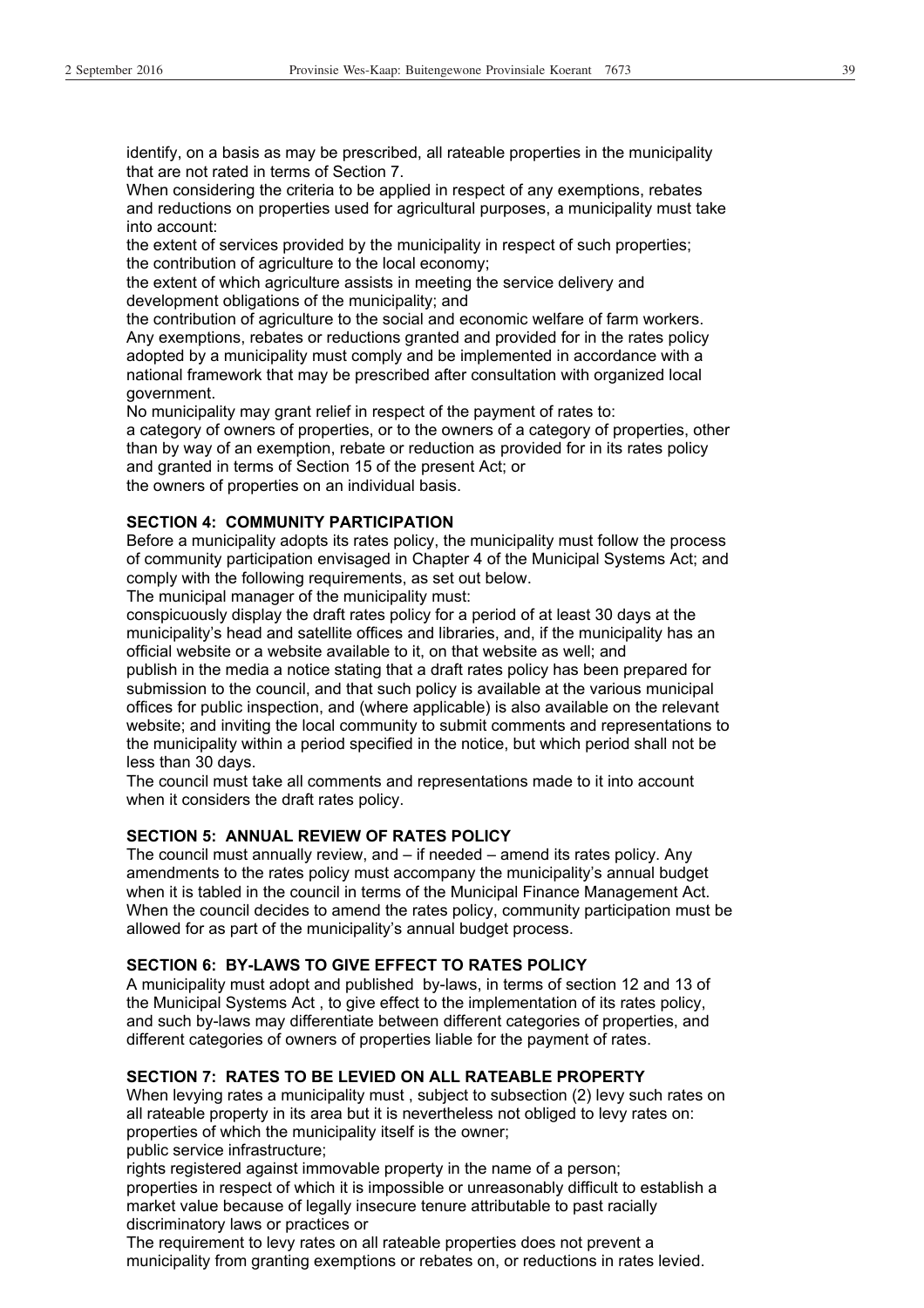identify, on a basis as may be prescribed, all rateable properties in the municipality that are not rated in terms of Section 7.

When considering the criteria to be applied in respect of any exemptions, rebates and reductions on properties used for agricultural purposes, a municipality must take into account:

the extent of services provided by the municipality in respect of such properties;

the contribution of agriculture to the local economy;

the extent of which agriculture assists in meeting the service delivery and development obligations of the municipality; and

the contribution of agriculture to the social and economic welfare of farm workers.

Any exemptions, rebates or reductions granted and provided for in the rates policy adopted by a municipality must comply and be implemented in accordance with a national framework that may be prescribed after consultation with organized local government.

No municipality may grant relief in respect of the payment of rates to:

a category of owners of properties, or to the owners of a category of properties, other than by way of an exemption, rebate or reduction as provided for in its rates policy and granted in terms of Section 15 of the present Act; or

the owners of properties on an individual basis.

**SECTION 4: COMMUNITY PARTICIPATION**

Before a municipality adopts its rates policy, the municipality must follow the process of community participation envisaged in Chapter 4 of the Municipal Systems Act; and comply with the following requirements, as set out below.

The municipal manager of the municipality must:

conspicuously display the draft rates policy for a period of at least 30 days at the municipality's head and satellite offices and libraries, and, if the municipality has an official website or a website available to it, on that website as well; and

publish in the media a notice stating that a draft rates policy has been prepared for submission to the council, and that such policy is available at the various municipal offices for public inspection, and (where applicable) is also available on the relevant website; and inviting the local community to submit comments and representations to the municipality within a period specified in the notice, but which period shall not be less than 30 days.

The council must take all comments and representations made to it into account when it considers the draft rates policy.

**SECTION 5: ANNUAL REVIEW OF RATES POLICY**

The council must annually review, and – if needed – amend its rates policy. Any amendments to the rates policy must accompany the municipality's annual budget when it is tabled in the council in terms of the Municipal Finance Management Act. When the council decides to amend the rates policy, community participation must be allowed for as part of the municipality's annual budget process.

**SECTION 6: BY-LAWS TO GIVE EFFECT TO RATES POLICY**

A municipality must adopt and published by-laws, in terms of section 12 and 13 of the Municipal Systems Act , to give effect to the implementation of its rates policy, and such by-laws may differentiate between different categories of properties, and different categories of owners of properties liable for the payment of rates.

**SECTION 7: RATES TO BE LEVIED ON ALL RATEABLE PROPERTY**

When levying rates a municipality must , subject to subsection (2) levy such rates on all rateable property in its area but it is nevertheless not obliged to levy rates on:

properties of which the municipality itself is the owner;

public service infrastructure;

rights registered against immovable property in the name of a person;

properties in respect of which it is impossible or unreasonably difficult to establish a market value because of legally insecure tenure attributable to past racially discriminatory laws or practices or

The requirement to levy rates on all rateable properties does not prevent a municipality from granting exemptions or rebates on, or reductions in rates levied.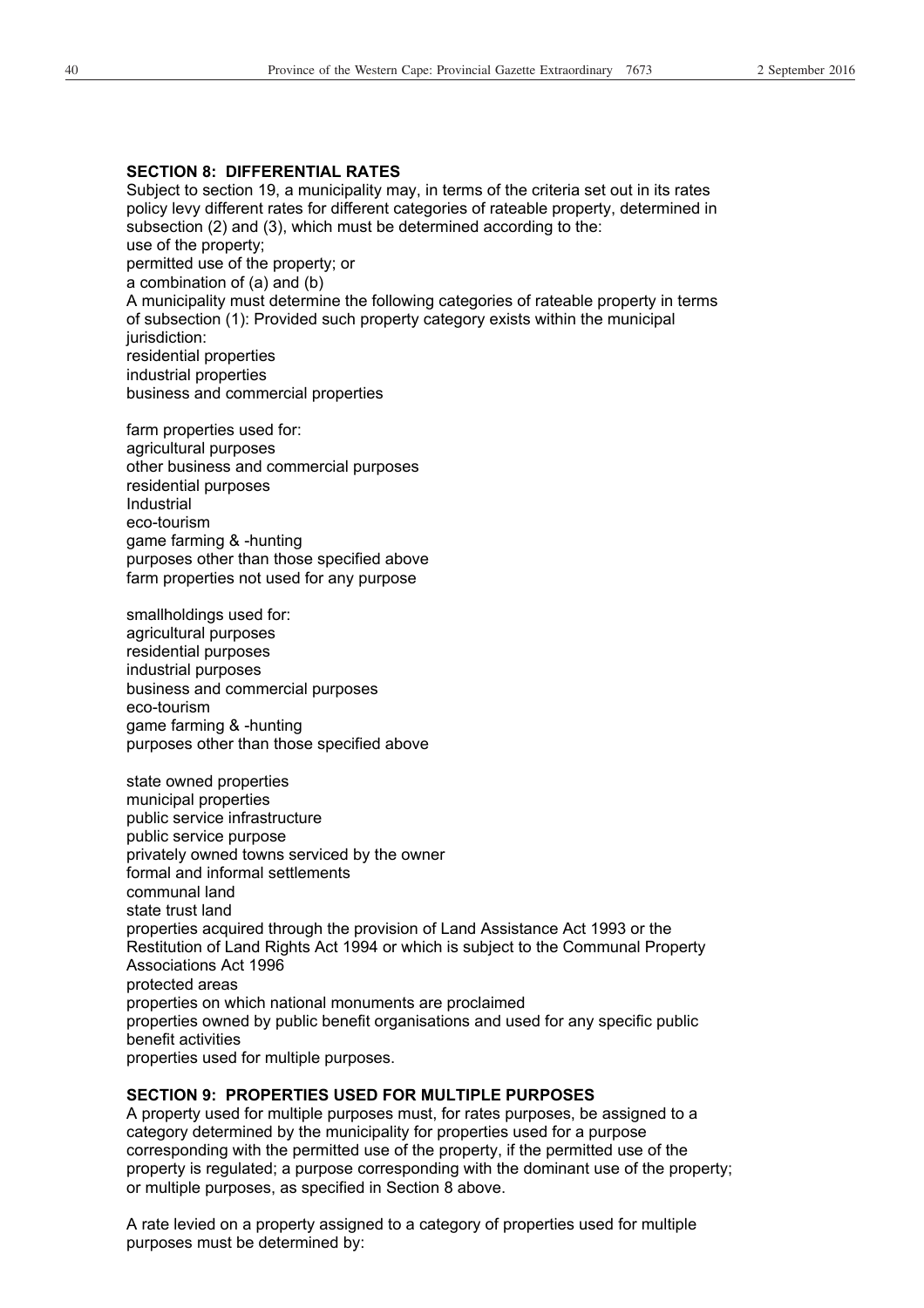**SECTION 8: DIFFERENTIAL RATES**

Subject to section 19, a municipality may, in terms of the criteria set out in its rates policy levy different rates for different categories of rateable property, determined in subsection (2) and (3), which must be determined according to the:

use of the property;

permitted use of the property; or

a combination of (a) and (b)

A municipality must determine the following categories of rateable property in terms of subsection (1): Provided such property category exists within the municipal jurisdiction:

residential properties

industrial properties

business and commercial properties

farm properties used for:

agricultural purposes

other business and commercial purposes

residential purposes

Industrial

eco-tourism

game farming & -hunting

purposes other than those specified above

farm properties not used for any purpose

smallholdings used for:

agricultural purposes

residential purposes

industrial purposes

business and commercial purposes

eco-tourism

game farming & -hunting

purposes other than those specified above

state owned properties

municipal properties

public service infrastructure

public service purpose

privately owned towns serviced by the owner

formal and informal settlements

communal land

state trust land

properties acquired through the provision of Land Assistance Act 1993 or the Restitution of Land Rights Act 1994 or which is subject to the Communal Property Associations Act 1996

protected areas

properties on which national monuments are proclaimed

properties owned by public benefit organisations and used for any specific public benefit activities

properties used for multiple purposes.

**SECTION 9: PROPERTIES USED FOR MULTIPLE PURPOSES**

A property used for multiple purposes must, for rates purposes, be assigned to a category determined by the municipality for properties used for a purpose corresponding with the permitted use of the property, if the permitted use of the property is regulated; a purpose corresponding with the dominant use of the property; or multiple purposes, as specified in Section 8 above.

A rate levied on a property assigned to a category of properties used for multiple purposes must be determined by: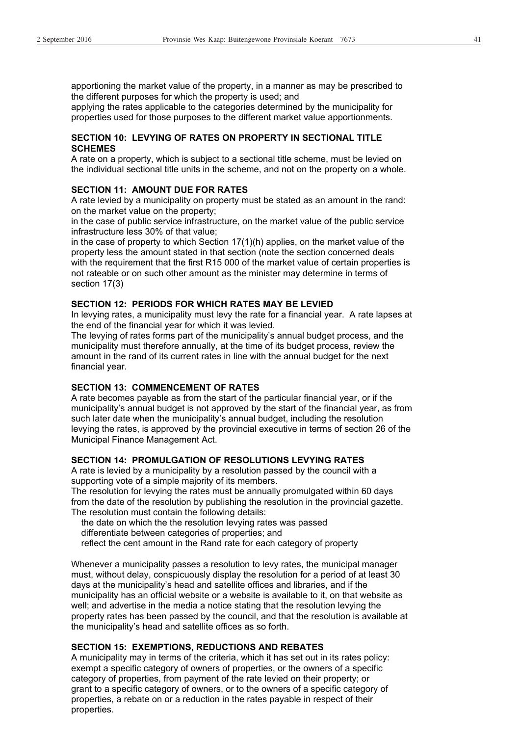apportioning the market value of the property, in a manner as may be prescribed to the different purposes for which the property is used; and

applying the rates applicable to the categories determined by the municipality for properties used for those purposes to the different market value apportionments.

**SECTION 10: LEVYING OF RATES ON PROPERTY IN SECTIONAL TITLE SCHEMES**

A rate on a property, which is subject to a sectional title scheme, must be levied on the individual sectional title units in the scheme, and not on the property on a whole.

**SECTION 11: AMOUNT DUE FOR RATES**

A rate levied by a municipality on property must be stated as an amount in the rand: on the market value on the property;

in the case of public service infrastructure, on the market value of the public service infrastructure less 30% of that value;

in the case of property to which Section 17(1)(h) applies, on the market value of the property less the amount stated in that section (note the section concerned deals with the requirement that the first R15 000 of the market value of certain properties is not rateable or on such other amount as the minister may determine in terms of section 17(3)

**SECTION 12: PERIODS FOR WHICH RATES MAY BE LEVIED**

In levying rates, a municipality must levy the rate for a financial year. A rate lapses at the end of the financial year for which it was levied.

The levying of rates forms part of the municipality's annual budget process, and the municipality must therefore annually, at the time of its budget process, review the amount in the rand of its current rates in line with the annual budget for the next financial year.

**SECTION 13: COMMENCEMENT OF RATES**

A rate becomes payable as from the start of the particular financial year, or if the municipality's annual budget is not approved by the start of the financial year, as from such later date when the municipality's annual budget, including the resolution levying the rates, is approved by the provincial executive in terms of section 26 of the Municipal Finance Management Act.

**SECTION 14: PROMULGATION OF RESOLUTIONS LEVYING RATES**

A rate is levied by a municipality by a resolution passed by the council with a supporting vote of a simple majority of its members.

The resolution for levying the rates must be annually promulgated within 60 days from the date of the resolution by publishing the resolution in the provincial gazette.

The resolution must contain the following details:

the date on which the the resolution levying rates was passed
differentiate between categories of properties; and
reflect the cent amount in the Rand rate for each category of property

Whenever a municipality passes a resolution to levy rates, the municipal manager must, without delay, conspicuously display the resolution for a period of at least 30 days at the municipality's head and satellite offices and libraries, and if the municipality has an official website or a website is available to it, on that website as well; and advertise in the media a notice stating that the resolution levying the property rates has been passed by the council, and that the resolution is available at the municipality's head and satellite offices as so forth.

**SECTION 15: EXEMPTIONS, REDUCTIONS AND REBATES**

A municipality may in terms of the criteria, which it has set out in its rates policy:
exempt a specific category of owners of properties, or the owners of a specific category of properties, from payment of the rate levied on their property; or
grant to a specific category of owners, or to the owners of a specific category of properties, a rebate on or a reduction in the rates payable in respect of their properties.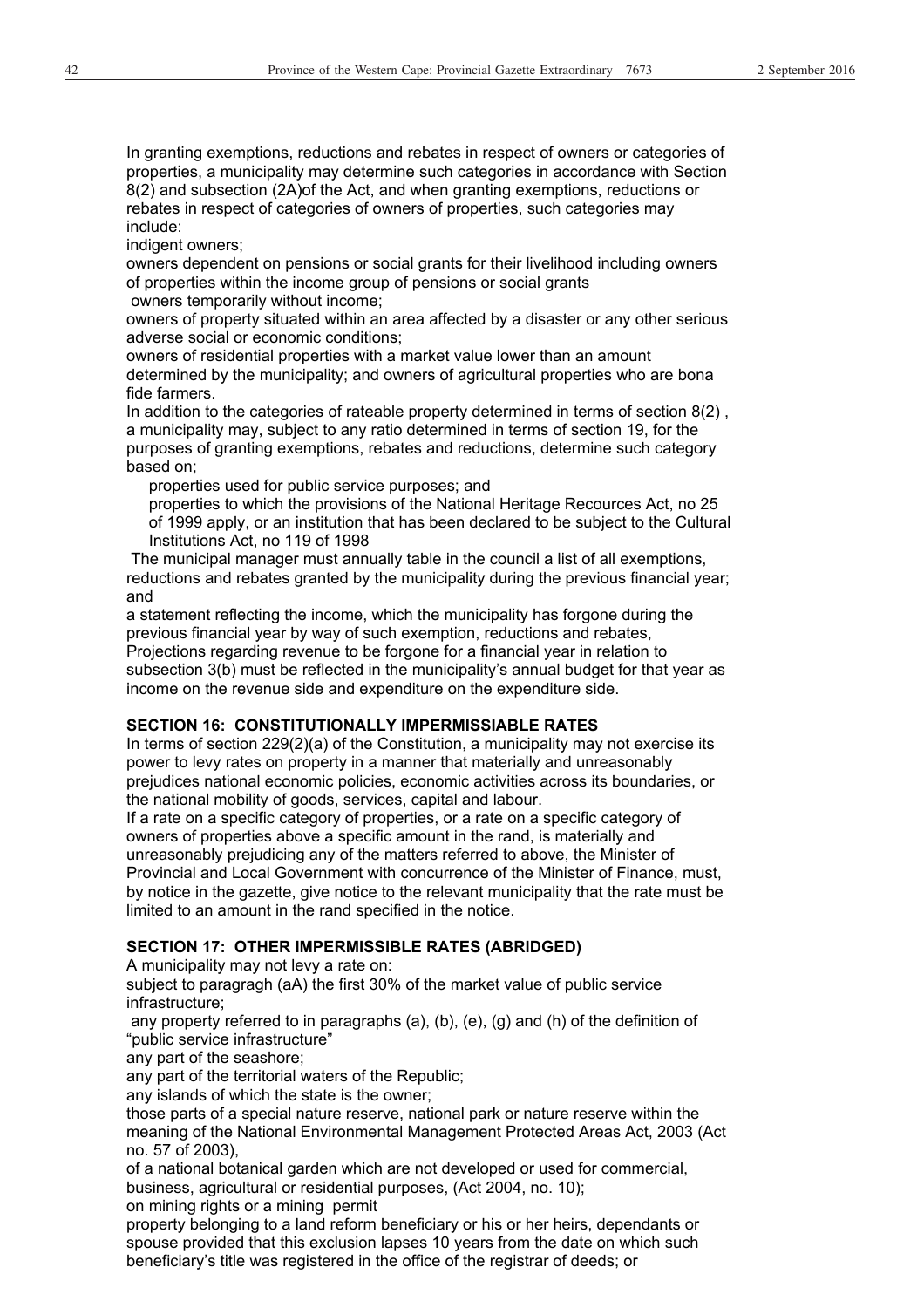In granting exemptions, reductions and rebates in respect of owners or categories of properties, a municipality may determine such categories in accordance with Section 8(2) and subsection (2A)of the Act, and when granting exemptions, reductions or rebates in respect of categories of owners of properties, such categories may include:

indigent owners;

owners dependent on pensions or social grants for their livelihood including owners of properties within the income group of pensions or social grants

owners temporarily without income;

owners of property situated within an area affected by a disaster or any other serious adverse social or economic conditions;

owners of residential properties with a market value lower than an amount determined by the municipality; and owners of agricultural properties who are bona fide farmers.

In addition to the categories of rateable property determined in terms of section 8(2) , a municipality may, subject to any ratio determined in terms of section 19, for the purposes of granting exemptions, rebates and reductions, determine such category based on;

properties used for public service purposes; and

properties to which the provisions of the National Heritage Recources Act, no 25 of 1999 apply, or an institution that has been declared to be subject to the Cultural Institutions Act, no 119 of 1998

The municipal manager must annually table in the council a list of all exemptions, reductions and rebates granted by the municipality during the previous financial year; and

a statement reflecting the income, which the municipality has forgone during the previous financial year by way of such exemption, reductions and rebates,

Projections regarding revenue to be forgone for a financial year in relation to subsection 3(b) must be reflected in the municipality's annual budget for that year as income on the revenue side and expenditure on the expenditure side.

**SECTION 16: CONSTITUTIONALLY IMPERMISSIABLE RATES**

In terms of section 229(2)(a) of the Constitution, a municipality may not exercise its power to levy rates on property in a manner that materially and unreasonably prejudices national economic policies, economic activities across its boundaries, or the national mobility of goods, services, capital and labour.

If a rate on a specific category of properties, or a rate on a specific category of owners of properties above a specific amount in the rand, is materially and unreasonably prejudicing any of the matters referred to above, the Minister of Provincial and Local Government with concurrence of the Minister of Finance, must, by notice in the gazette, give notice to the relevant municipality that the rate must be limited to an amount in the rand specified in the notice.

**SECTION 17: OTHER IMPERMISSIBLE RATES (ABRIDGED)**

A municipality may not levy a rate on:

subject to paragragh (aA) the first 30% of the market value of public service infrastructure;

any property referred to in paragraphs (a), (b), (e), (g) and (h) of the definition of "public service infrastructure"

any part of the seashore;

any part of the territorial waters of the Republic;

any islands of which the state is the owner;

those parts of a special nature reserve, national park or nature reserve within the meaning of the National Environmental Management Protected Areas Act, 2003 (Act no. 57 of 2003),

of a national botanical garden which are not developed or used for commercial, business, agricultural or residential purposes, (Act 2004, no. 10);

on mining rights or a mining permit

property belonging to a land reform beneficiary or his or her heirs, dependants or spouse provided that this exclusion lapses 10 years from the date on which such beneficiary's title was registered in the office of the registrar of deeds; or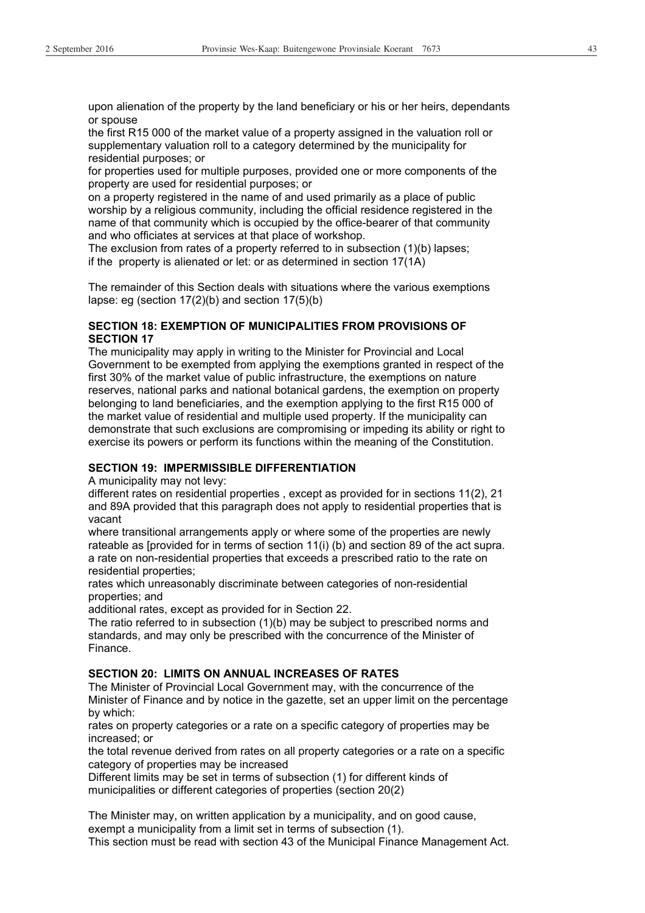upon alienation of the property by the land beneficiary or his or her heirs, dependants or spouse

the first R15 000 of the market value of a property assigned in the valuation roll or supplementary valuation roll to a category determined by the municipality for residential purposes; or

for properties used for multiple purposes, provided one or more components of the property are used for residential purposes; or

on a property registered in the name of and used primarily as a place of public worship by a religious community, including the official residence registered in the name of that community which is occupied by the office-bearer of that community and who officiates at services at that place of workshop.

The exclusion from rates of a property referred to in subsection (1)(b) lapses;

if the property is alienated or let: or as determined in section 17(1A)

The remainder of this Section deals with situations where the various exemptions lapse: eg (section 17(2)(b) and section 17(5)(b)

### SECTION 18: EXEMPTION OF MUNICIPALITIES FROM PROVISIONS OF SECTION 17

The municipality may apply in writing to the Minister for Provincial and Local Government to be exempted from applying the exemptions granted in respect of the first 30% of the market value of public infrastructure, the exemptions on nature reserves, national parks and national botanical gardens, the exemption on property belonging to land beneficiaries, and the exemption applying to the first R15 000 of the market value of residential and multiple used property. If the municipality can demonstrate that such exclusions are compromising or impeding its ability or right to exercise its powers or perform its functions within the meaning of the Constitution.

### SECTION 19: IMPERMISSIBLE DIFFERENTIATION

A municipality may not levy:

different rates on residential properties , except as provided for in sections 11(2), 21 and 89A provided that this paragraph does not apply to residential properties that is vacant

where transitional arrangements apply or where some of the properties are newly rateable as [provided for in terms of section 11(i) (b) and section 89 of the act supra.

a rate on non-residential properties that exceeds a prescribed ratio to the rate on residential properties;

rates which unreasonably discriminate between categories of non-residential properties; and

additional rates, except as provided for in Section 22.

The ratio referred to in subsection (1)(b) may be subject to prescribed norms and standards, and may only be prescribed with the concurrence of the Minister of Finance.

### SECTION 20: LIMITS ON ANNUAL INCREASES OF RATES

The Minister of Provincial Local Government may, with the concurrence of the Minister of Finance and by notice in the gazette, set an upper limit on the percentage by which:

rates on property categories or a rate on a specific category of properties may be increased; or

the total revenue derived from rates on all property categories or a rate on a specific category of properties may be increased

Different limits may be set in terms of subsection (1) for different kinds of municipalities or different categories of properties (section 20(2)

The Minister may, on written application by a municipality, and on good cause, exempt a municipality from a limit set in terms of subsection (1).

This section must be read with section 43 of the Municipal Finance Management Act.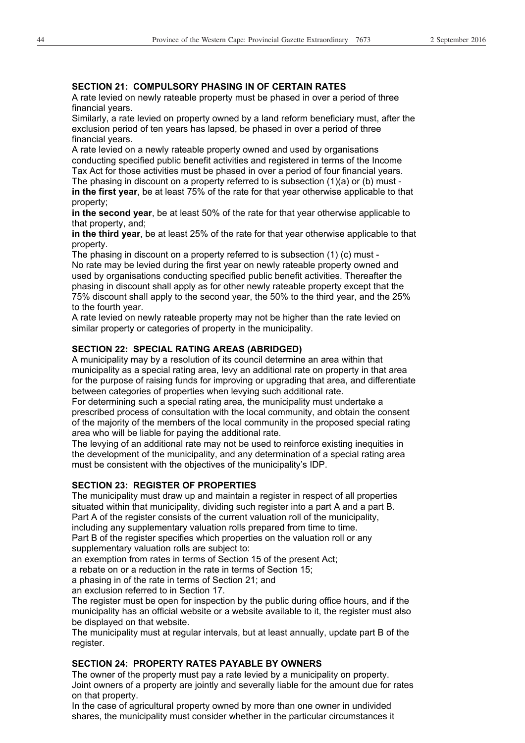### SECTION 21: COMPULSORY PHASING IN OF CERTAIN RATES

A rate levied on newly rateable property must be phased in over a period of three financial years.

Similarly, a rate levied on property owned by a land reform beneficiary must, after the exclusion period of ten years has lapsed, be phased in over a period of three financial years.

A rate levied on a newly rateable property owned and used by organisations conducting specified public benefit activities and registered in terms of the Income Tax Act for those activities must be phased in over a period of four financial years.

The phasing in discount on a property referred to is subsection (1)(a) or (b) must -

**in the first year**, be at least 75% of the rate for that year otherwise applicable to that property;

**in the second year**, be at least 50% of the rate for that year otherwise applicable to that property, and;

**in the third year**, be at least 25% of the rate for that year otherwise applicable to that property.

The phasing in discount on a property referred to is subsection (1) (c) must -

No rate may be levied during the first year on newly rateable property owned and used by organisations conducting specified public benefit activities. Thereafter the phasing in discount shall apply as for other newly rateable property except that the 75% discount shall apply to the second year, the 50% to the third year, and the 25% to the fourth year.

A rate levied on newly rateable property may not be higher than the rate levied on similar property or categories of property in the municipality.

### SECTION 22: SPECIAL RATING AREAS (ABRIDGED)

A municipality may by a resolution of its council determine an area within that municipality as a special rating area, levy an additional rate on property in that area for the purpose of raising funds for improving or upgrading that area, and differentiate between categories of properties when levying such additional rate.

For determining such a special rating area, the municipality must undertake a prescribed process of consultation with the local community, and obtain the consent of the majority of the members of the local community in the proposed special rating area who will be liable for paying the additional rate.

The levying of an additional rate may not be used to reinforce existing inequities in the development of the municipality, and any determination of a special rating area must be consistent with the objectives of the municipality's IDP.

### SECTION 23: REGISTER OF PROPERTIES

The municipality must draw up and maintain a register in respect of all properties situated within that municipality, dividing such register into a part A and a part B.

Part A of the register consists of the current valuation roll of the municipality, including any supplementary valuation rolls prepared from time to time.

Part B of the register specifies which properties on the valuation roll or any supplementary valuation rolls are subject to:

an exemption from rates in terms of Section 15 of the present Act;

a rebate on or a reduction in the rate in terms of Section 15;

a phasing in of the rate in terms of Section 21; and

an exclusion referred to in Section 17.

The register must be open for inspection by the public during office hours, and if the municipality has an official website or a website available to it, the register must also be displayed on that website.

The municipality must at regular intervals, but at least annually, update part B of the register.

### SECTION 24: PROPERTY RATES PAYABLE BY OWNERS

The owner of the property must pay a rate levied by a municipality on property.

Joint owners of a property are jointly and severally liable for the amount due for rates on that property.

In the case of agricultural property owned by more than one owner in undivided shares, the municipality must consider whether in the particular circumstances it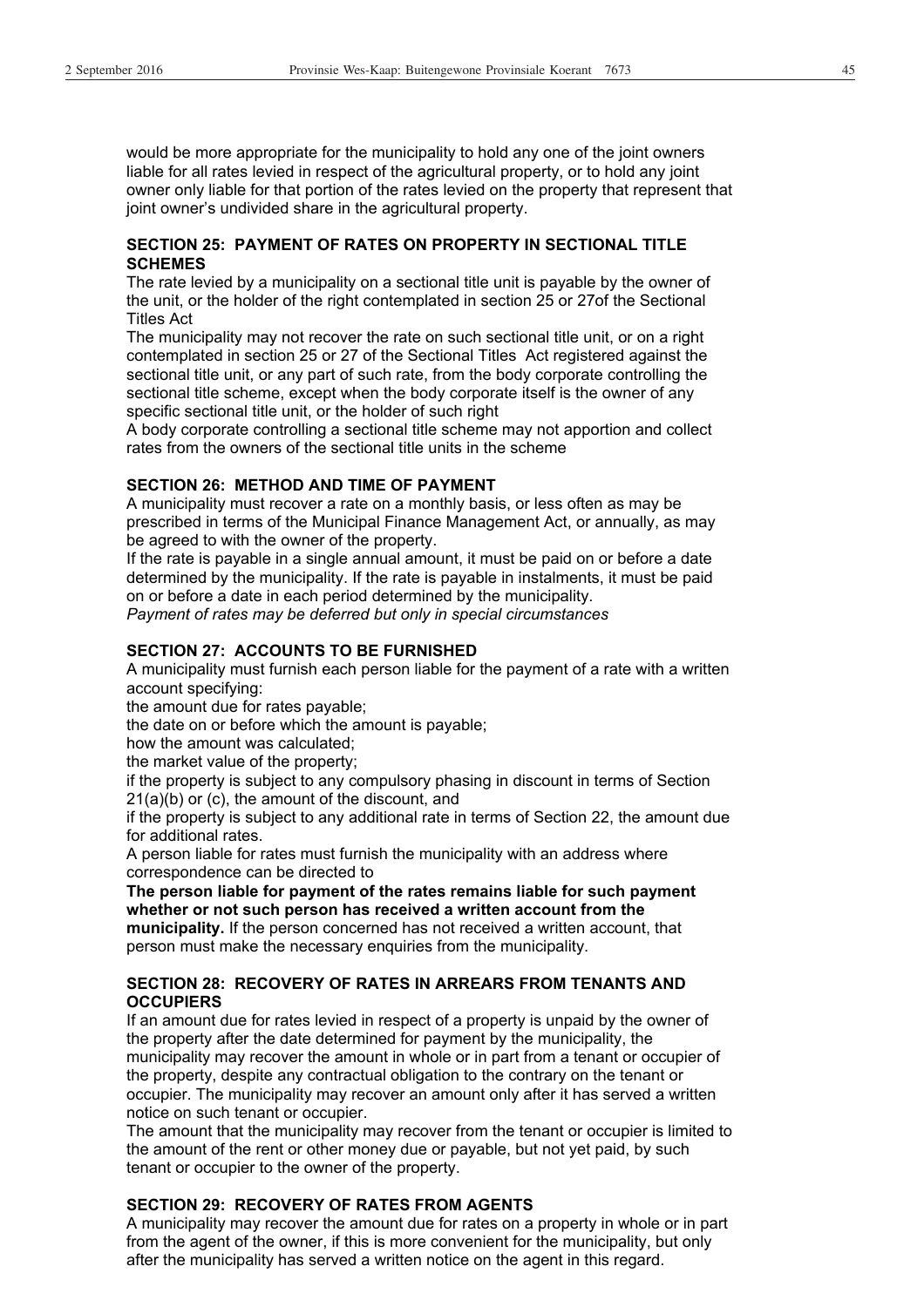would be more appropriate for the municipality to hold any one of the joint owners liable for all rates levied in respect of the agricultural property, or to hold any joint owner only liable for that portion of the rates levied on the property that represent that joint owner's undivided share in the agricultural property.

**SECTION 25: PAYMENT OF RATES ON PROPERTY IN SECTIONAL TITLE SCHEMES**

The rate levied by a municipality on a sectional title unit is payable by the owner of the unit, or the holder of the right contemplated in section 25 or 27of the Sectional Titles Act

The municipality may not recover the rate on such sectional title unit, or on a right contemplated in section 25 or 27 of the Sectional Titles Act registered against the sectional title unit, or any part of such rate, from the body corporate controlling the sectional title scheme, except when the body corporate itself is the owner of any specific sectional title unit, or the holder of such right

A body corporate controlling a sectional title scheme may not apportion and collect rates from the owners of the sectional title units in the scheme

**SECTION 26: METHOD AND TIME OF PAYMENT**

A municipality must recover a rate on a monthly basis, or less often as may be prescribed in terms of the Municipal Finance Management Act, or annually, as may be agreed to with the owner of the property.

If the rate is payable in a single annual amount, it must be paid on or before a date determined by the municipality. If the rate is payable in instalments, it must be paid on or before a date in each period determined by the municipality.

*Payment of rates may be deferred but only in special circumstances*

**SECTION 27: ACCOUNTS TO BE FURNISHED**

A municipality must furnish each person liable for the payment of a rate with a written account specifying:

the amount due for rates payable;

the date on or before which the amount is payable;

how the amount was calculated;

the market value of the property;

if the property is subject to any compulsory phasing in discount in terms of Section 21(a)(b) or (c), the amount of the discount, and

if the property is subject to any additional rate in terms of Section 22, the amount due for additional rates.

A person liable for rates must furnish the municipality with an address where correspondence can be directed to

**The person liable for payment of the rates remains liable for such payment whether or not such person has received a written account from the municipality.** If the person concerned has not received a written account, that person must make the necessary enquiries from the municipality.

**SECTION 28: RECOVERY OF RATES IN ARREARS FROM TENANTS AND OCCUPIERS**

If an amount due for rates levied in respect of a property is unpaid by the owner of the property after the date determined for payment by the municipality, the municipality may recover the amount in whole or in part from a tenant or occupier of the property, despite any contractual obligation to the contrary on the tenant or occupier. The municipality may recover an amount only after it has served a written notice on such tenant or occupier.

The amount that the municipality may recover from the tenant or occupier is limited to the amount of the rent or other money due or payable, but not yet paid, by such tenant or occupier to the owner of the property.

**SECTION 29: RECOVERY OF RATES FROM AGENTS**

A municipality may recover the amount due for rates on a property in whole or in part from the agent of the owner, if this is more convenient for the municipality, but only after the municipality has served a written notice on the agent in this regard.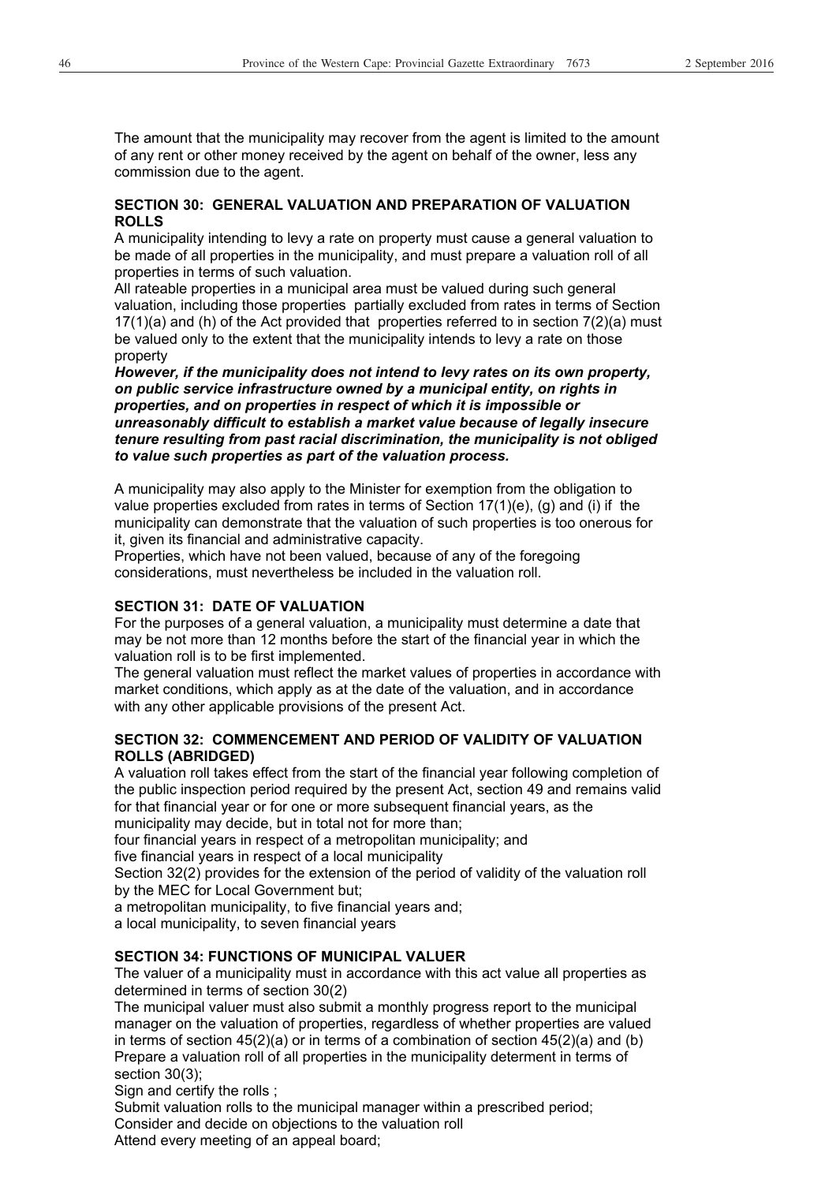The amount that the municipality may recover from the agent is limited to the amount of any rent or other money received by the agent on behalf of the owner, less any commission due to the agent.

**SECTION 30: GENERAL VALUATION AND PREPARATION OF VALUATION ROLLS**

A municipality intending to levy a rate on property must cause a general valuation to be made of all properties in the municipality, and must prepare a valuation roll of all properties in terms of such valuation.

All rateable properties in a municipal area must be valued during such general valuation, including those properties partially excluded from rates in terms of Section 17(1)(a) and (h) of the Act provided that properties referred to in section 7(2)(a) must be valued only to the extent that the municipality intends to levy a rate on those property

***However, if the municipality does not intend to levy rates on its own property, on public service infrastructure owned by a municipal entity, on rights in properties, and on properties in respect of which it is impossible or unreasonably difficult to establish a market value because of legally insecure tenure resulting from past racial discrimination, the municipality is not obliged to value such properties as part of the valuation process.***

A municipality may also apply to the Minister for exemption from the obligation to value properties excluded from rates in terms of Section 17(1)(e), (g) and (i) if the municipality can demonstrate that the valuation of such properties is too onerous for it, given its financial and administrative capacity.

Properties, which have not been valued, because of any of the foregoing considerations, must nevertheless be included in the valuation roll.

**SECTION 31: DATE OF VALUATION**

For the purposes of a general valuation, a municipality must determine a date that may be not more than 12 months before the start of the financial year in which the valuation roll is to be first implemented.

The general valuation must reflect the market values of properties in accordance with market conditions, which apply as at the date of the valuation, and in accordance with any other applicable provisions of the present Act.

**SECTION 32: COMMENCEMENT AND PERIOD OF VALIDITY OF VALUATION ROLLS (ABRIDGED)**

A valuation roll takes effect from the start of the financial year following completion of the public inspection period required by the present Act, section 49 and remains valid for that financial year or for one or more subsequent financial years, as the municipality may decide, but in total not for more than;

four financial years in respect of a metropolitan municipality; and

five financial years in respect of a local municipality

Section 32(2) provides for the extension of the period of validity of the valuation roll by the MEC for Local Government but;

a metropolitan municipality, to five financial years and;

a local municipality, to seven financial years

**SECTION 34: FUNCTIONS OF MUNICIPAL VALUER**

The valuer of a municipality must in accordance with this act value all properties as determined in terms of section 30(2)

The municipal valuer must also submit a monthly progress report to the municipal manager on the valuation of properties, regardless of whether properties are valued in terms of section 45(2)(a) or in terms of a combination of section 45(2)(a) and (b)

Prepare a valuation roll of all properties in the municipality determent in terms of section 30(3);

Sign and certify the rolls ;

Submit valuation rolls to the municipal manager within a prescribed period;

Consider and decide on objections to the valuation roll

Attend every meeting of an appeal board;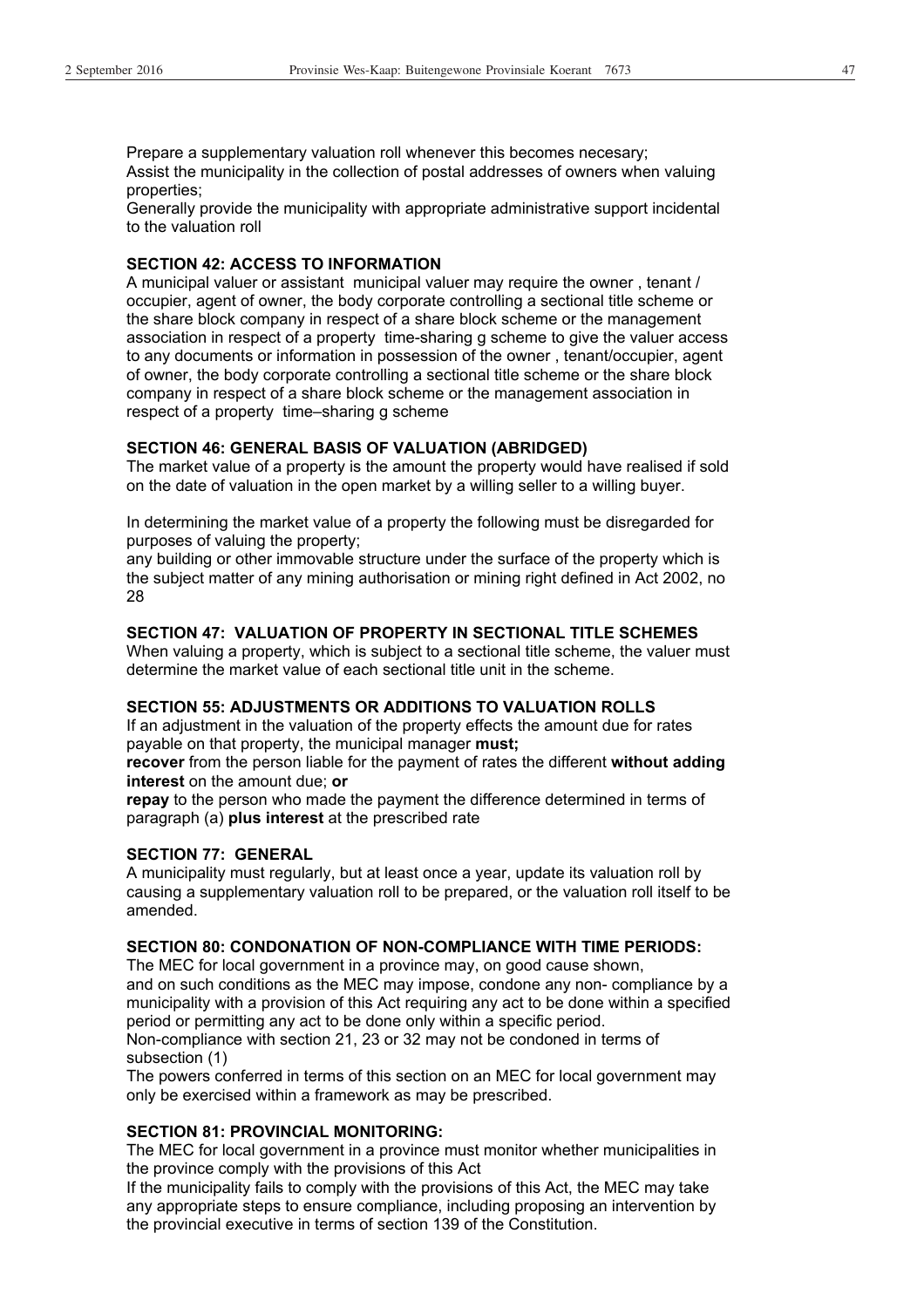Prepare a supplementary valuation roll whenever this becomes necesary;
Assist the municipality in the collection of postal addresses of owners when valuing properties;
Generally provide the municipality with appropriate administrative support incidental to the valuation roll

**SECTION 42: ACCESS TO INFORMATION**

A municipal valuer or assistant municipal valuer may require the owner , tenant / occupier, agent of owner, the body corporate controlling a sectional title scheme or the share block company in respect of a share block scheme or the management association in respect of a property time-sharing g scheme to give the valuer access to any documents or information in possession of the owner , tenant/occupier, agent of owner, the body corporate controlling a sectional title scheme or the share block company in respect of a share block scheme or the management association in respect of a property time–sharing g scheme

**SECTION 46: GENERAL BASIS OF VALUATION (ABRIDGED)**

The market value of a property is the amount the property would have realised if sold on the date of valuation in the open market by a willing seller to a willing buyer.

In determining the market value of a property the following must be disregarded for purposes of valuing the property;
any building or other immovable structure under the surface of the property which is the subject matter of any mining authorisation or mining right defined in Act 2002, no 28

**SECTION 47: VALUATION OF PROPERTY IN SECTIONAL TITLE SCHEMES**

When valuing a property, which is subject to a sectional title scheme, the valuer must determine the market value of each sectional title unit in the scheme.

**SECTION 55: ADJUSTMENTS OR ADDITIONS TO VALUATION ROLLS**

If an adjustment in the valuation of the property effects the amount due for rates payable on that property, the municipal manager **must;**
**recover** from the person liable for the payment of rates the different **without adding interest** on the amount due; **or**
**repay** to the person who made the payment the difference determined in terms of paragraph (a) **plus interest** at the prescribed rate

**SECTION 77: GENERAL**

A municipality must regularly, but at least once a year, update its valuation roll by causing a supplementary valuation roll to be prepared, or the valuation roll itself to be amended.

**SECTION 80: CONDONATION OF NON-COMPLIANCE WITH TIME PERIODS:**

The MEC for local government in a province may, on good cause shown,
and on such conditions as the MEC may impose, condone any non- compliance by a municipality with a provision of this Act requiring any act to be done within a specified period or permitting any act to be done only within a specific period.
Non-compliance with section 21, 23 or 32 may not be condoned in terms of subsection (1)
The powers conferred in terms of this section on an MEC for local government may only be exercised within a framework as may be prescribed.

**SECTION 81: PROVINCIAL MONITORING:**

The MEC for local government in a province must monitor whether municipalities in the province comply with the provisions of this Act
If the municipality fails to comply with the provisions of this Act, the MEC may take any appropriate steps to ensure compliance, including proposing an intervention by the provincial executive in terms of section 139 of the Constitution.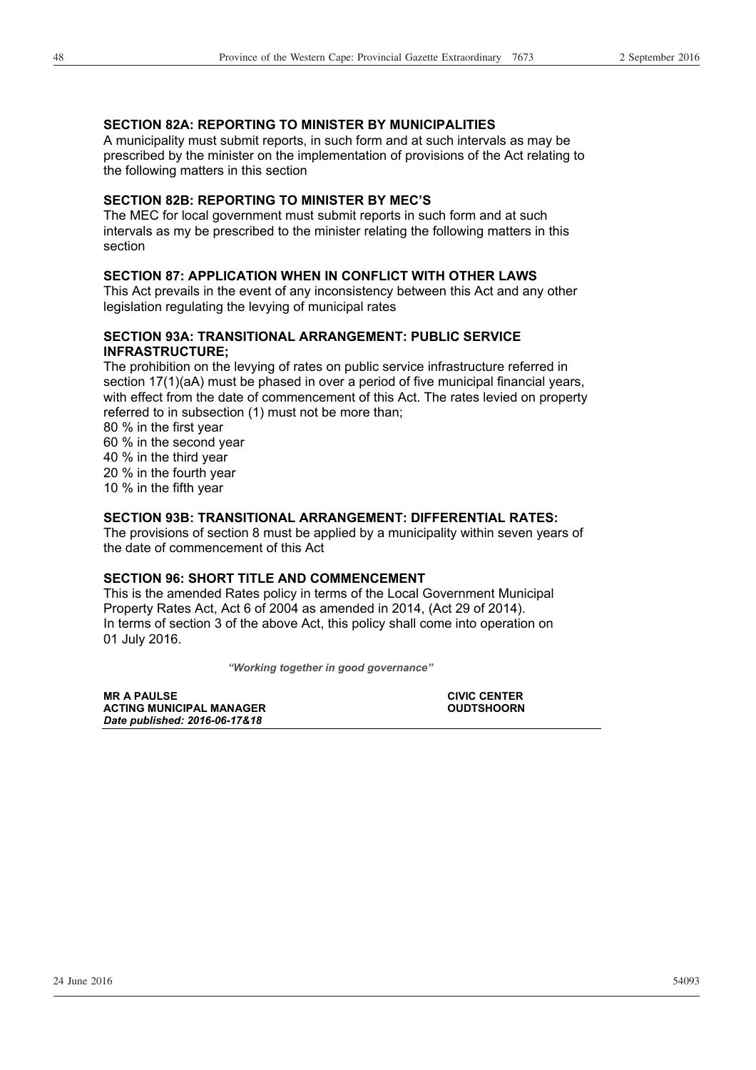**SECTION 82A: REPORTING TO MINISTER BY MUNICIPALITIES**

A municipality must submit reports, in such form and at such intervals as may be prescribed by the minister on the implementation of provisions of the Act relating to the following matters in this section

**SECTION 82B: REPORTING TO MINISTER BY MEC'S**

The MEC for local government must submit reports in such form and at such intervals as my be prescribed to the minister relating the following matters in this section

**SECTION 87: APPLICATION WHEN IN CONFLICT WITH OTHER LAWS**

This Act prevails in the event of any inconsistency between this Act and any other legislation regulating the levying of municipal rates

**SECTION 93A: TRANSITIONAL ARRANGEMENT: PUBLIC SERVICE INFRASTRUCTURE;**

The prohibition on the levying of rates on public service infrastructure referred in section 17(1)(aA) must be phased in over a period of five municipal financial years, with effect from the date of commencement of this Act. The rates levied on property referred to in subsection (1) must not be more than;

80 % in the first year
60 % in the second year
40 % in the third year
20 % in the fourth year
10 % in the fifth year

**SECTION 93B: TRANSITIONAL ARRANGEMENT: DIFFERENTIAL RATES:**

The provisions of section 8 must be applied by a municipality within seven years of the date of commencement of this Act

**SECTION 96: SHORT TITLE AND COMMENCEMENT**

This is the amended Rates policy in terms of the Local Government Municipal Property Rates Act, Act 6 of 2004 as amended in 2014, (Act 29 of 2014).
In terms of section 3 of the above Act, this policy shall come into operation on 01 July 2016.

***"Working together in good governance"***

**MR A PAULSE**
**ACTING MUNICIPAL MANAGER**
***Date published: 2016-06-17&18***

**CIVIC CENTER**
**OUDTSHOORN**

24 June 2016 54093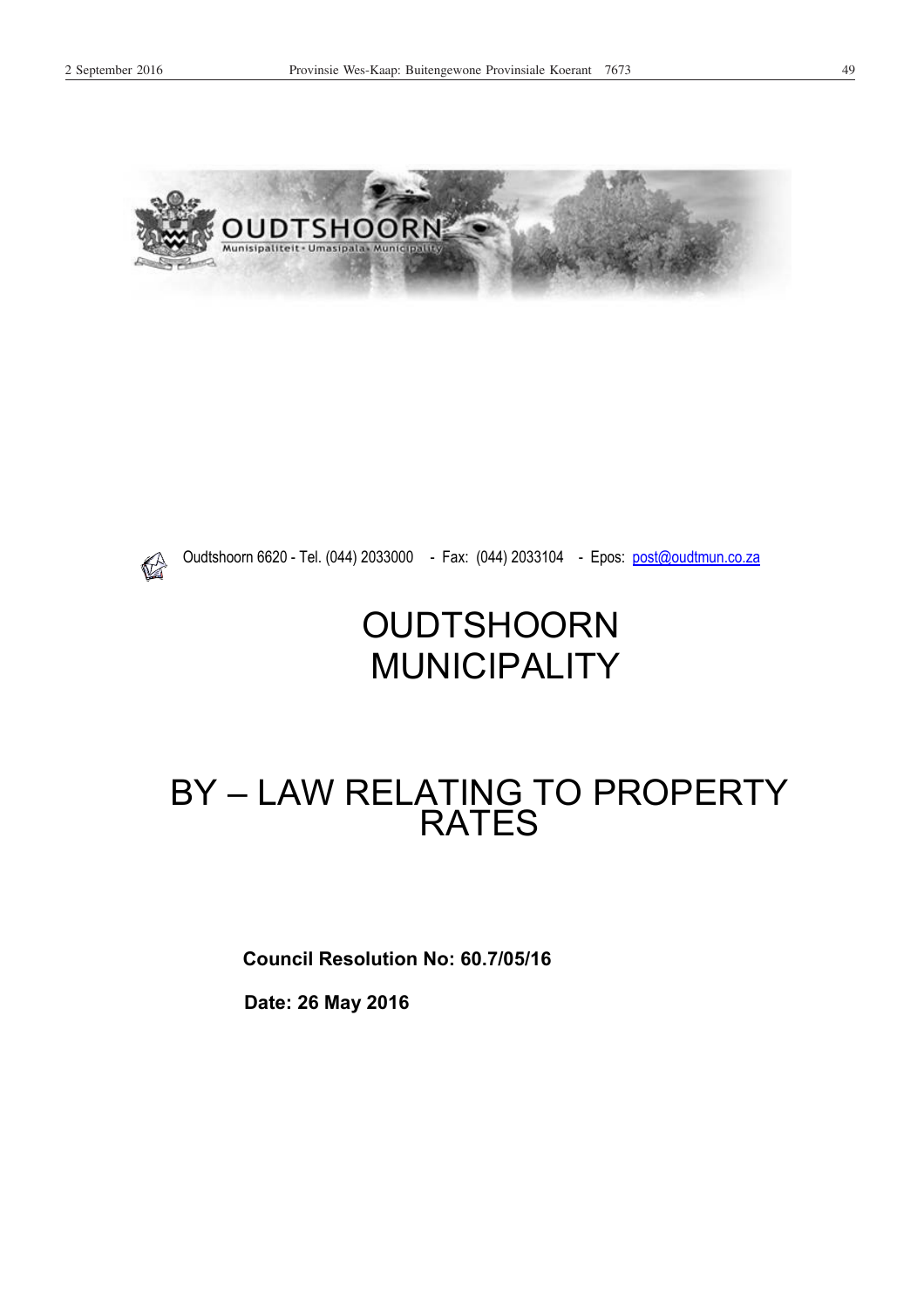Oudtshoorn 6620 - Tel. (044) 2033000 - Fax: (044) 2033104 - Epos: post@oudtmun.co.za

# OUDTSHOORN MUNICIPALITY

# BY – LAW RELATING TO PROPERTY RATES

**Council Resolution No: 60.7/05/16**

**Date: 26 May 2016**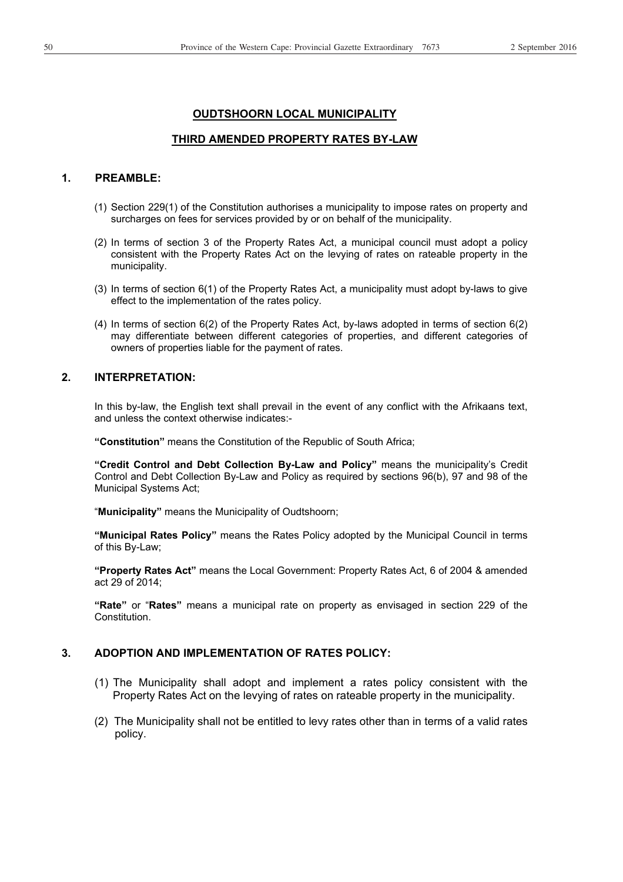## OUDTSHOORN LOCAL MUNICIPALITY

## THIRD AMENDED PROPERTY RATES BY-LAW

### 1. PREAMBLE:

(1) Section 229(1) of the Constitution authorises a municipality to impose rates on property and surcharges on fees for services provided by or on behalf of the municipality.

(2) In terms of section 3 of the Property Rates Act, a municipal council must adopt a policy consistent with the Property Rates Act on the levying of rates on rateable property in the municipality.

(3) In terms of section 6(1) of the Property Rates Act, a municipality must adopt by-laws to give effect to the implementation of the rates policy.

(4) In terms of section 6(2) of the Property Rates Act, by-laws adopted in terms of section 6(2) may differentiate between different categories of properties, and different categories of owners of properties liable for the payment of rates.

### 2. INTERPRETATION:

In this by-law, the English text shall prevail in the event of any conflict with the Afrikaans text, and unless the context otherwise indicates:-

**"Constitution"** means the Constitution of the Republic of South Africa;

**"Credit Control and Debt Collection By-Law and Policy"** means the municipality's Credit Control and Debt Collection By-Law and Policy as required by sections 96(b), 97 and 98 of the Municipal Systems Act;

"**Municipality"** means the Municipality of Oudtshoorn;

**"Municipal Rates Policy"** means the Rates Policy adopted by the Municipal Council in terms of this By-Law;

**"Property Rates Act"** means the Local Government: Property Rates Act, 6 of 2004 & amended act 29 of 2014;

**"Rate"** or "**Rates"** means a municipal rate on property as envisaged in section 229 of the Constitution.

### 3. ADOPTION AND IMPLEMENTATION OF RATES POLICY:

(1) The Municipality shall adopt and implement a rates policy consistent with the Property Rates Act on the levying of rates on rateable property in the municipality.

(2) The Municipality shall not be entitled to levy rates other than in terms of a valid rates policy.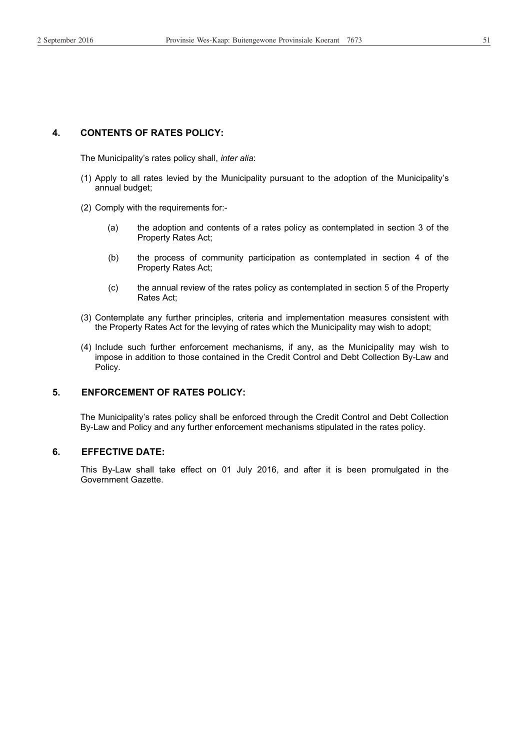## 4. CONTENTS OF RATES POLICY:

The Municipality's rates policy shall, *inter alia*:

(1) Apply to all rates levied by the Municipality pursuant to the adoption of the Municipality's annual budget;

(2) Comply with the requirements for:-

  (a) the adoption and contents of a rates policy as contemplated in section 3 of the Property Rates Act;

  (b) the process of community participation as contemplated in section 4 of the Property Rates Act;

  (c) the annual review of the rates policy as contemplated in section 5 of the Property Rates Act;

(3) Contemplate any further principles, criteria and implementation measures consistent with the Property Rates Act for the levying of rates which the Municipality may wish to adopt;

(4) Include such further enforcement mechanisms, if any, as the Municipality may wish to impose in addition to those contained in the Credit Control and Debt Collection By-Law and Policy.

## 5. ENFORCEMENT OF RATES POLICY:

The Municipality's rates policy shall be enforced through the Credit Control and Debt Collection By-Law and Policy and any further enforcement mechanisms stipulated in the rates policy.

## 6. EFFECTIVE DATE:

This By-Law shall take effect on 01 July 2016, and after it is been promulgated in the Government Gazette.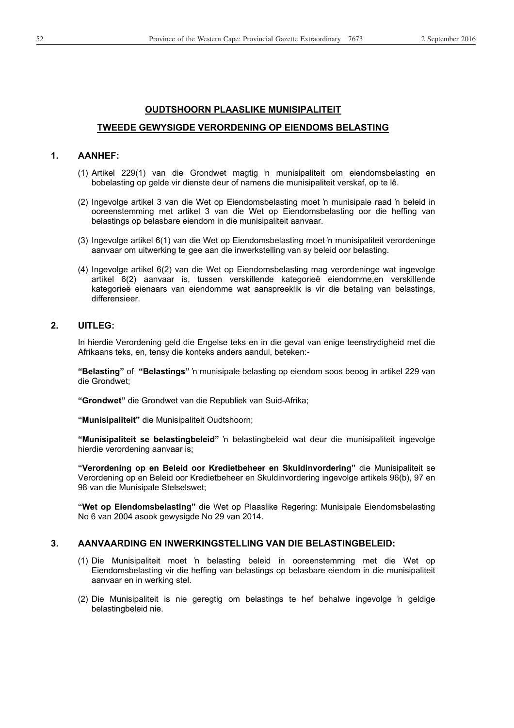## OUDTSHOORN PLAASLIKE MUNISIPALITEIT

## TWEEDE GEWYSIGDE VERORDENING OP EIENDOMS BELASTING

### 1. AANHEF:

(1) Artikel 229(1) van die Grondwet magtig 'n munisipaliteit om eiendomsbelasting en bobelasting op gelde vir dienste deur of namens die munisipaliteit verskaf, op te lê.

(2) Ingevolge artikel 3 van die Wet op Eiendomsbelasting moet 'n munisipale raad 'n beleid in ooreenstemming met artikel 3 van die Wet op Eiendomsbelasting oor die heffing van belastings op belasbare eiendom in die munisipaliteit aanvaar.

(3) Ingevolge artikel 6(1) van die Wet op Eiendomsbelasting moet 'n munisipaliteit verordeninge aanvaar om uitwerking te gee aan die inwerkstelling van sy beleid oor belasting.

(4) Ingevolge artikel 6(2) van die Wet op Eiendomsbelasting mag verordeninge wat ingevolge artikel 6(2) aanvaar is, tussen verskillende kategorieë eiendomme,en verskillende kategorieë eienaars van eiendomme wat aanspreeklik is vir die betaling van belastings, differensieer.

### 2. UITLEG:

In hierdie Verordening geld die Engelse teks en in die geval van enige teenstrydigheid met die Afrikaans teks, en, tensy die konteks anders aandui, beteken:-

**"Belasting"** of **"Belastings"** 'n munisipale belasting op eiendom soos beoog in artikel 229 van die Grondwet;

**"Grondwet"** die Grondwet van die Republiek van Suid-Afrika;

**"Munisipaliteit"** die Munisipaliteit Oudtshoorn;

**"Munisipaliteit se belastingbeleid"** 'n belastingbeleid wat deur die munisipaliteit ingevolge hierdie verordening aanvaar is;

**"Verordening op en Beleid oor Kredietbeheer en Skuldinvordering"** die Munisipaliteit se Verordening op en Beleid oor Kredietbeheer en Skuldinvordering ingevolge artikels 96(b), 97 en 98 van die Munisipale Stelselswet;

**"Wet op Eiendomsbelasting"** die Wet op Plaaslike Regering: Munisipale Eiendomsbelasting No 6 van 2004 asook gewysigde No 29 van 2014.

### 3. AANVAARDING EN INWERKINGSTELLING VAN DIE BELASTINGBELEID:

(1) Die Munisipaliteit moet 'n belasting beleid in ooreenstemming met die Wet op Eiendomsbelasting vir die heffing van belastings op belasbare eiendom in die munisipaliteit aanvaar en in werking stel.

(2) Die Munisipaliteit is nie geregtig om belastings te hef behalwe ingevolge 'n geldige belastingbeleid nie.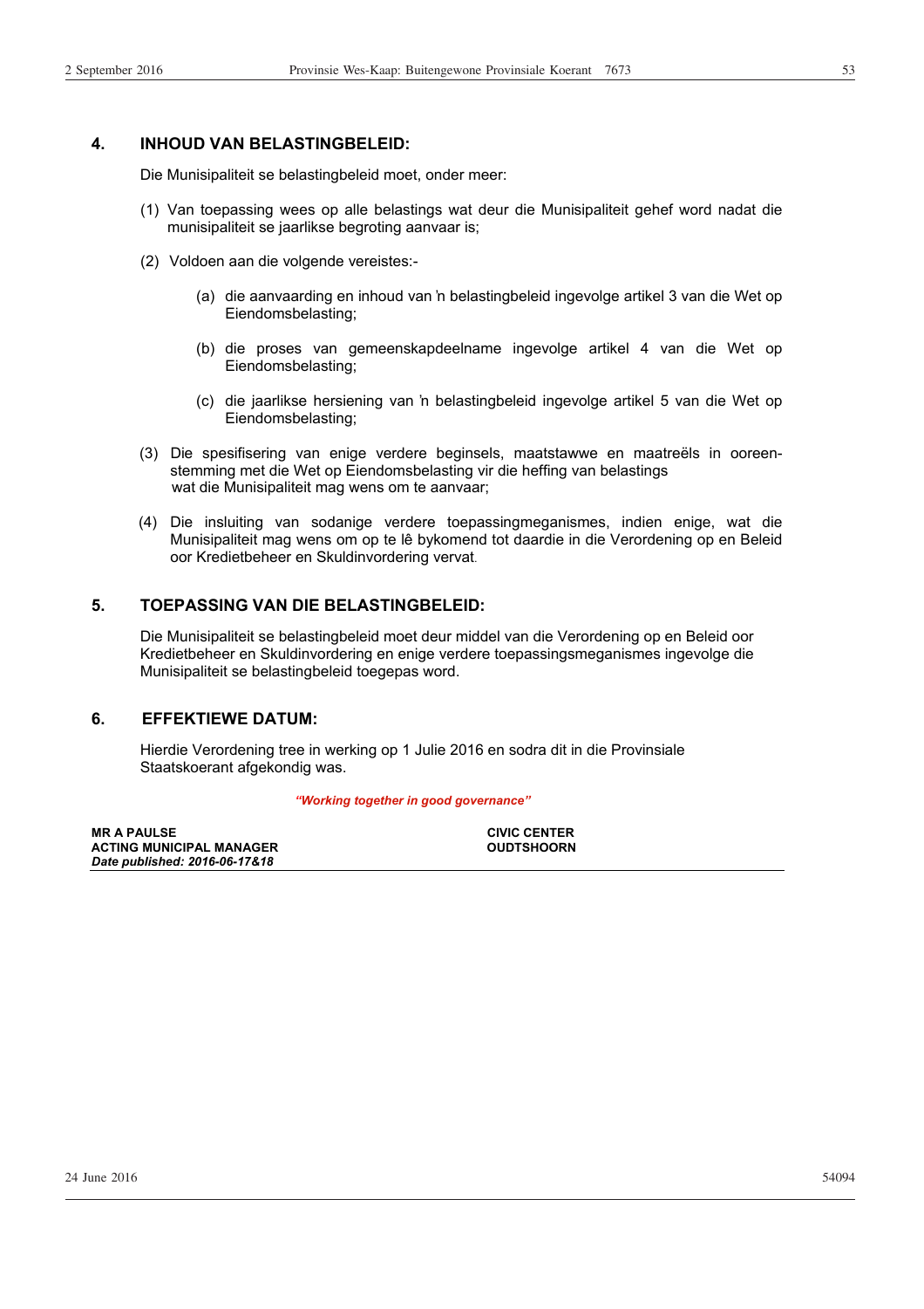## 4. INHOUD VAN BELASTINGBELEID:

Die Munisipaliteit se belastingbeleid moet, onder meer:

(1) Van toepassing wees op alle belastings wat deur die Munisipaliteit gehef word nadat die munisipaliteit se jaarlikse begroting aanvaar is;

(2) Voldoen aan die volgende vereistes:-

(a) die aanvaarding en inhoud van 'n belastingbeleid ingevolge artikel 3 van die Wet op Eiendomsbelasting;

(b) die proses van gemeenskapdeelname ingevolge artikel 4 van die Wet op Eiendomsbelasting;

(c) die jaarlikse hersiening van 'n belastingbeleid ingevolge artikel 5 van die Wet op Eiendomsbelasting;

(3) Die spesifisering van enige verdere beginsels, maatstawwe en maatreëls in ooreenstemming met die Wet op Eiendomsbelasting vir die heffing van belastings wat die Munisipaliteit mag wens om te aanvaar;

(4) Die insluiting van sodanige verdere toepassingmeganismes, indien enige, wat die Munisipaliteit mag wens om op te lê bykomend tot daardie in die Verordening op en Beleid oor Kredietbeheer en Skuldinvordering vervat.

## 5. TOEPASSING VAN DIE BELASTINGBELEID:

Die Munisipaliteit se belastingbeleid moet deur middel van die Verordening op en Beleid oor Kredietbeheer en Skuldinvordering en enige verdere toepassingsmeganismes ingevolge die Munisipaliteit se belastingbeleid toegepas word.

## 6. EFFEKTIEWE DATUM:

Hierdie Verordening tree in werking op 1 Julie 2016 en sodra dit in die Provinsiale Staatskoerant afgekondig was.

***"Working together in good governance"***

**MR A PAULSE**
**ACTING MUNICIPAL MANAGER**
***Date published: 2016-06-17&18***

**CIVIC CENTER**
**OUDTSHOORN**

24 June 2016 54094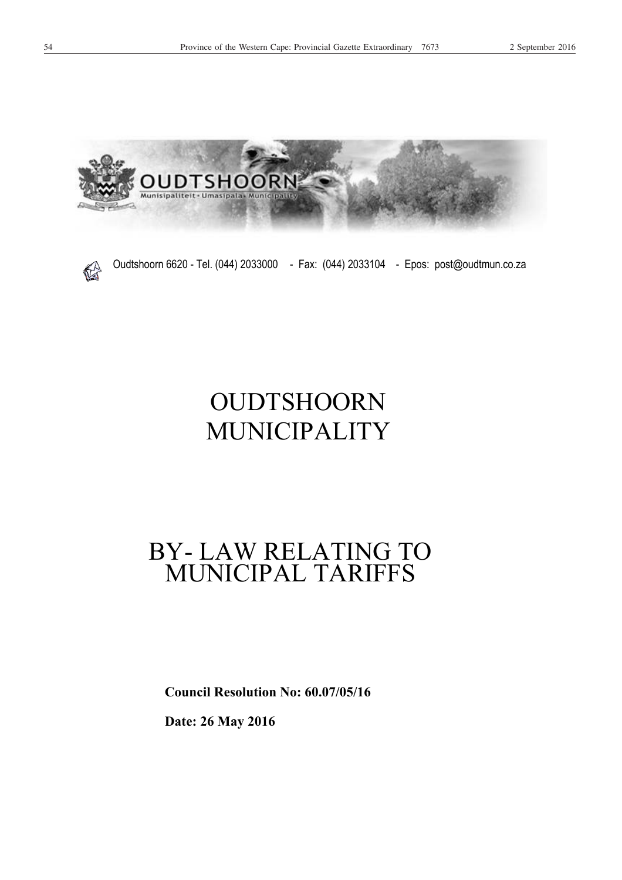Oudtshoorn 6620 - Tel. (044) 2033000 - Fax: (044) 2033104 - Epos: post@oudtmun.co.za

# OUDTSHOORN MUNICIPALITY

# BY- LAW RELATING TO MUNICIPAL TARIFFS

**Council Resolution No: 60.07/05/16**

**Date: 26 May 2016**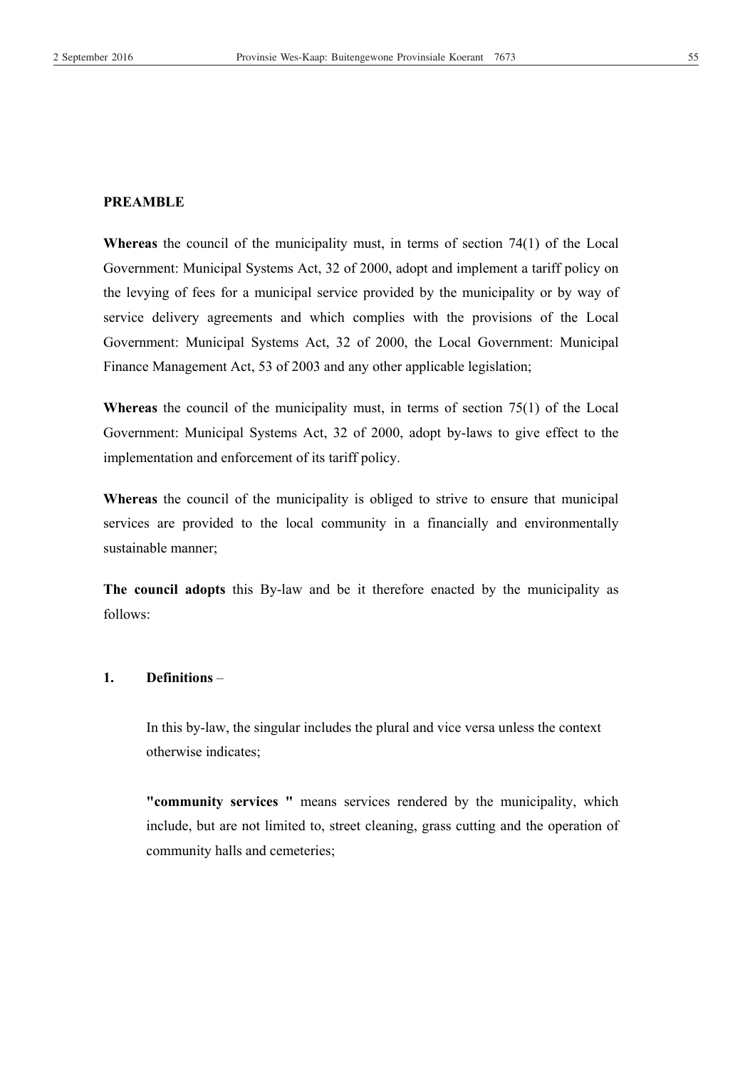**PREAMBLE**

**Whereas** the council of the municipality must, in terms of section 74(1) of the Local Government: Municipal Systems Act, 32 of 2000, adopt and implement a tariff policy on the levying of fees for a municipal service provided by the municipality or by way of service delivery agreements and which complies with the provisions of the Local Government: Municipal Systems Act, 32 of 2000, the Local Government: Municipal Finance Management Act, 53 of 2003 and any other applicable legislation;

**Whereas** the council of the municipality must, in terms of section 75(1) of the Local Government: Municipal Systems Act, 32 of 2000, adopt by-laws to give effect to the implementation and enforcement of its tariff policy.

**Whereas** the council of the municipality is obliged to strive to ensure that municipal services are provided to the local community in a financially and environmentally sustainable manner;

**The council adopts** this By-law and be it therefore enacted by the municipality as follows:

**1. Definitions** –

In this by-law, the singular includes the plural and vice versa unless the context otherwise indicates;

**"community services "** means services rendered by the municipality, which include, but are not limited to, street cleaning, grass cutting and the operation of community halls and cemeteries;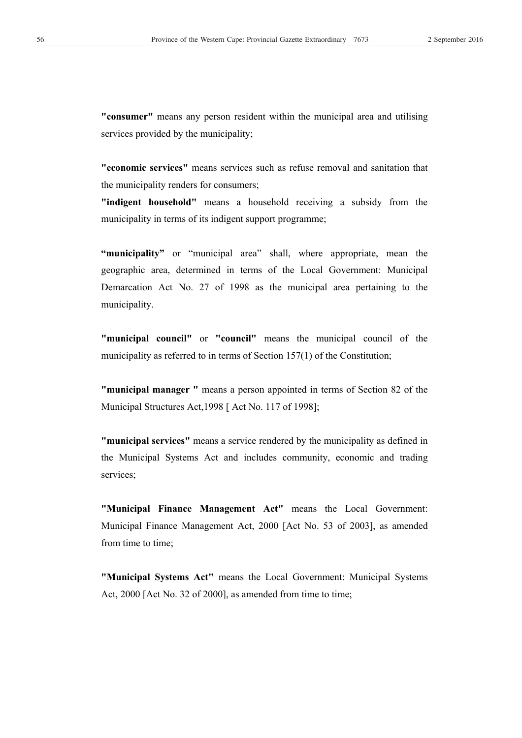**"consumer"** means any person resident within the municipal area and utilising services provided by the municipality;

**"economic services"** means services such as refuse removal and sanitation that the municipality renders for consumers;

**"indigent household"** means a household receiving a subsidy from the municipality in terms of its indigent support programme;

**"municipality"** or "municipal area" shall, where appropriate, mean the geographic area, determined in terms of the Local Government: Municipal Demarcation Act No. 27 of 1998 as the municipal area pertaining to the municipality.

**"municipal council"** or **"council"** means the municipal council of the municipality as referred to in terms of Section 157(1) of the Constitution;

**"municipal manager "** means a person appointed in terms of Section 82 of the Municipal Structures Act,1998 [ Act No. 117 of 1998];

**"municipal services"** means a service rendered by the municipality as defined in the Municipal Systems Act and includes community, economic and trading services;

**"Municipal Finance Management Act"** means the Local Government: Municipal Finance Management Act, 2000 [Act No. 53 of 2003], as amended from time to time;

**"Municipal Systems Act"** means the Local Government: Municipal Systems Act, 2000 [Act No. 32 of 2000], as amended from time to time;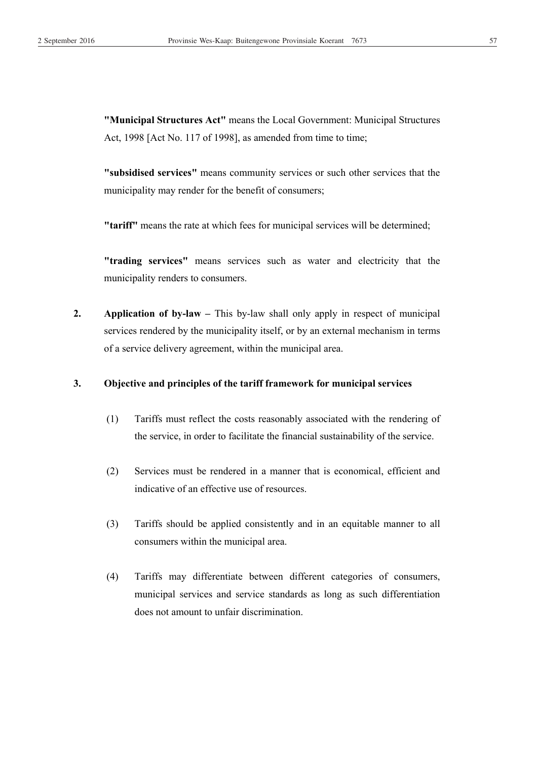**"Municipal Structures Act"** means the Local Government: Municipal Structures Act, 1998 [Act No. 117 of 1998], as amended from time to time;

**"subsidised services"** means community services or such other services that the municipality may render for the benefit of consumers;

**"tariff"** means the rate at which fees for municipal services will be determined;

**"trading services"** means services such as water and electricity that the municipality renders to consumers.

**2. Application of by-law –** This by-law shall only apply in respect of municipal services rendered by the municipality itself, or by an external mechanism in terms of a service delivery agreement, within the municipal area.

**3. Objective and principles of the tariff framework for municipal services**

(1) Tariffs must reflect the costs reasonably associated with the rendering of the service, in order to facilitate the financial sustainability of the service.

(2) Services must be rendered in a manner that is economical, efficient and indicative of an effective use of resources.

(3) Tariffs should be applied consistently and in an equitable manner to all consumers within the municipal area.

(4) Tariffs may differentiate between different categories of consumers, municipal services and service standards as long as such differentiation does not amount to unfair discrimination.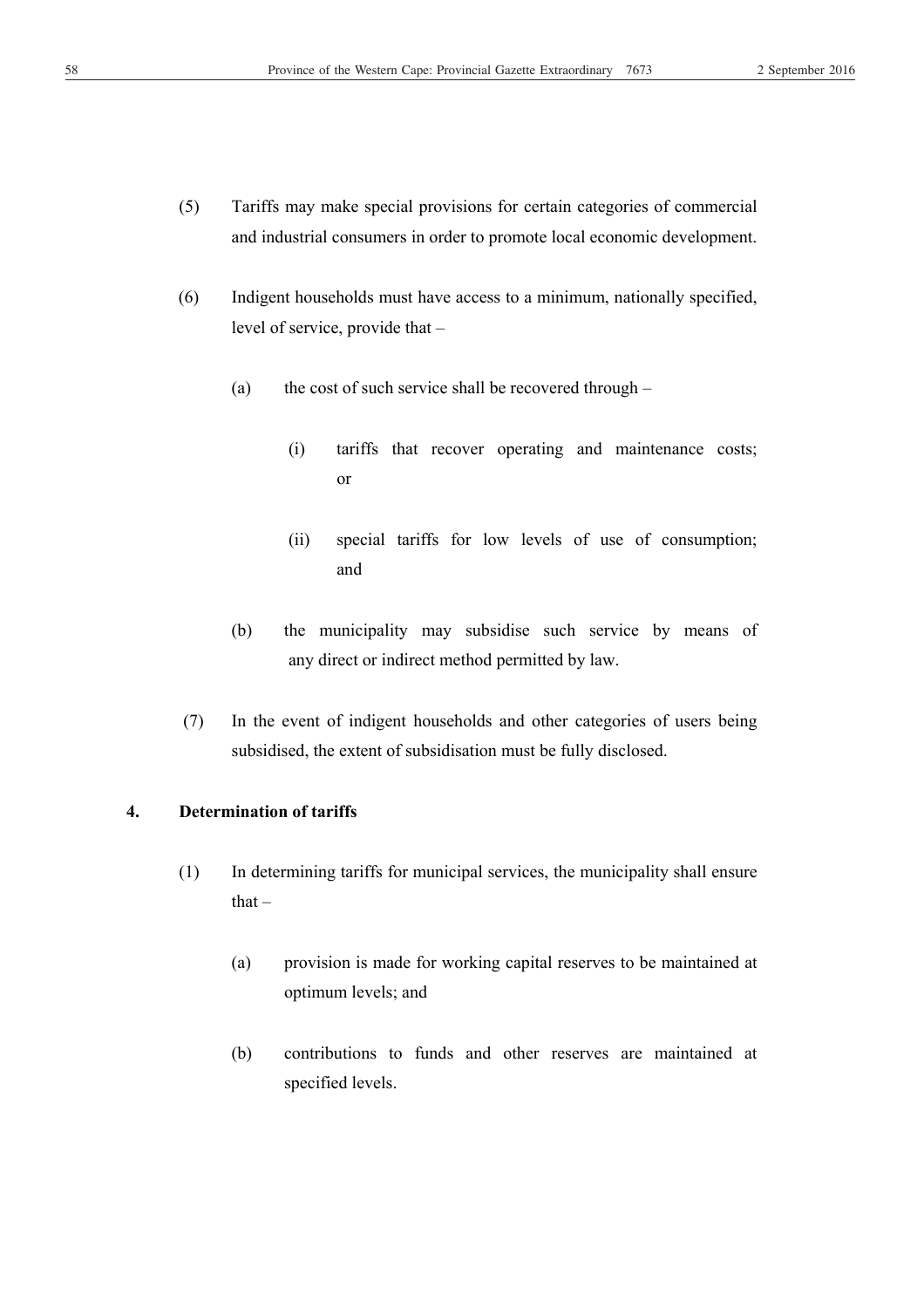(5) Tariffs may make special provisions for certain categories of commercial and industrial consumers in order to promote local economic development.

(6) Indigent households must have access to a minimum, nationally specified, level of service, provide that –

(a) the cost of such service shall be recovered through –

(i) tariffs that recover operating and maintenance costs; or

(ii) special tariffs for low levels of use of consumption; and

(b) the municipality may subsidise such service by means of any direct or indirect method permitted by law.

(7) In the event of indigent households and other categories of users being subsidised, the extent of subsidisation must be fully disclosed.

## 4. Determination of tariffs

(1) In determining tariffs for municipal services, the municipality shall ensure that –

(a) provision is made for working capital reserves to be maintained at optimum levels; and

(b) contributions to funds and other reserves are maintained at specified levels.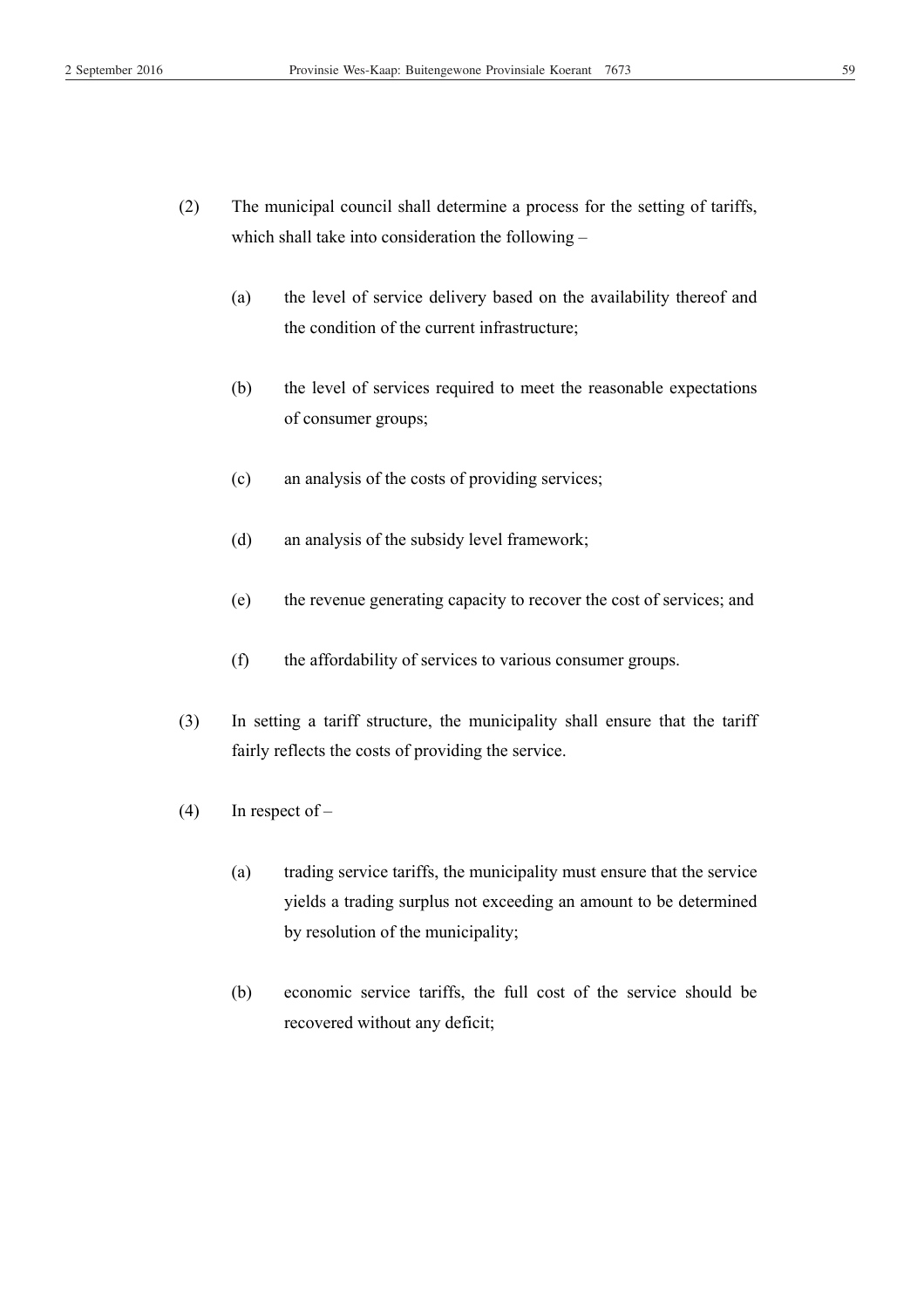(2) The municipal council shall determine a process for the setting of tariffs, which shall take into consideration the following –

  (a) the level of service delivery based on the availability thereof and the condition of the current infrastructure;

  (b) the level of services required to meet the reasonable expectations of consumer groups;

  (c) an analysis of the costs of providing services;

  (d) an analysis of the subsidy level framework;

  (e) the revenue generating capacity to recover the cost of services; and

  (f) the affordability of services to various consumer groups.

(3) In setting a tariff structure, the municipality shall ensure that the tariff fairly reflects the costs of providing the service.

(4) In respect of –

  (a) trading service tariffs, the municipality must ensure that the service yields a trading surplus not exceeding an amount to be determined by resolution of the municipality;

  (b) economic service tariffs, the full cost of the service should be recovered without any deficit;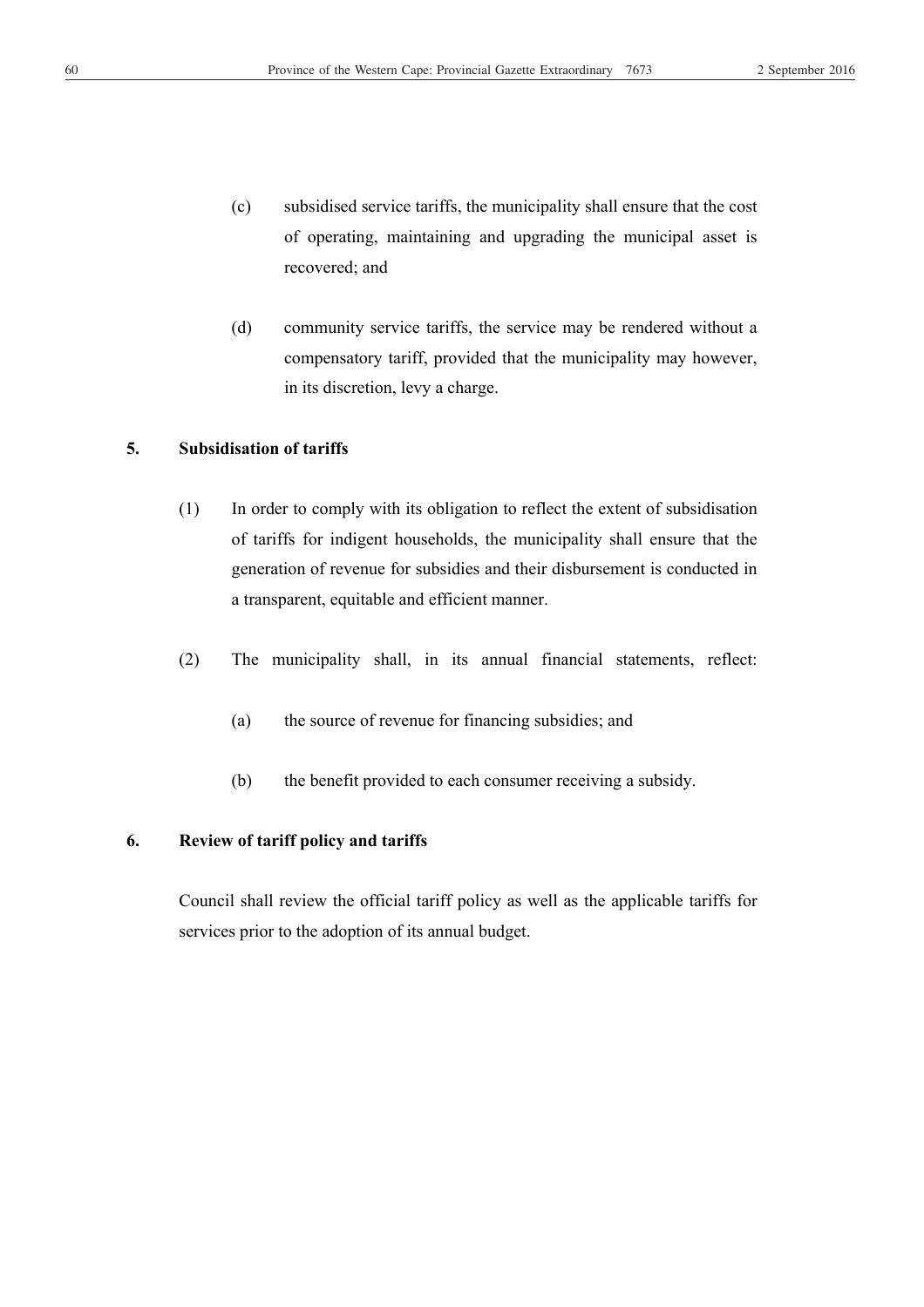(c) subsidised service tariffs, the municipality shall ensure that the cost of operating, maintaining and upgrading the municipal asset is recovered; and

(d) community service tariffs, the service may be rendered without a compensatory tariff, provided that the municipality may however, in its discretion, levy a charge.

**5. Subsidisation of tariffs**

(1) In order to comply with its obligation to reflect the extent of subsidisation of tariffs for indigent households, the municipality shall ensure that the generation of revenue for subsidies and their disbursement is conducted in a transparent, equitable and efficient manner.

(2) The municipality shall, in its annual financial statements, reflect:

(a) the source of revenue for financing subsidies; and

(b) the benefit provided to each consumer receiving a subsidy.

**6. Review of tariff policy and tariffs**

Council shall review the official tariff policy as well as the applicable tariffs for services prior to the adoption of its annual budget.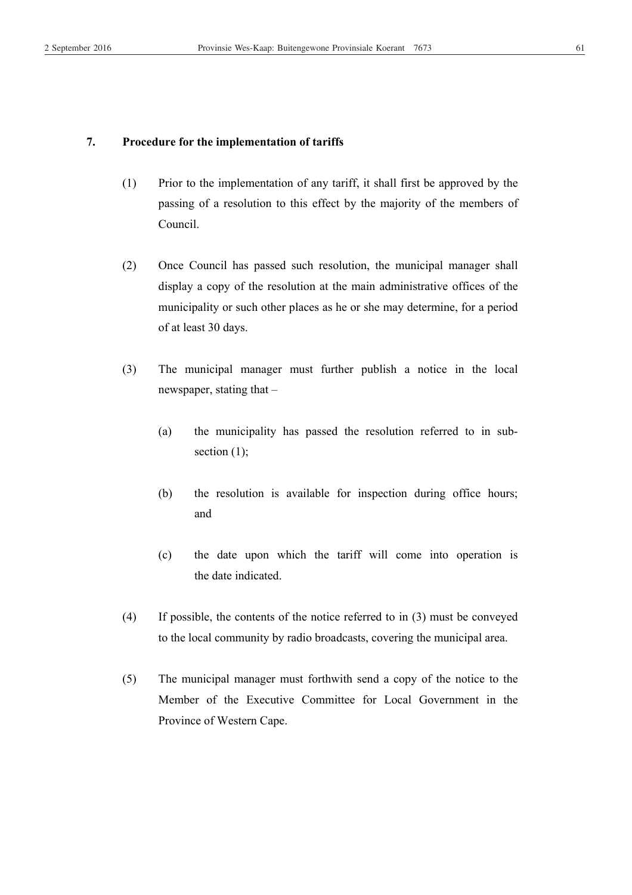## 7. Procedure for the implementation of tariffs

(1) Prior to the implementation of any tariff, it shall first be approved by the passing of a resolution to this effect by the majority of the members of Council.

(2) Once Council has passed such resolution, the municipal manager shall display a copy of the resolution at the main administrative offices of the municipality or such other places as he or she may determine, for a period of at least 30 days.

(3) The municipal manager must further publish a notice in the local newspaper, stating that –

(a) the municipality has passed the resolution referred to in sub-section (1);

(b) the resolution is available for inspection during office hours; and

(c) the date upon which the tariff will come into operation is the date indicated.

(4) If possible, the contents of the notice referred to in (3) must be conveyed to the local community by radio broadcasts, covering the municipal area.

(5) The municipal manager must forthwith send a copy of the notice to the Member of the Executive Committee for Local Government in the Province of Western Cape.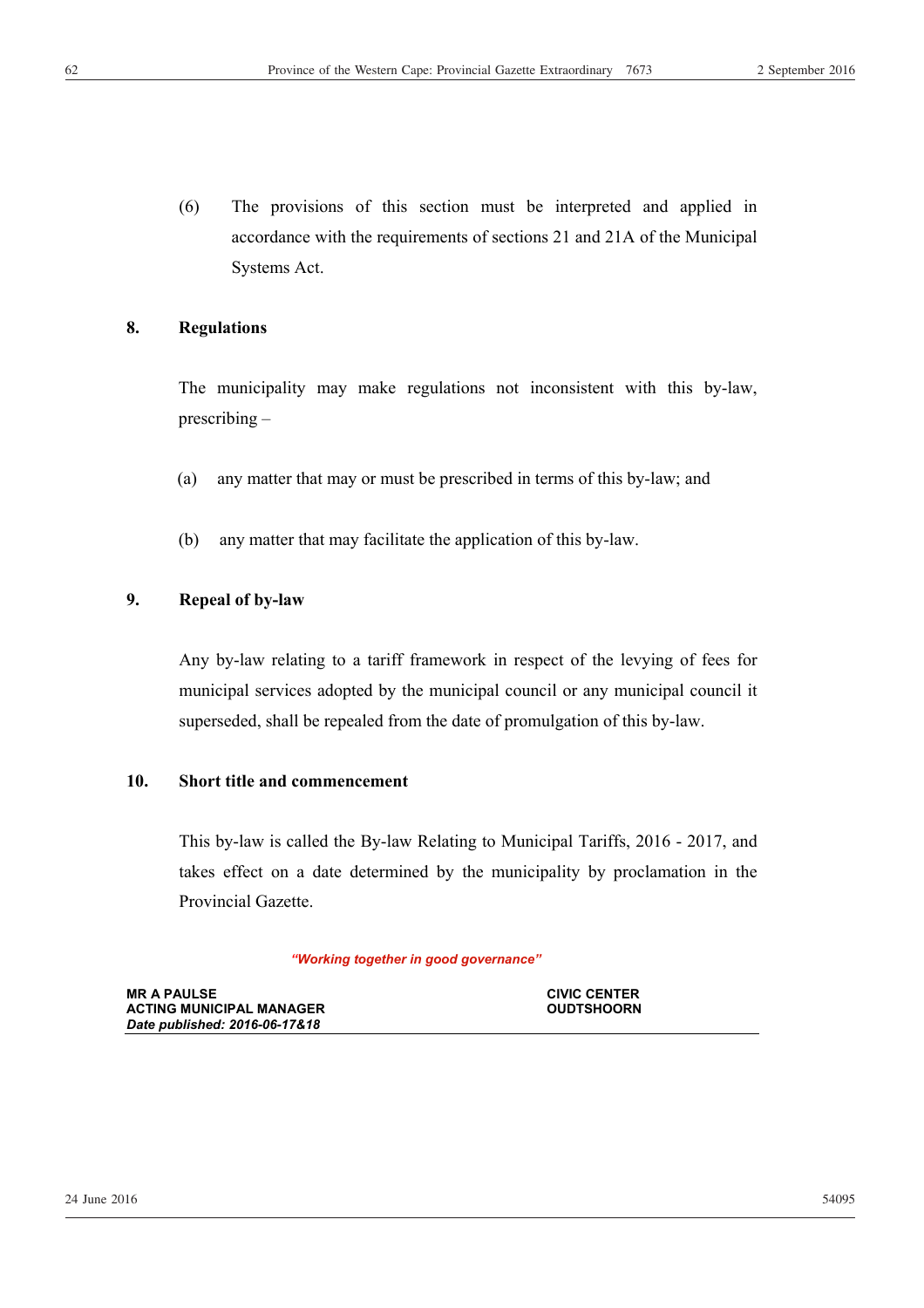(6) The provisions of this section must be interpreted and applied in accordance with the requirements of sections 21 and 21A of the Municipal Systems Act.

**8. Regulations**

The municipality may make regulations not inconsistent with this by-law, prescribing –

(a) any matter that may or must be prescribed in terms of this by-law; and

(b) any matter that may facilitate the application of this by-law.

**9. Repeal of by-law**

Any by-law relating to a tariff framework in respect of the levying of fees for municipal services adopted by the municipal council or any municipal council it superseded, shall be repealed from the date of promulgation of this by-law.

**10. Short title and commencement**

This by-law is called the By-law Relating to Municipal Tariffs, 2016 - 2017, and takes effect on a date determined by the municipality by proclamation in the Provincial Gazette.

***"Working together in good governance"***

**MR A PAULSE**
**ACTING MUNICIPAL MANAGER**
***Date published: 2016-06-17&18***

**CIVIC CENTER**
**OUDTSHOORN**

24 June 2016 54095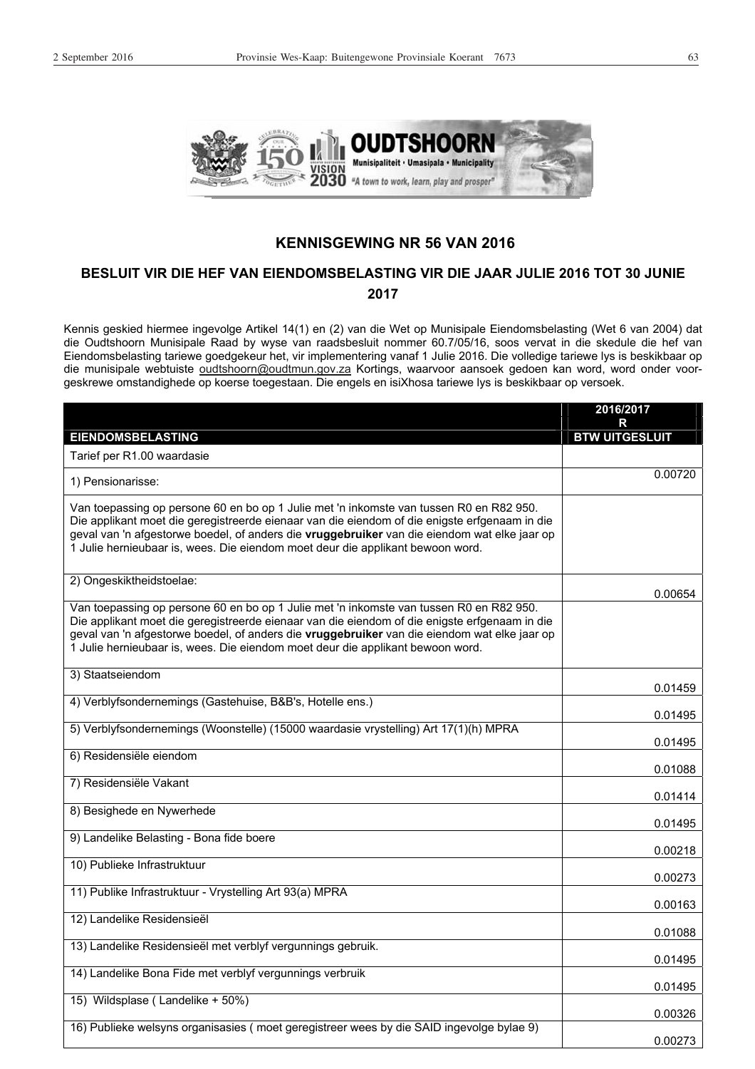## KENNISGEWING NR 56 VAN 2016

## BESLUIT VIR DIE HEF VAN EIENDOMSBELASTING VIR DIE JAAR JULIE 2016 TOT 30 JUNIE 2017

Kennis geskied hiermee ingevolge Artikel 14(1) en (2) van die Wet op Munisipale Eiendomsbelasting (Wet 6 van 2004) dat die Oudtshoorn Munisipale Raad by wyse van raadsbesluit nommer 60.7/05/16, soos vervat in die skedule die hef van Eiendomsbelasting tariewe goedgekeur het, vir implementering vanaf 1 Julie 2016. Die volledige tariewe lys is beskikbaar op die munisipale webtuiste oudtshoorn@oudtmun.gov.za Kortings, waarvoor aansoek gedoen kan word, word onder voorgeskrewe omstandighede op koerse toegestaan. Die engels en isiXhosa tariewe lys is beskikbaar op versoek.

| EIENDOMSBELASTING | 2016/2017 R BTW UITGESLUIT |
|---|---|
| Tarief per R1.00 waardasie | |
| 1) Pensionarisse: | 0.00720 |
| Van toepassing op persone 60 en bo op 1 Julie met 'n inkomste van tussen R0 en R82 950. Die applikant moet die geregistreerde eienaar van die eiendom of die enigste erfgenaam in die geval van 'n afgestorwe boedel, of anders die **vruggebruiker** van die eiendom wat elke jaar op 1 Julie hernieubaar is, wees. Die eiendom moet deur die applikant bewoon word. | |
| 2) Ongeskiktheidstoelae: | 0.00654 |
| Van toepassing op persone 60 en bo op 1 Julie met 'n inkomste van tussen R0 en R82 950. Die applikant moet die geregistreerde eienaar van die eiendom of die enigste erfgenaam in die geval van 'n afgestorwe boedel, of anders die **vruggebruiker** van die eiendom wat elke jaar op 1 Julie hernieubaar is, wees. Die eiendom moet deur die applikant bewoon word. | |
| 3) Staatseiendom | 0.01459 |
| 4) Verblyfsondernemings (Gastehuise, B&B's, Hotelle ens.) | 0.01495 |
| 5) Verblyfsondernemings (Woonstelle) (15000 waardasie vrystelling) Art 17(1)(h) MPRA | 0.01495 |
| 6) Residensiële eiendom | 0.01088 |
| 7) Residensiële Vakant | 0.01414 |
| 8) Besighede en Nywerhede | 0.01495 |
| 9) Landelike Belasting - Bona fide boere | 0.00218 |
| 10) Publieke Infrastruktuur | 0.00273 |
| 11) Publike Infrastruktuur - Vrystelling Art 93(a) MPRA | 0.00163 |
| 12) Landelike Residensieël | 0.01088 |
| 13) Landelike Residensieël met verblyf vergunnings gebruik. | 0.01495 |
| 14) Landelike Bona Fide met verblyf vergunnings verbruik | 0.01495 |
| 15) Wildsplase ( Landelike + 50%) | 0.00326 |
| 16) Publieke welsyns organisasies ( moet geregistreer wees by die SAID ingevolge bylae 9) | 0.00273 |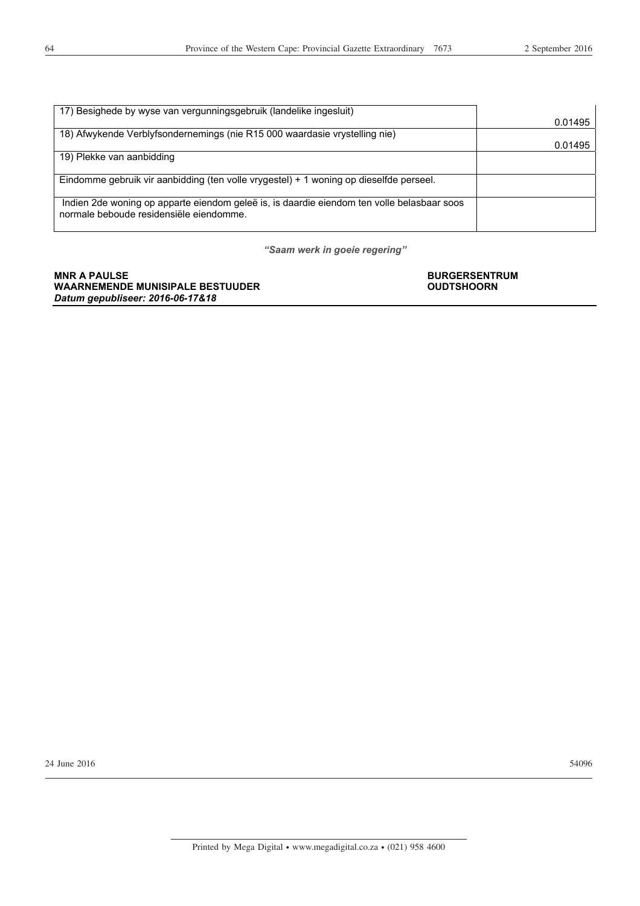| | |
|---|---|
| 17) Besighede by wyse van vergunningsgebruik (landelike ingesluit) | 0.01495 |
| 18) Afwykende Verblyfsondernemings (nie R15 000 waardasie vrystelling nie) | 0.01495 |
| 19) Plekke van aanbidding | |
| Eindomme gebruik vir aanbidding (ten volle vrygestel) + 1 woning op dieselfde perseel. | |
| Indien 2de woning op apparte eiendom geleë is, is daardie eiendom ten volle belasbaar soos normale beboude residensiële eiendomme. | |

***"Saam werk in goeie regering"***

**MNR A PAULSE**
**WAARNEMENDE MUNISIPALE BESTUUDER**
***Datum gepubliseer: 2016-06-17&18***

**BURGERSENTRUM**
**OUDTSHOORN**

24 June 2016 54096

Printed by Mega Digital • www.megadigital.co.za • (021) 958 4600